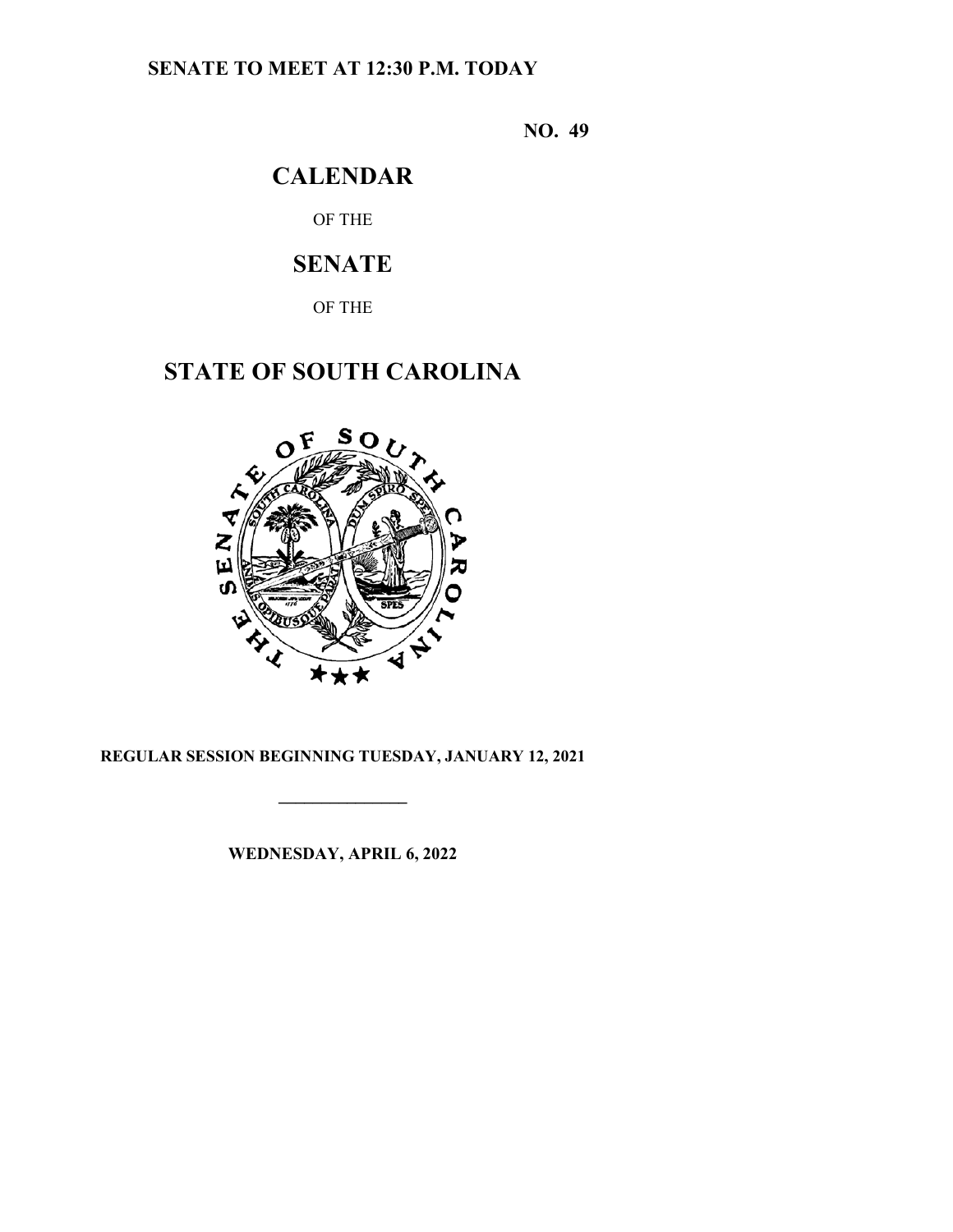**SENATE TO MEET AT 12:30 P.M. TODAY**

**NO. 49**

# CALENDAR

OF THE

# SENATE

OF THE

# STATE OF SOUTH CAROLINA

**REGULAR SESSION BEGINNING TUESDAY, JANUARY 12, 2021**

---

**WEDNESDAY, APRIL 6, 2022**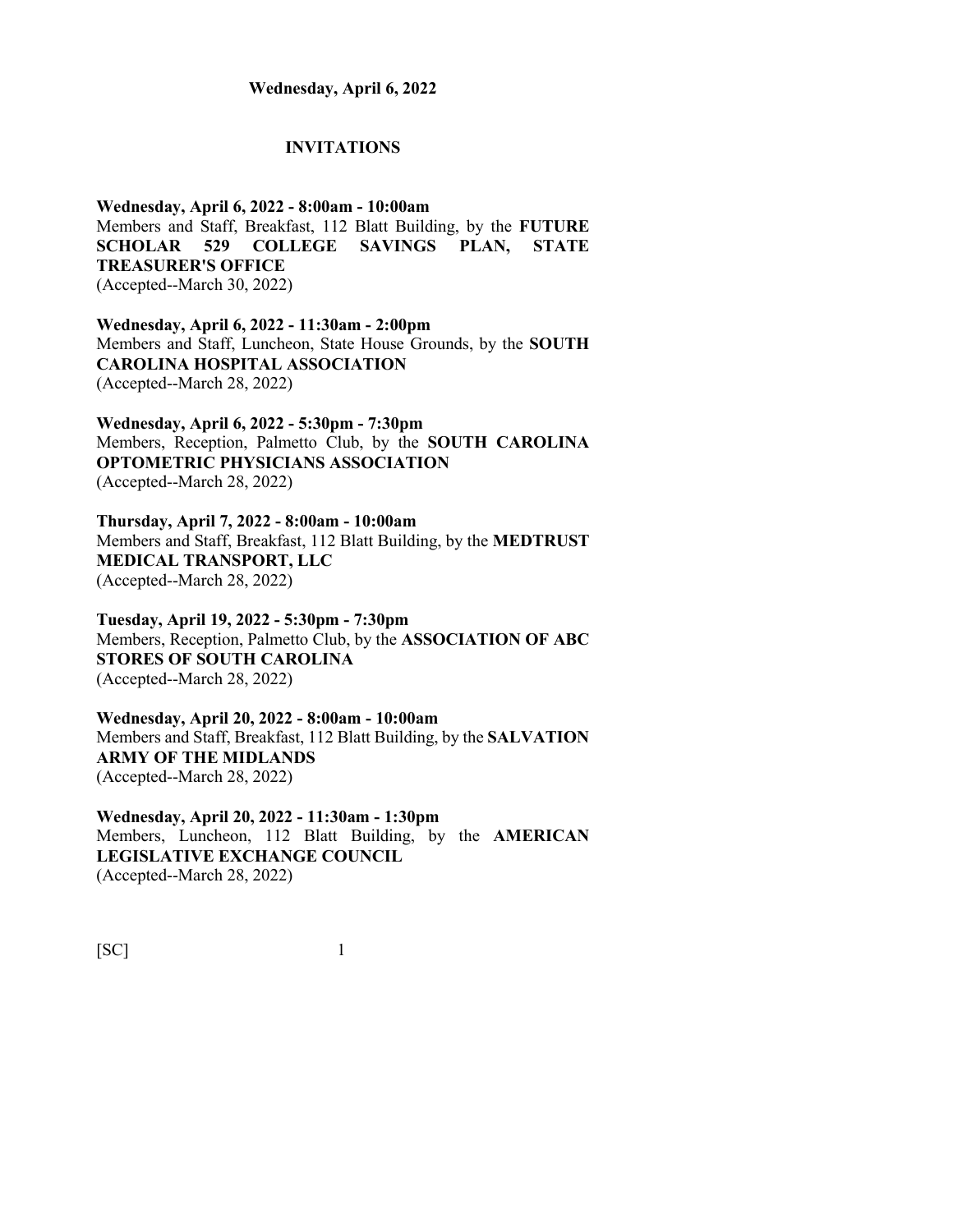**Wednesday, April 6, 2022**

## INVITATIONS

**Wednesday, April 6, 2022 - 8:00am - 10:00am**
Members and Staff, Breakfast, 112 Blatt Building, by the **FUTURE SCHOLAR 529 COLLEGE SAVINGS PLAN, STATE TREASURER'S OFFICE**
(Accepted--March 30, 2022)

**Wednesday, April 6, 2022 - 11:30am - 2:00pm**
Members and Staff, Luncheon, State House Grounds, by the **SOUTH CAROLINA HOSPITAL ASSOCIATION**
(Accepted--March 28, 2022)

**Wednesday, April 6, 2022 - 5:30pm - 7:30pm**
Members, Reception, Palmetto Club, by the **SOUTH CAROLINA OPTOMETRIC PHYSICIANS ASSOCIATION**
(Accepted--March 28, 2022)

**Thursday, April 7, 2022 - 8:00am - 10:00am**
Members and Staff, Breakfast, 112 Blatt Building, by the **MEDTRUST MEDICAL TRANSPORT, LLC**
(Accepted--March 28, 2022)

**Tuesday, April 19, 2022 - 5:30pm - 7:30pm**
Members, Reception, Palmetto Club, by the **ASSOCIATION OF ABC STORES OF SOUTH CAROLINA**
(Accepted--March 28, 2022)

**Wednesday, April 20, 2022 - 8:00am - 10:00am**
Members and Staff, Breakfast, 112 Blatt Building, by the **SALVATION ARMY OF THE MIDLANDS**
(Accepted--March 28, 2022)

**Wednesday, April 20, 2022 - 11:30am - 1:30pm**
Members, Luncheon, 112 Blatt Building, by the **AMERICAN LEGISLATIVE EXCHANGE COUNCIL**
(Accepted--March 28, 2022)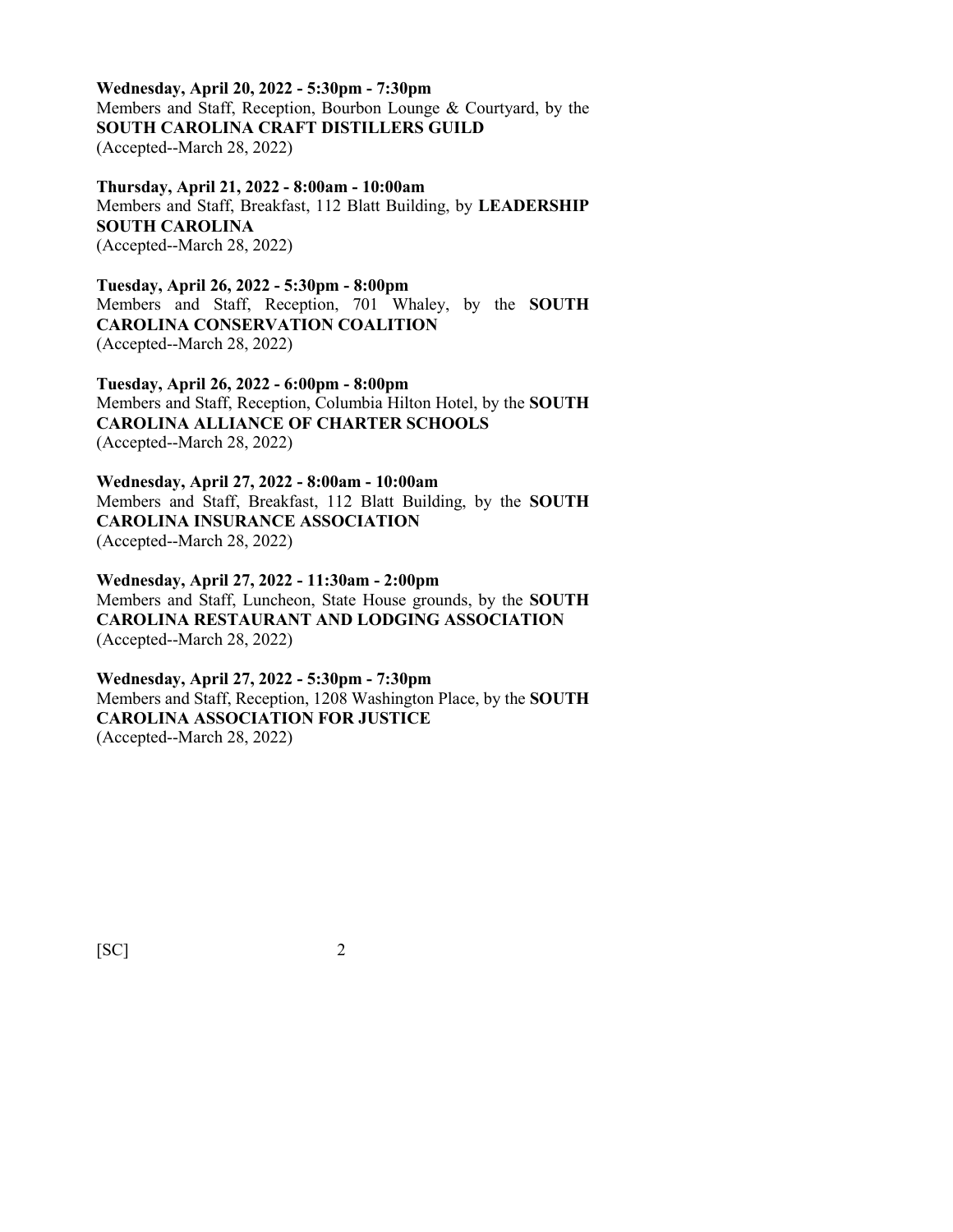**Wednesday, April 20, 2022 - 5:30pm - 7:30pm**
Members and Staff, Reception, Bourbon Lounge & Courtyard, by the **SOUTH CAROLINA CRAFT DISTILLERS GUILD**
(Accepted--March 28, 2022)

**Thursday, April 21, 2022 - 8:00am - 10:00am**
Members and Staff, Breakfast, 112 Blatt Building, by **LEADERSHIP SOUTH CAROLINA**
(Accepted--March 28, 2022)

**Tuesday, April 26, 2022 - 5:30pm - 8:00pm**
Members and Staff, Reception, 701 Whaley, by the **SOUTH CAROLINA CONSERVATION COALITION**
(Accepted--March 28, 2022)

**Tuesday, April 26, 2022 - 6:00pm - 8:00pm**
Members and Staff, Reception, Columbia Hilton Hotel, by the **SOUTH CAROLINA ALLIANCE OF CHARTER SCHOOLS**
(Accepted--March 28, 2022)

**Wednesday, April 27, 2022 - 8:00am - 10:00am**
Members and Staff, Breakfast, 112 Blatt Building, by the **SOUTH CAROLINA INSURANCE ASSOCIATION**
(Accepted--March 28, 2022)

**Wednesday, April 27, 2022 - 11:30am - 2:00pm**
Members and Staff, Luncheon, State House grounds, by the **SOUTH CAROLINA RESTAURANT AND LODGING ASSOCIATION**
(Accepted--March 28, 2022)

**Wednesday, April 27, 2022 - 5:30pm - 7:30pm**
Members and Staff, Reception, 1208 Washington Place, by the **SOUTH CAROLINA ASSOCIATION FOR JUSTICE**
(Accepted--March 28, 2022)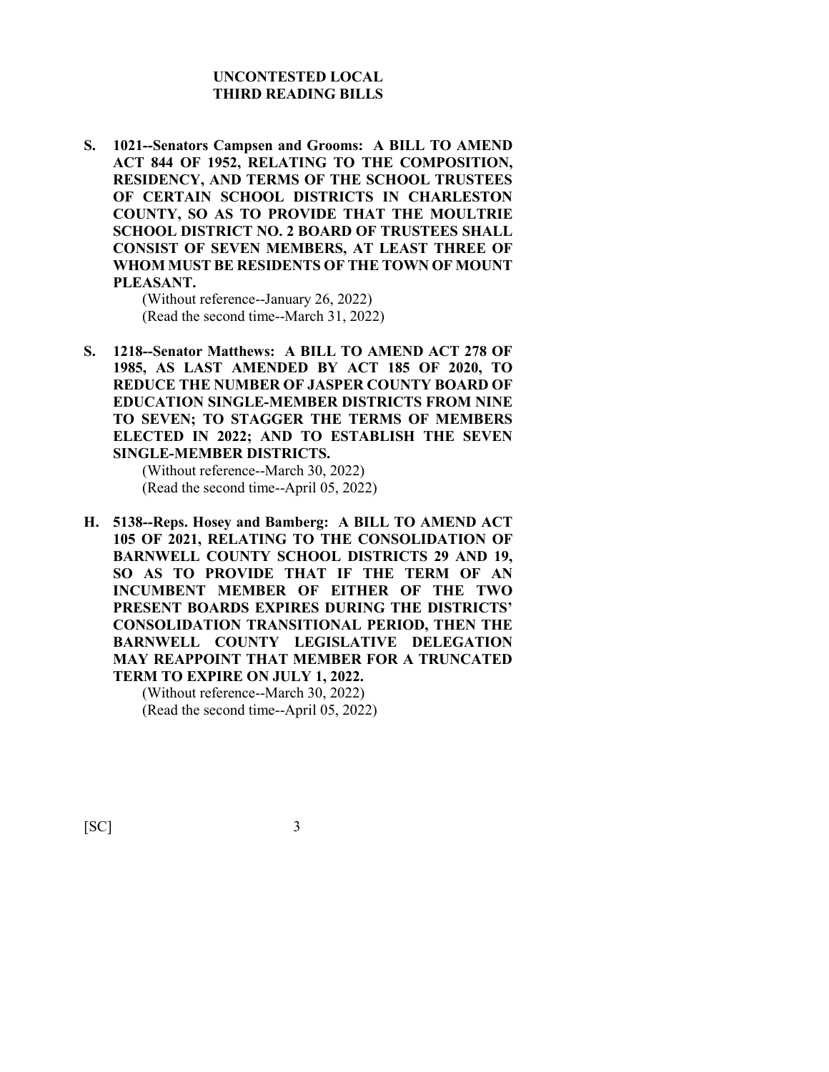## UNCONTESTED LOCAL
## THIRD READING BILLS

**S. 1021--Senators Campsen and Grooms: A BILL TO AMEND ACT 844 OF 1952, RELATING TO THE COMPOSITION, RESIDENCY, AND TERMS OF THE SCHOOL TRUSTEES OF CERTAIN SCHOOL DISTRICTS IN CHARLESTON COUNTY, SO AS TO PROVIDE THAT THE MOULTRIE SCHOOL DISTRICT NO. 2 BOARD OF TRUSTEES SHALL CONSIST OF SEVEN MEMBERS, AT LEAST THREE OF WHOM MUST BE RESIDENTS OF THE TOWN OF MOUNT PLEASANT.**

(Without reference--January 26, 2022)
(Read the second time--March 31, 2022)

**S. 1218--Senator Matthews: A BILL TO AMEND ACT 278 OF 1985, AS LAST AMENDED BY ACT 185 OF 2020, TO REDUCE THE NUMBER OF JASPER COUNTY BOARD OF EDUCATION SINGLE-MEMBER DISTRICTS FROM NINE TO SEVEN; TO STAGGER THE TERMS OF MEMBERS ELECTED IN 2022; AND TO ESTABLISH THE SEVEN SINGLE-MEMBER DISTRICTS.**

(Without reference--March 30, 2022)
(Read the second time--April 05, 2022)

**H. 5138--Reps. Hosey and Bamberg: A BILL TO AMEND ACT 105 OF 2021, RELATING TO THE CONSOLIDATION OF BARNWELL COUNTY SCHOOL DISTRICTS 29 AND 19, SO AS TO PROVIDE THAT IF THE TERM OF AN INCUMBENT MEMBER OF EITHER OF THE TWO PRESENT BOARDS EXPIRES DURING THE DISTRICTS' CONSOLIDATION TRANSITIONAL PERIOD, THEN THE BARNWELL COUNTY LEGISLATIVE DELEGATION MAY REAPPOINT THAT MEMBER FOR A TRUNCATED TERM TO EXPIRE ON JULY 1, 2022.**

(Without reference--March 30, 2022)
(Read the second time--April 05, 2022)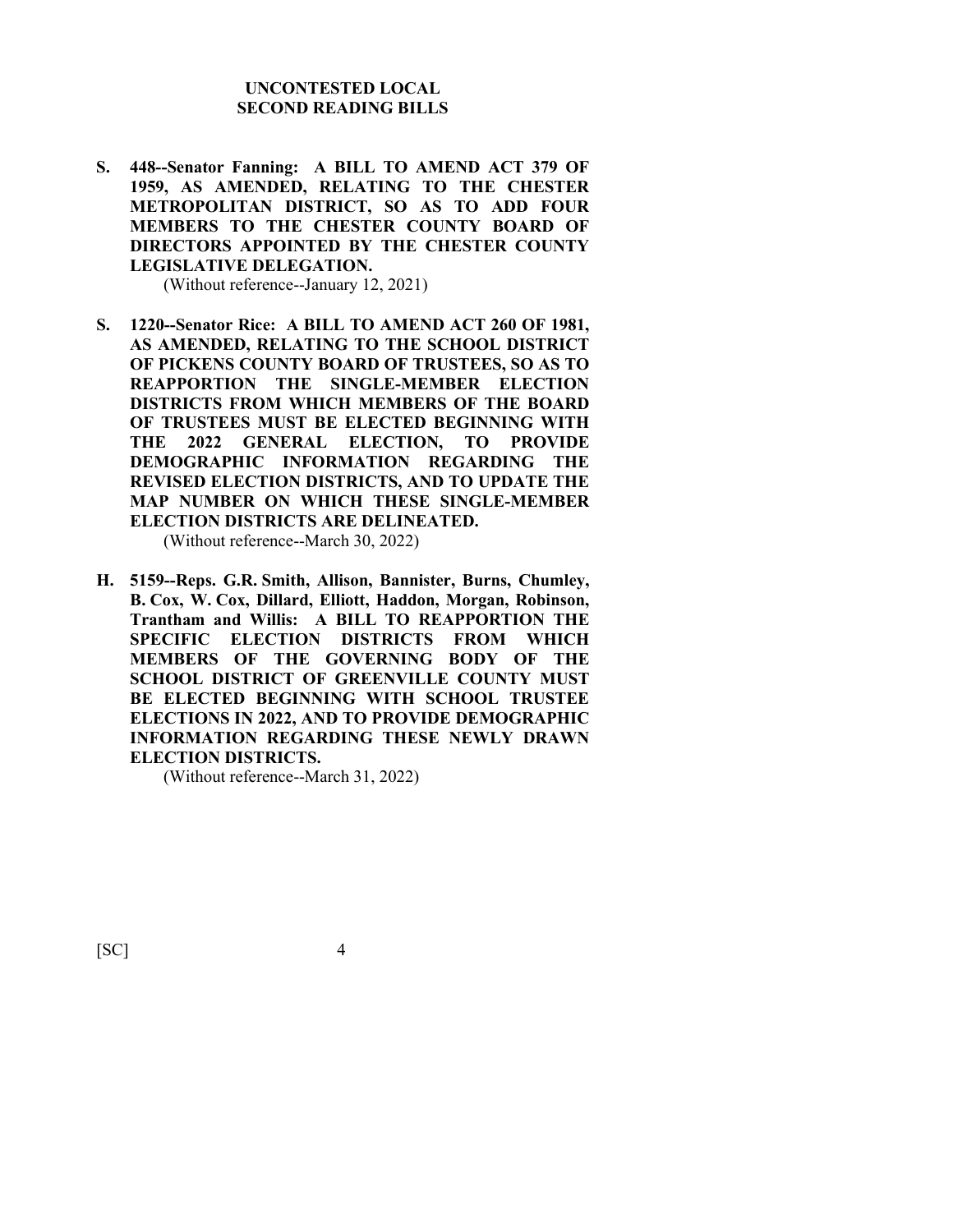## UNCONTESTED LOCAL SECOND READING BILLS

**S. 448--Senator Fanning: A BILL TO AMEND ACT 379 OF 1959, AS AMENDED, RELATING TO THE CHESTER METROPOLITAN DISTRICT, SO AS TO ADD FOUR MEMBERS TO THE CHESTER COUNTY BOARD OF DIRECTORS APPOINTED BY THE CHESTER COUNTY LEGISLATIVE DELEGATION.**

(Without reference--January 12, 2021)

**S. 1220--Senator Rice: A BILL TO AMEND ACT 260 OF 1981, AS AMENDED, RELATING TO THE SCHOOL DISTRICT OF PICKENS COUNTY BOARD OF TRUSTEES, SO AS TO REAPPORTION THE SINGLE-MEMBER ELECTION DISTRICTS FROM WHICH MEMBERS OF THE BOARD OF TRUSTEES MUST BE ELECTED BEGINNING WITH THE 2022 GENERAL ELECTION, TO PROVIDE DEMOGRAPHIC INFORMATION REGARDING THE REVISED ELECTION DISTRICTS, AND TO UPDATE THE MAP NUMBER ON WHICH THESE SINGLE-MEMBER ELECTION DISTRICTS ARE DELINEATED.**

(Without reference--March 30, 2022)

**H. 5159--Reps. G.R. Smith, Allison, Bannister, Burns, Chumley, B. Cox, W. Cox, Dillard, Elliott, Haddon, Morgan, Robinson, Trantham and Willis: A BILL TO REAPPORTION THE SPECIFIC ELECTION DISTRICTS FROM WHICH MEMBERS OF THE GOVERNING BODY OF THE SCHOOL DISTRICT OF GREENVILLE COUNTY MUST BE ELECTED BEGINNING WITH SCHOOL TRUSTEE ELECTIONS IN 2022, AND TO PROVIDE DEMOGRAPHIC INFORMATION REGARDING THESE NEWLY DRAWN ELECTION DISTRICTS.**

(Without reference--March 31, 2022)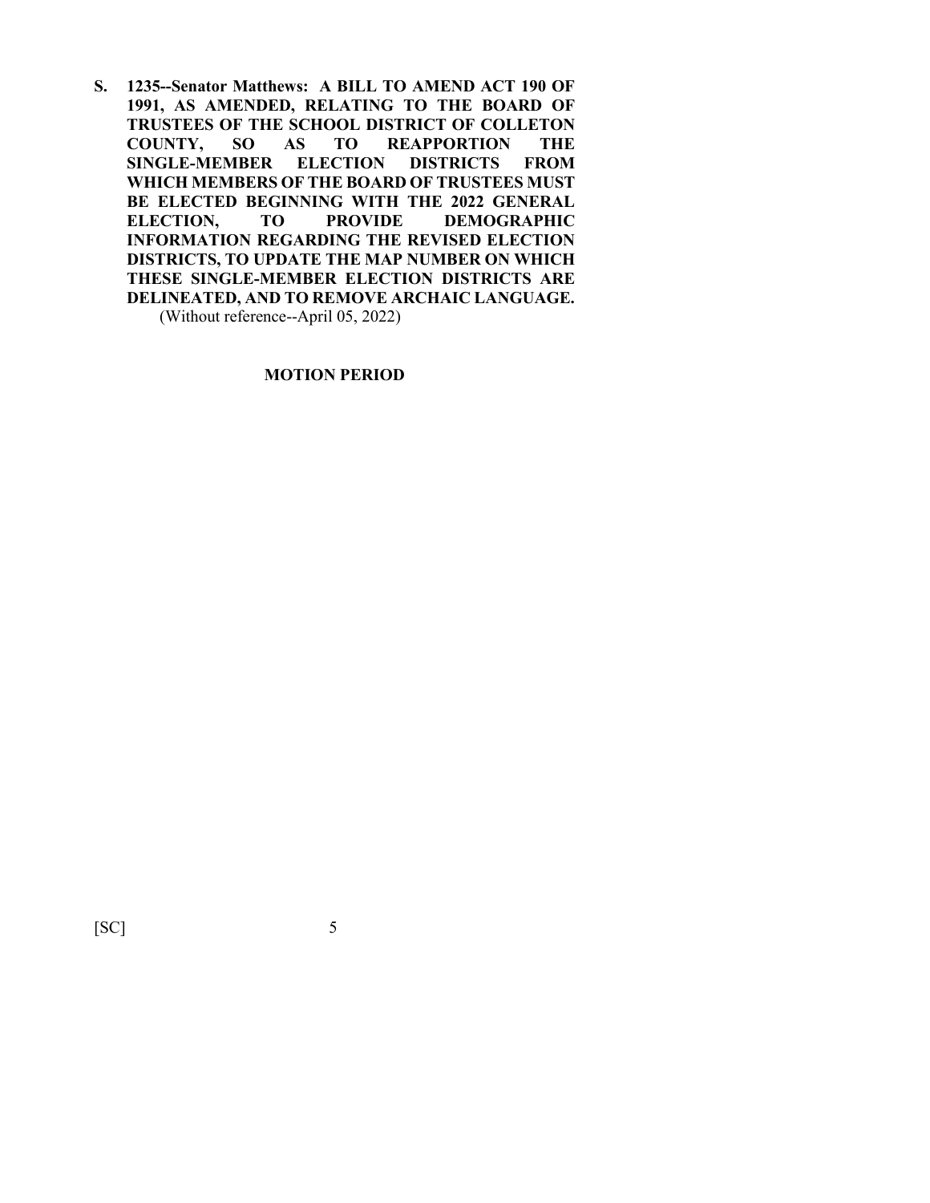**S. 1235--Senator Matthews: A BILL TO AMEND ACT 190 OF 1991, AS AMENDED, RELATING TO THE BOARD OF TRUSTEES OF THE SCHOOL DISTRICT OF COLLETON COUNTY, SO AS TO REAPPORTION THE SINGLE-MEMBER ELECTION DISTRICTS FROM WHICH MEMBERS OF THE BOARD OF TRUSTEES MUST BE ELECTED BEGINNING WITH THE 2022 GENERAL ELECTION, TO PROVIDE DEMOGRAPHIC INFORMATION REGARDING THE REVISED ELECTION DISTRICTS, TO UPDATE THE MAP NUMBER ON WHICH THESE SINGLE-MEMBER ELECTION DISTRICTS ARE DELINEATED, AND TO REMOVE ARCHAIC LANGUAGE.**
(Without reference--April 05, 2022)

**MOTION PERIOD**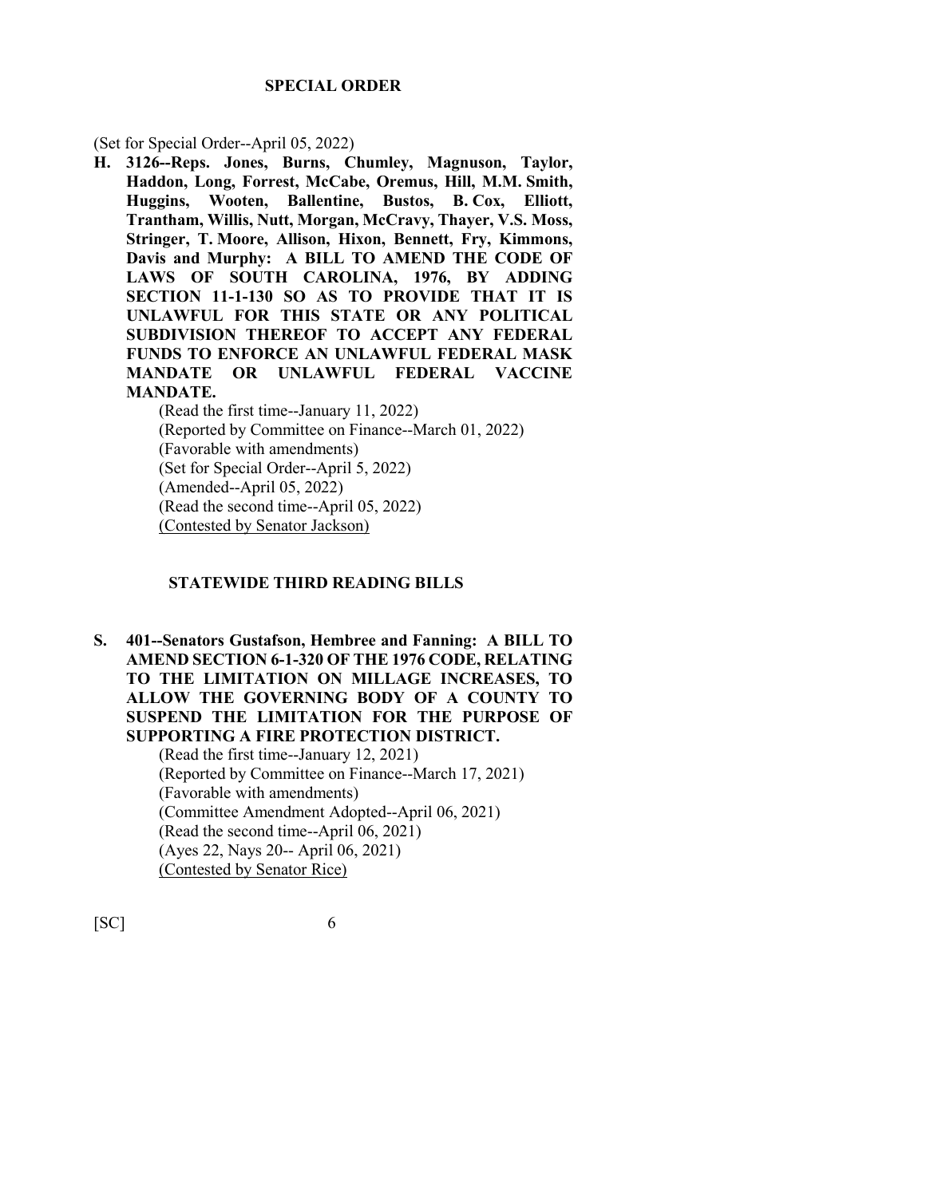## SPECIAL ORDER

(Set for Special Order--April 05, 2022)

**H. 3126--Reps. Jones, Burns, Chumley, Magnuson, Taylor, Haddon, Long, Forrest, McCabe, Oremus, Hill, M.M. Smith, Huggins, Wooten, Ballentine, Bustos, B. Cox, Elliott, Trantham, Willis, Nutt, Morgan, McCravy, Thayer, V.S. Moss, Stringer, T. Moore, Allison, Hixon, Bennett, Fry, Kimmons, Davis and Murphy: A BILL TO AMEND THE CODE OF LAWS OF SOUTH CAROLINA, 1976, BY ADDING SECTION 11-1-130 SO AS TO PROVIDE THAT IT IS UNLAWFUL FOR THIS STATE OR ANY POLITICAL SUBDIVISION THEREOF TO ACCEPT ANY FEDERAL FUNDS TO ENFORCE AN UNLAWFUL FEDERAL MASK MANDATE OR UNLAWFUL FEDERAL VACCINE MANDATE.**

(Read the first time--January 11, 2022)
(Reported by Committee on Finance--March 01, 2022)
(Favorable with amendments)
(Set for Special Order--April 5, 2022)
(Amended--April 05, 2022)
(Read the second time--April 05, 2022)
(Contested by Senator Jackson)

## STATEWIDE THIRD READING BILLS

**S. 401--Senators Gustafson, Hembree and Fanning: A BILL TO AMEND SECTION 6-1-320 OF THE 1976 CODE, RELATING TO THE LIMITATION ON MILLAGE INCREASES, TO ALLOW THE GOVERNING BODY OF A COUNTY TO SUSPEND THE LIMITATION FOR THE PURPOSE OF SUPPORTING A FIRE PROTECTION DISTRICT.**

(Read the first time--January 12, 2021)
(Reported by Committee on Finance--March 17, 2021)
(Favorable with amendments)
(Committee Amendment Adopted--April 06, 2021)
(Read the second time--April 06, 2021)
(Ayes 22, Nays 20-- April 06, 2021)
(Contested by Senator Rice)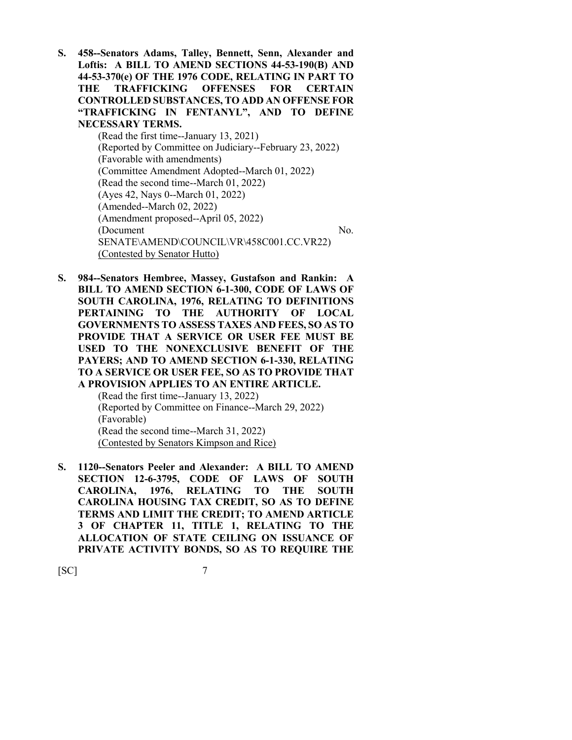**S. 458--Senators Adams, Talley, Bennett, Senn, Alexander and Loftis: A BILL TO AMEND SECTIONS 44-53-190(B) AND 44-53-370(e) OF THE 1976 CODE, RELATING IN PART TO THE TRAFFICKING OFFENSES FOR CERTAIN CONTROLLED SUBSTANCES, TO ADD AN OFFENSE FOR "TRAFFICKING IN FENTANYL", AND TO DEFINE NECESSARY TERMS.**

(Read the first time--January 13, 2021)
(Reported by Committee on Judiciary--February 23, 2022)
(Favorable with amendments)
(Committee Amendment Adopted--March 01, 2022)
(Read the second time--March 01, 2022)
(Ayes 42, Nays 0--March 01, 2022)
(Amended--March 02, 2022)
(Amendment proposed--April 05, 2022)
(Document No. SENATE\AMEND\COUNCIL\VR\458C001.CC.VR22)
<u>(Contested by Senator Hutto)</u>

**S. 984--Senators Hembree, Massey, Gustafson and Rankin: A BILL TO AMEND SECTION 6-1-300, CODE OF LAWS OF SOUTH CAROLINA, 1976, RELATING TO DEFINITIONS PERTAINING TO THE AUTHORITY OF LOCAL GOVERNMENTS TO ASSESS TAXES AND FEES, SO AS TO PROVIDE THAT A SERVICE OR USER FEE MUST BE USED TO THE NONEXCLUSIVE BENEFIT OF THE PAYERS; AND TO AMEND SECTION 6-1-330, RELATING TO A SERVICE OR USER FEE, SO AS TO PROVIDE THAT A PROVISION APPLIES TO AN ENTIRE ARTICLE.**

(Read the first time--January 13, 2022)
(Reported by Committee on Finance--March 29, 2022)
(Favorable)
(Read the second time--March 31, 2022)
<u>(Contested by Senators Kimpson and Rice)</u>

**S. 1120--Senators Peeler and Alexander: A BILL TO AMEND SECTION 12-6-3795, CODE OF LAWS OF SOUTH CAROLINA, 1976, RELATING TO THE SOUTH CAROLINA HOUSING TAX CREDIT, SO AS TO DEFINE TERMS AND LIMIT THE CREDIT; TO AMEND ARTICLE 3 OF CHAPTER 11, TITLE 1, RELATING TO THE ALLOCATION OF STATE CEILING ON ISSUANCE OF PRIVATE ACTIVITY BONDS, SO AS TO REQUIRE THE**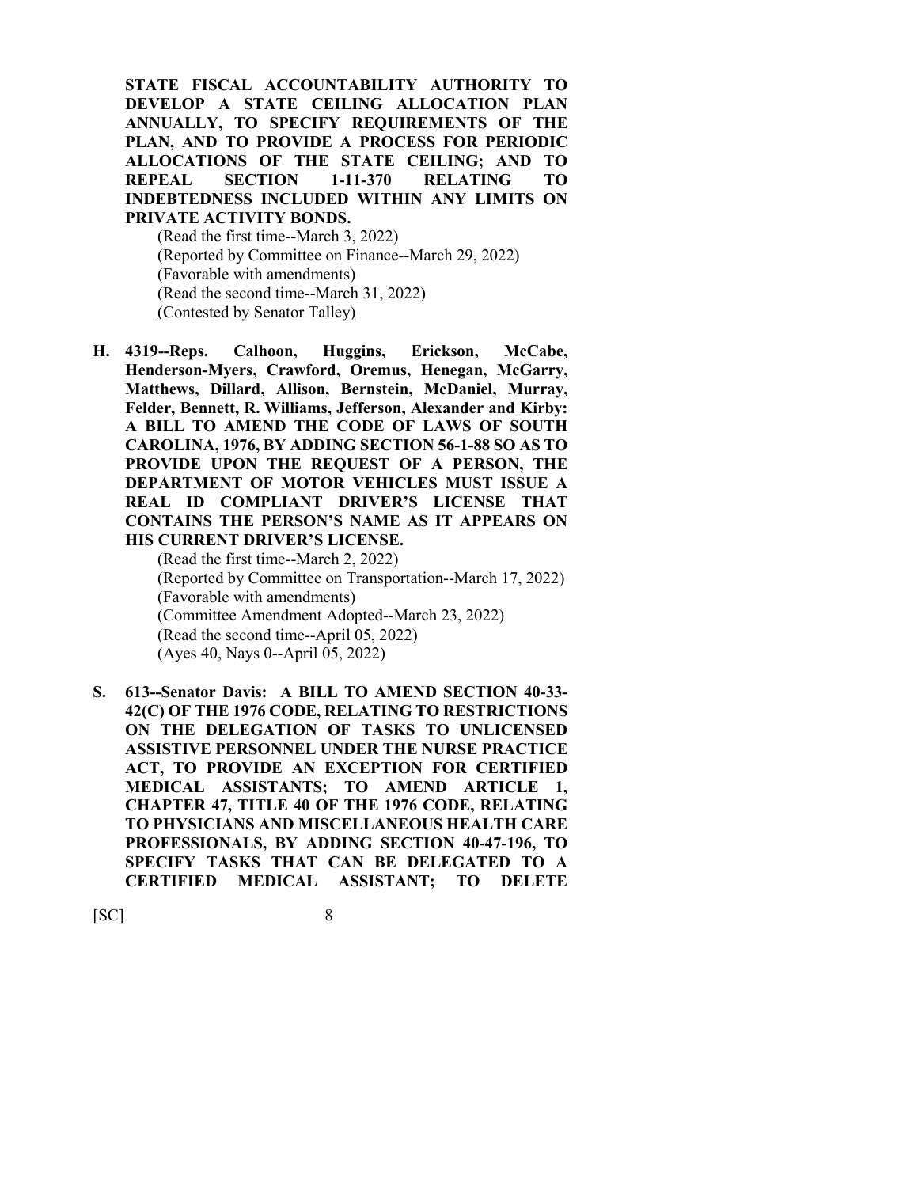**STATE FISCAL ACCOUNTABILITY AUTHORITY TO DEVELOP A STATE CEILING ALLOCATION PLAN ANNUALLY, TO SPECIFY REQUIREMENTS OF THE PLAN, AND TO PROVIDE A PROCESS FOR PERIODIC ALLOCATIONS OF THE STATE CEILING; AND TO REPEAL SECTION 1-11-370 RELATING TO INDEBTEDNESS INCLUDED WITHIN ANY LIMITS ON PRIVATE ACTIVITY BONDS.**

(Read the first time--March 3, 2022)
(Reported by Committee on Finance--March 29, 2022)
(Favorable with amendments)
(Read the second time--March 31, 2022)
(Contested by Senator Talley)

**H. 4319--Reps. Calhoon, Huggins, Erickson, McCabe, Henderson-Myers, Crawford, Oremus, Henegan, McGarry, Matthews, Dillard, Allison, Bernstein, McDaniel, Murray, Felder, Bennett, R. Williams, Jefferson, Alexander and Kirby: A BILL TO AMEND THE CODE OF LAWS OF SOUTH CAROLINA, 1976, BY ADDING SECTION 56-1-88 SO AS TO PROVIDE UPON THE REQUEST OF A PERSON, THE DEPARTMENT OF MOTOR VEHICLES MUST ISSUE A REAL ID COMPLIANT DRIVER'S LICENSE THAT CONTAINS THE PERSON'S NAME AS IT APPEARS ON HIS CURRENT DRIVER'S LICENSE.**

(Read the first time--March 2, 2022)
(Reported by Committee on Transportation--March 17, 2022)
(Favorable with amendments)
(Committee Amendment Adopted--March 23, 2022)
(Read the second time--April 05, 2022)
(Ayes 40, Nays 0--April 05, 2022)

**S. 613--Senator Davis: A BILL TO AMEND SECTION 40-33-42(C) OF THE 1976 CODE, RELATING TO RESTRICTIONS ON THE DELEGATION OF TASKS TO UNLICENSED ASSISTIVE PERSONNEL UNDER THE NURSE PRACTICE ACT, TO PROVIDE AN EXCEPTION FOR CERTIFIED MEDICAL ASSISTANTS; TO AMEND ARTICLE 1, CHAPTER 47, TITLE 40 OF THE 1976 CODE, RELATING TO PHYSICIANS AND MISCELLANEOUS HEALTH CARE PROFESSIONALS, BY ADDING SECTION 40-47-196, TO SPECIFY TASKS THAT CAN BE DELEGATED TO A CERTIFIED MEDICAL ASSISTANT; TO DELETE**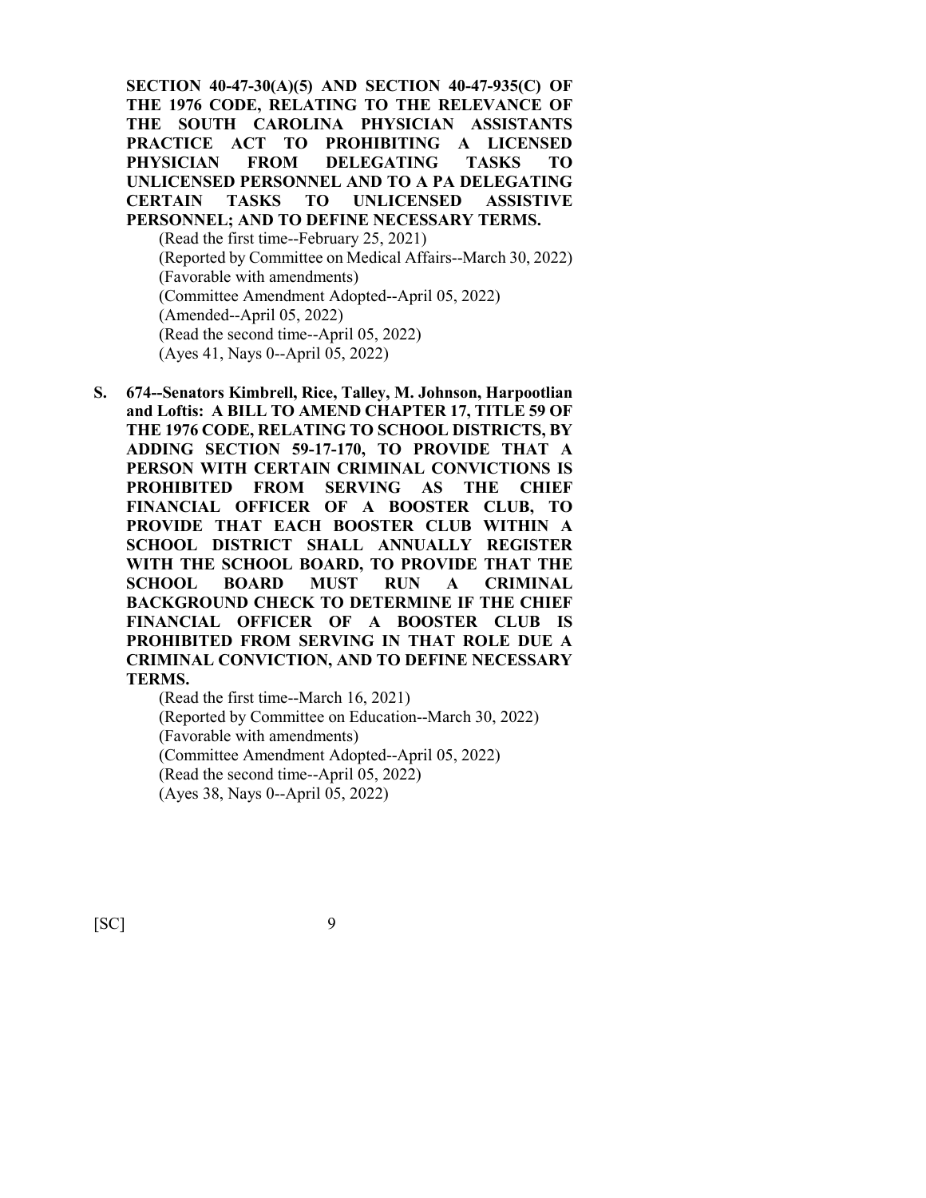**SECTION 40-47-30(A)(5) AND SECTION 40-47-935(C) OF THE 1976 CODE, RELATING TO THE RELEVANCE OF THE SOUTH CAROLINA PHYSICIAN ASSISTANTS PRACTICE ACT TO PROHIBITING A LICENSED PHYSICIAN FROM DELEGATING TASKS TO UNLICENSED PERSONNEL AND TO A PA DELEGATING CERTAIN TASKS TO UNLICENSED ASSISTIVE PERSONNEL; AND TO DEFINE NECESSARY TERMS.**

(Read the first time--February 25, 2021)
(Reported by Committee on Medical Affairs--March 30, 2022)
(Favorable with amendments)
(Committee Amendment Adopted--April 05, 2022)
(Amended--April 05, 2022)
(Read the second time--April 05, 2022)
(Ayes 41, Nays 0--April 05, 2022)

**S. 674--Senators Kimbrell, Rice, Talley, M. Johnson, Harpootlian and Loftis: A BILL TO AMEND CHAPTER 17, TITLE 59 OF THE 1976 CODE, RELATING TO SCHOOL DISTRICTS, BY ADDING SECTION 59-17-170, TO PROVIDE THAT A PERSON WITH CERTAIN CRIMINAL CONVICTIONS IS PROHIBITED FROM SERVING AS THE CHIEF FINANCIAL OFFICER OF A BOOSTER CLUB, TO PROVIDE THAT EACH BOOSTER CLUB WITHIN A SCHOOL DISTRICT SHALL ANNUALLY REGISTER WITH THE SCHOOL BOARD, TO PROVIDE THAT THE SCHOOL BOARD MUST RUN A CRIMINAL BACKGROUND CHECK TO DETERMINE IF THE CHIEF FINANCIAL OFFICER OF A BOOSTER CLUB IS PROHIBITED FROM SERVING IN THAT ROLE DUE A CRIMINAL CONVICTION, AND TO DEFINE NECESSARY TERMS.**

(Read the first time--March 16, 2021)
(Reported by Committee on Education--March 30, 2022)
(Favorable with amendments)
(Committee Amendment Adopted--April 05, 2022)
(Read the second time--April 05, 2022)
(Ayes 38, Nays 0--April 05, 2022)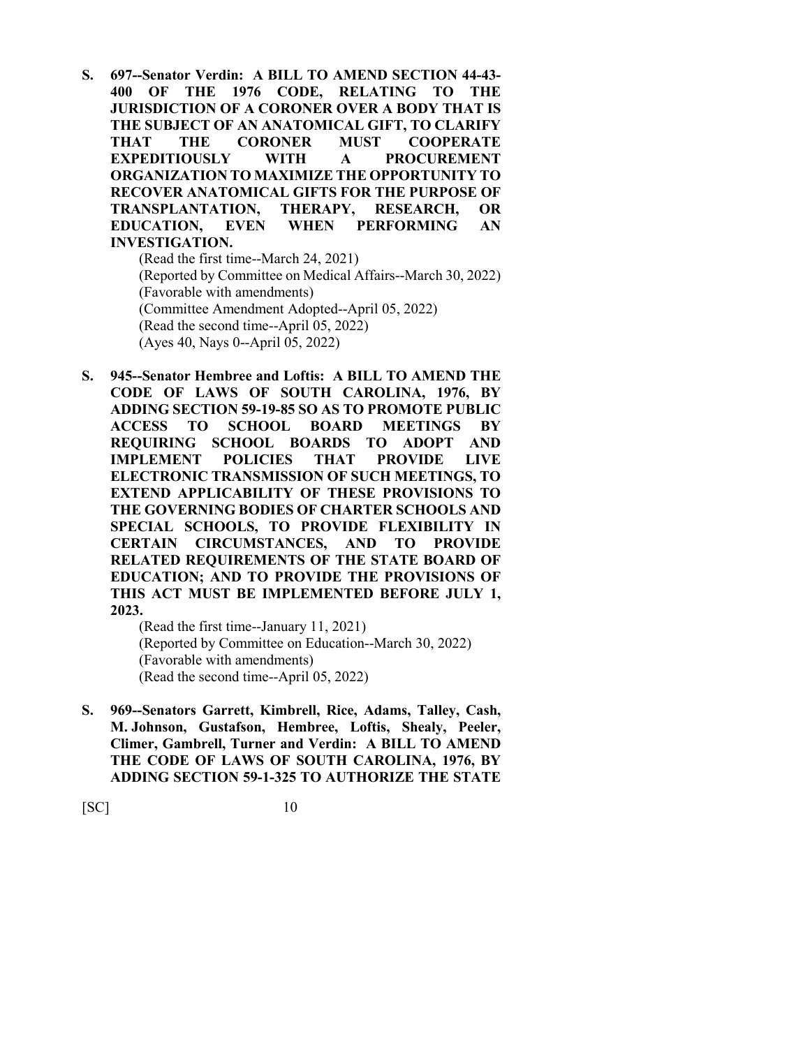**S. 697--Senator Verdin: A BILL TO AMEND SECTION 44-43-400 OF THE 1976 CODE, RELATING TO THE JURISDICTION OF A CORONER OVER A BODY THAT IS THE SUBJECT OF AN ANATOMICAL GIFT, TO CLARIFY THAT THE CORONER MUST COOPERATE EXPEDITIOUSLY WITH A PROCUREMENT ORGANIZATION TO MAXIMIZE THE OPPORTUNITY TO RECOVER ANATOMICAL GIFTS FOR THE PURPOSE OF TRANSPLANTATION, THERAPY, RESEARCH, OR EDUCATION, EVEN WHEN PERFORMING AN INVESTIGATION.**

(Read the first time--March 24, 2021)
(Reported by Committee on Medical Affairs--March 30, 2022)
(Favorable with amendments)
(Committee Amendment Adopted--April 05, 2022)
(Read the second time--April 05, 2022)
(Ayes 40, Nays 0--April 05, 2022)

**S. 945--Senator Hembree and Loftis: A BILL TO AMEND THE CODE OF LAWS OF SOUTH CAROLINA, 1976, BY ADDING SECTION 59-19-85 SO AS TO PROMOTE PUBLIC ACCESS TO SCHOOL BOARD MEETINGS BY REQUIRING SCHOOL BOARDS TO ADOPT AND IMPLEMENT POLICIES THAT PROVIDE LIVE ELECTRONIC TRANSMISSION OF SUCH MEETINGS, TO EXTEND APPLICABILITY OF THESE PROVISIONS TO THE GOVERNING BODIES OF CHARTER SCHOOLS AND SPECIAL SCHOOLS, TO PROVIDE FLEXIBILITY IN CERTAIN CIRCUMSTANCES, AND TO PROVIDE RELATED REQUIREMENTS OF THE STATE BOARD OF EDUCATION; AND TO PROVIDE THE PROVISIONS OF THIS ACT MUST BE IMPLEMENTED BEFORE JULY 1, 2023.**

(Read the first time--January 11, 2021)
(Reported by Committee on Education--March 30, 2022)
(Favorable with amendments)
(Read the second time--April 05, 2022)

**S. 969--Senators Garrett, Kimbrell, Rice, Adams, Talley, Cash, M. Johnson, Gustafson, Hembree, Loftis, Shealy, Peeler, Climer, Gambrell, Turner and Verdin: A BILL TO AMEND THE CODE OF LAWS OF SOUTH CAROLINA, 1976, BY ADDING SECTION 59-1-325 TO AUTHORIZE THE STATE**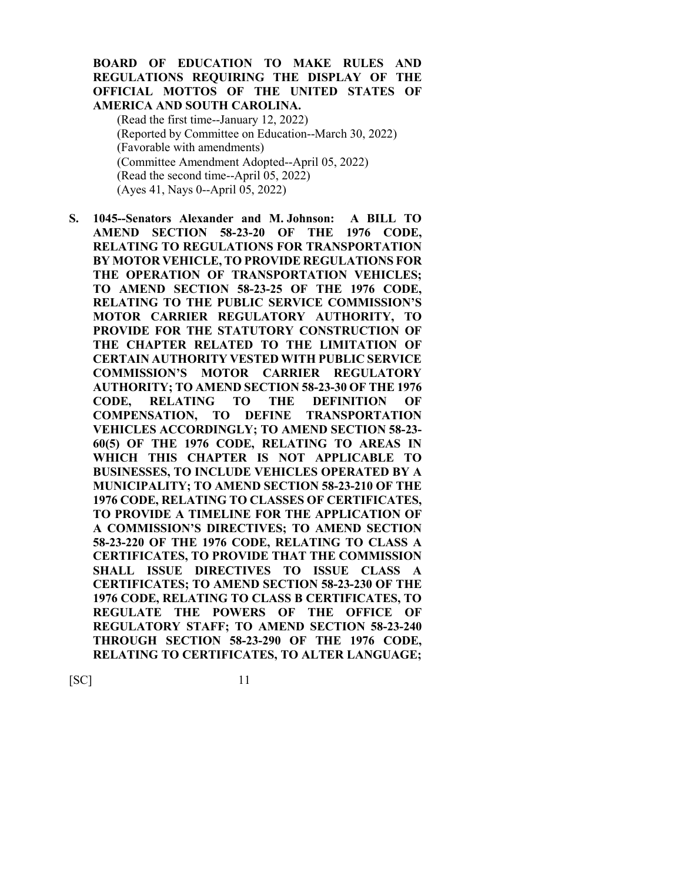**BOARD OF EDUCATION TO MAKE RULES AND REGULATIONS REQUIRING THE DISPLAY OF THE OFFICIAL MOTTOS OF THE UNITED STATES OF AMERICA AND SOUTH CAROLINA.**

(Read the first time--January 12, 2022)
(Reported by Committee on Education--March 30, 2022)
(Favorable with amendments)
(Committee Amendment Adopted--April 05, 2022)
(Read the second time--April 05, 2022)
(Ayes 41, Nays 0--April 05, 2022)

**S. 1045--Senators Alexander and M. Johnson: A BILL TO AMEND SECTION 58-23-20 OF THE 1976 CODE, RELATING TO REGULATIONS FOR TRANSPORTATION BY MOTOR VEHICLE, TO PROVIDE REGULATIONS FOR THE OPERATION OF TRANSPORTATION VEHICLES; TO AMEND SECTION 58-23-25 OF THE 1976 CODE, RELATING TO THE PUBLIC SERVICE COMMISSION'S MOTOR CARRIER REGULATORY AUTHORITY, TO PROVIDE FOR THE STATUTORY CONSTRUCTION OF THE CHAPTER RELATED TO THE LIMITATION OF CERTAIN AUTHORITY VESTED WITH PUBLIC SERVICE COMMISSION'S MOTOR CARRIER REGULATORY AUTHORITY; TO AMEND SECTION 58-23-30 OF THE 1976 CODE, RELATING TO THE DEFINITION OF COMPENSATION, TO DEFINE TRANSPORTATION VEHICLES ACCORDINGLY; TO AMEND SECTION 58-23-60(5) OF THE 1976 CODE, RELATING TO AREAS IN WHICH THIS CHAPTER IS NOT APPLICABLE TO BUSINESSES, TO INCLUDE VEHICLES OPERATED BY A MUNICIPALITY; TO AMEND SECTION 58-23-210 OF THE 1976 CODE, RELATING TO CLASSES OF CERTIFICATES, TO PROVIDE A TIMELINE FOR THE APPLICATION OF A COMMISSION'S DIRECTIVES; TO AMEND SECTION 58-23-220 OF THE 1976 CODE, RELATING TO CLASS A CERTIFICATES, TO PROVIDE THAT THE COMMISSION SHALL ISSUE DIRECTIVES TO ISSUE CLASS A CERTIFICATES; TO AMEND SECTION 58-23-230 OF THE 1976 CODE, RELATING TO CLASS B CERTIFICATES, TO REGULATE THE POWERS OF THE OFFICE OF REGULATORY STAFF; TO AMEND SECTION 58-23-240 THROUGH SECTION 58-23-290 OF THE 1976 CODE, RELATING TO CERTIFICATES, TO ALTER LANGUAGE;**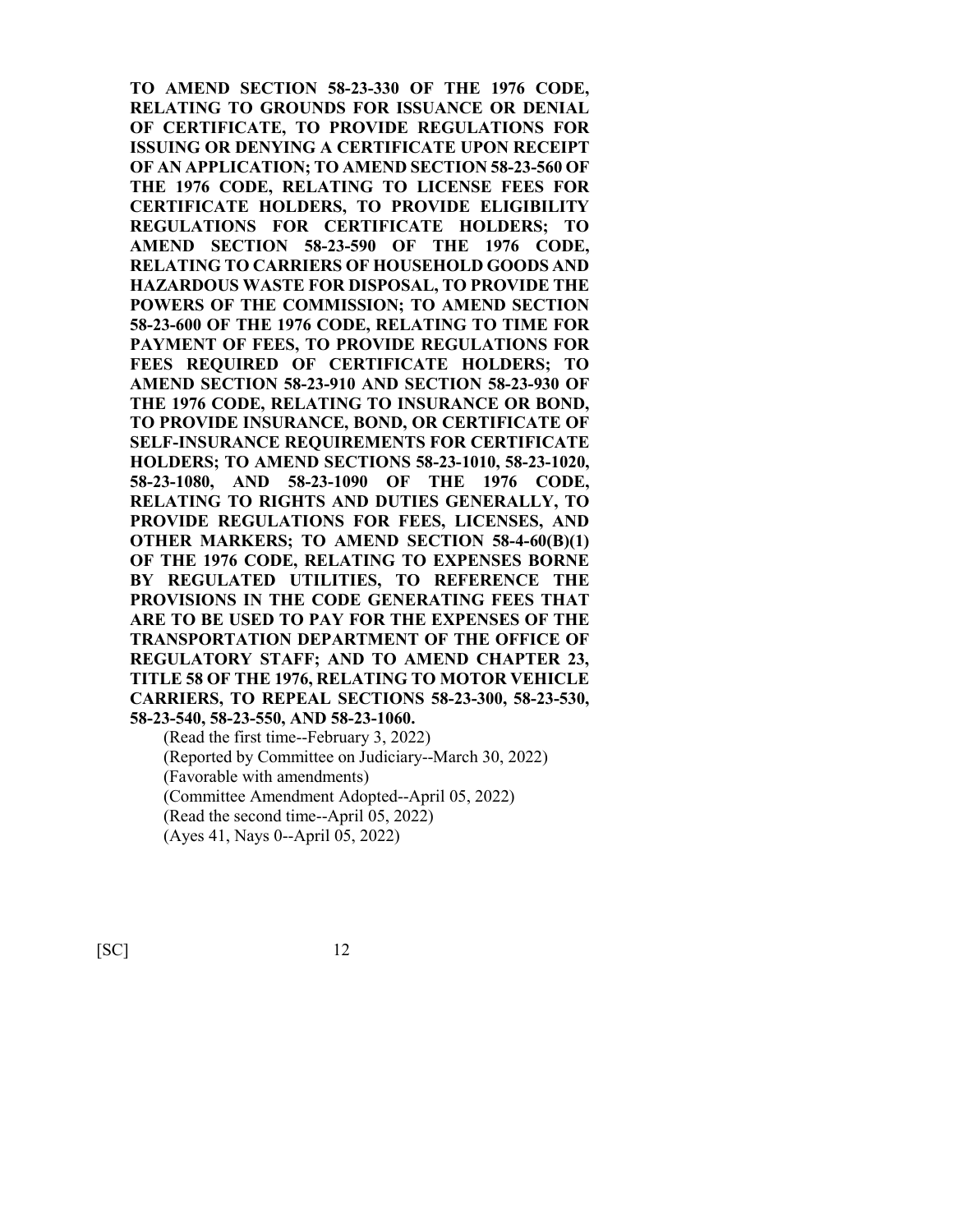**TO AMEND SECTION 58-23-330 OF THE 1976 CODE, RELATING TO GROUNDS FOR ISSUANCE OR DENIAL OF CERTIFICATE, TO PROVIDE REGULATIONS FOR ISSUING OR DENYING A CERTIFICATE UPON RECEIPT OF AN APPLICATION; TO AMEND SECTION 58-23-560 OF THE 1976 CODE, RELATING TO LICENSE FEES FOR CERTIFICATE HOLDERS, TO PROVIDE ELIGIBILITY REGULATIONS FOR CERTIFICATE HOLDERS; TO AMEND SECTION 58-23-590 OF THE 1976 CODE, RELATING TO CARRIERS OF HOUSEHOLD GOODS AND HAZARDOUS WASTE FOR DISPOSAL, TO PROVIDE THE POWERS OF THE COMMISSION; TO AMEND SECTION 58-23-600 OF THE 1976 CODE, RELATING TO TIME FOR PAYMENT OF FEES, TO PROVIDE REGULATIONS FOR FEES REQUIRED OF CERTIFICATE HOLDERS; TO AMEND SECTION 58-23-910 AND SECTION 58-23-930 OF THE 1976 CODE, RELATING TO INSURANCE OR BOND, TO PROVIDE INSURANCE, BOND, OR CERTIFICATE OF SELF-INSURANCE REQUIREMENTS FOR CERTIFICATE HOLDERS; TO AMEND SECTIONS 58-23-1010, 58-23-1020, 58-23-1080, AND 58-23-1090 OF THE 1976 CODE, RELATING TO RIGHTS AND DUTIES GENERALLY, TO PROVIDE REGULATIONS FOR FEES, LICENSES, AND OTHER MARKERS; TO AMEND SECTION 58-4-60(B)(1) OF THE 1976 CODE, RELATING TO EXPENSES BORNE BY REGULATED UTILITIES, TO REFERENCE THE PROVISIONS IN THE CODE GENERATING FEES THAT ARE TO BE USED TO PAY FOR THE EXPENSES OF THE TRANSPORTATION DEPARTMENT OF THE OFFICE OF REGULATORY STAFF; AND TO AMEND CHAPTER 23, TITLE 58 OF THE 1976, RELATING TO MOTOR VEHICLE CARRIERS, TO REPEAL SECTIONS 58-23-300, 58-23-530, 58-23-540, 58-23-550, AND 58-23-1060.**

(Read the first time--February 3, 2022)
(Reported by Committee on Judiciary--March 30, 2022)
(Favorable with amendments)
(Committee Amendment Adopted--April 05, 2022)
(Read the second time--April 05, 2022)
(Ayes 41, Nays 0--April 05, 2022)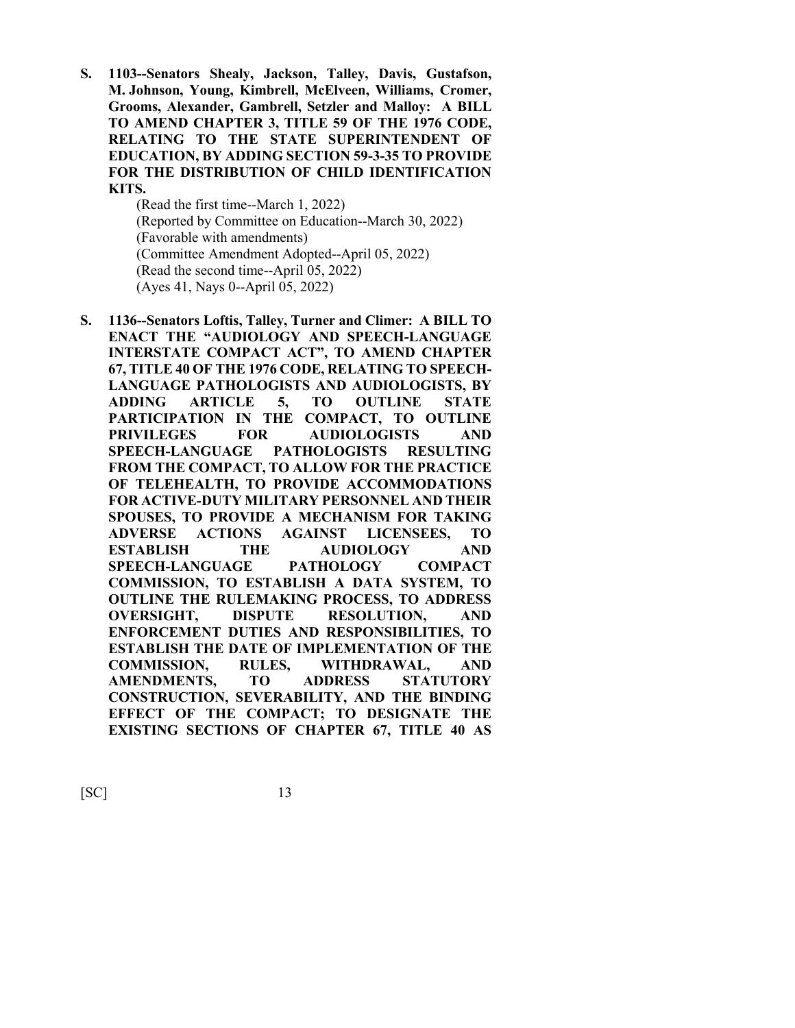**S. 1103--Senators Shealy, Jackson, Talley, Davis, Gustafson, M. Johnson, Young, Kimbrell, McElveen, Williams, Cromer, Grooms, Alexander, Gambrell, Setzler and Malloy: A BILL TO AMEND CHAPTER 3, TITLE 59 OF THE 1976 CODE, RELATING TO THE STATE SUPERINTENDENT OF EDUCATION, BY ADDING SECTION 59-3-35 TO PROVIDE FOR THE DISTRIBUTION OF CHILD IDENTIFICATION KITS.**

(Read the first time--March 1, 2022)
(Reported by Committee on Education--March 30, 2022)
(Favorable with amendments)
(Committee Amendment Adopted--April 05, 2022)
(Read the second time--April 05, 2022)
(Ayes 41, Nays 0--April 05, 2022)

**S. 1136--Senators Loftis, Talley, Turner and Climer: A BILL TO ENACT THE "AUDIOLOGY AND SPEECH-LANGUAGE INTERSTATE COMPACT ACT", TO AMEND CHAPTER 67, TITLE 40 OF THE 1976 CODE, RELATING TO SPEECH-LANGUAGE PATHOLOGISTS AND AUDIOLOGISTS, BY ADDING ARTICLE 5, TO OUTLINE STATE PARTICIPATION IN THE COMPACT, TO OUTLINE PRIVILEGES FOR AUDIOLOGISTS AND SPEECH-LANGUAGE PATHOLOGISTS RESULTING FROM THE COMPACT, TO ALLOW FOR THE PRACTICE OF TELEHEALTH, TO PROVIDE ACCOMMODATIONS FOR ACTIVE-DUTY MILITARY PERSONNEL AND THEIR SPOUSES, TO PROVIDE A MECHANISM FOR TAKING ADVERSE ACTIONS AGAINST LICENSEES, TO ESTABLISH THE AUDIOLOGY AND SPEECH-LANGUAGE PATHOLOGY COMPACT COMMISSION, TO ESTABLISH A DATA SYSTEM, TO OUTLINE THE RULEMAKING PROCESS, TO ADDRESS OVERSIGHT, DISPUTE RESOLUTION, AND ENFORCEMENT DUTIES AND RESPONSIBILITIES, TO ESTABLISH THE DATE OF IMPLEMENTATION OF THE COMMISSION, RULES, WITHDRAWAL, AND AMENDMENTS, TO ADDRESS STATUTORY CONSTRUCTION, SEVERABILITY, AND THE BINDING EFFECT OF THE COMPACT; TO DESIGNATE THE EXISTING SECTIONS OF CHAPTER 67, TITLE 40 AS**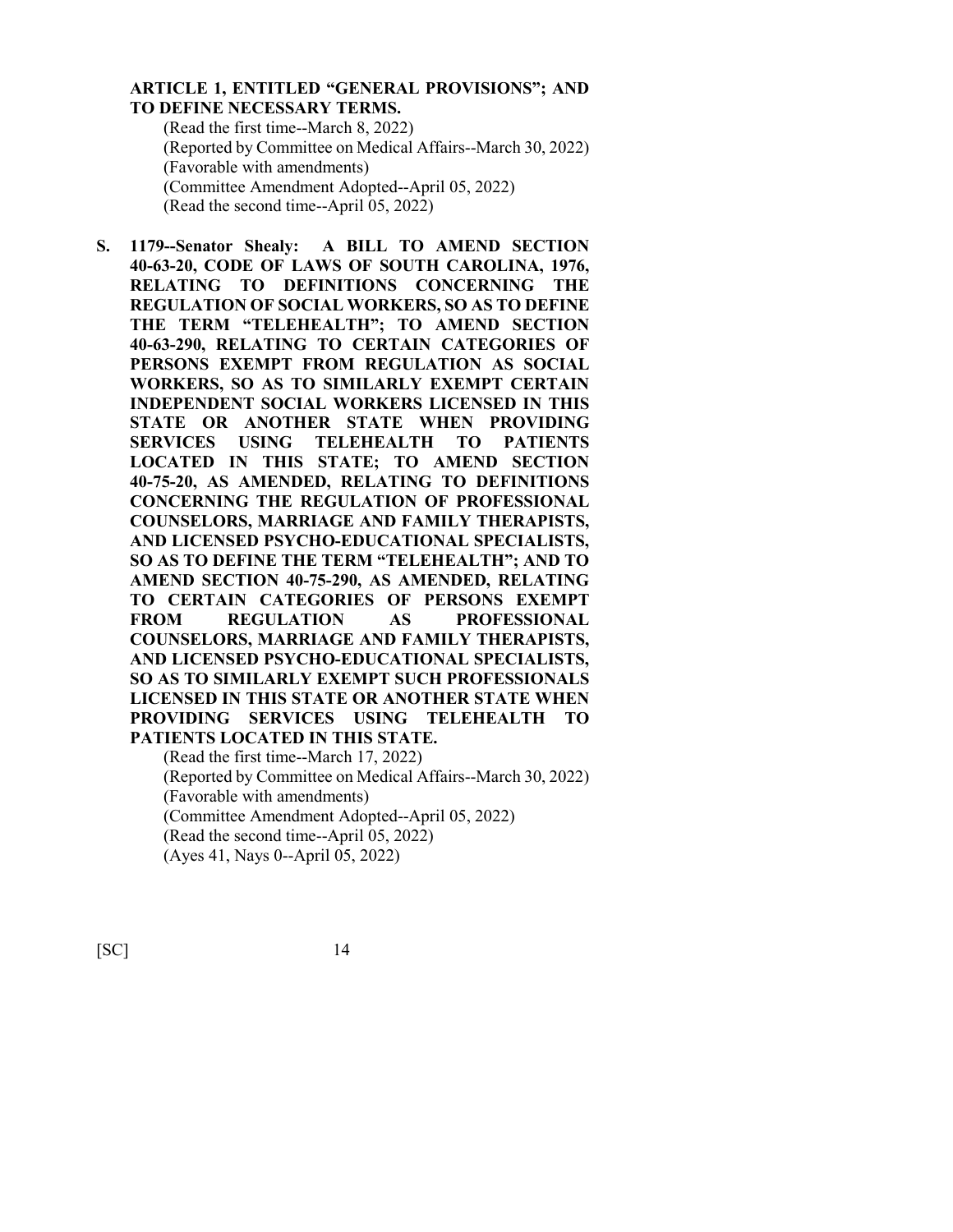**ARTICLE 1, ENTITLED "GENERAL PROVISIONS"; AND TO DEFINE NECESSARY TERMS.**

(Read the first time--March 8, 2022)
(Reported by Committee on Medical Affairs--March 30, 2022)
(Favorable with amendments)
(Committee Amendment Adopted--April 05, 2022)
(Read the second time--April 05, 2022)

**S. 1179--Senator Shealy: A BILL TO AMEND SECTION 40-63-20, CODE OF LAWS OF SOUTH CAROLINA, 1976, RELATING TO DEFINITIONS CONCERNING THE REGULATION OF SOCIAL WORKERS, SO AS TO DEFINE THE TERM "TELEHEALTH"; TO AMEND SECTION 40-63-290, RELATING TO CERTAIN CATEGORIES OF PERSONS EXEMPT FROM REGULATION AS SOCIAL WORKERS, SO AS TO SIMILARLY EXEMPT CERTAIN INDEPENDENT SOCIAL WORKERS LICENSED IN THIS STATE OR ANOTHER STATE WHEN PROVIDING SERVICES USING TELEHEALTH TO PATIENTS LOCATED IN THIS STATE; TO AMEND SECTION 40-75-20, AS AMENDED, RELATING TO DEFINITIONS CONCERNING THE REGULATION OF PROFESSIONAL COUNSELORS, MARRIAGE AND FAMILY THERAPISTS, AND LICENSED PSYCHO-EDUCATIONAL SPECIALISTS, SO AS TO DEFINE THE TERM "TELEHEALTH"; AND TO AMEND SECTION 40-75-290, AS AMENDED, RELATING TO CERTAIN CATEGORIES OF PERSONS EXEMPT FROM REGULATION AS PROFESSIONAL COUNSELORS, MARRIAGE AND FAMILY THERAPISTS, AND LICENSED PSYCHO-EDUCATIONAL SPECIALISTS, SO AS TO SIMILARLY EXEMPT SUCH PROFESSIONALS LICENSED IN THIS STATE OR ANOTHER STATE WHEN PROVIDING SERVICES USING TELEHEALTH TO PATIENTS LOCATED IN THIS STATE.**

(Read the first time--March 17, 2022)
(Reported by Committee on Medical Affairs--March 30, 2022)
(Favorable with amendments)
(Committee Amendment Adopted--April 05, 2022)
(Read the second time--April 05, 2022)
(Ayes 41, Nays 0--April 05, 2022)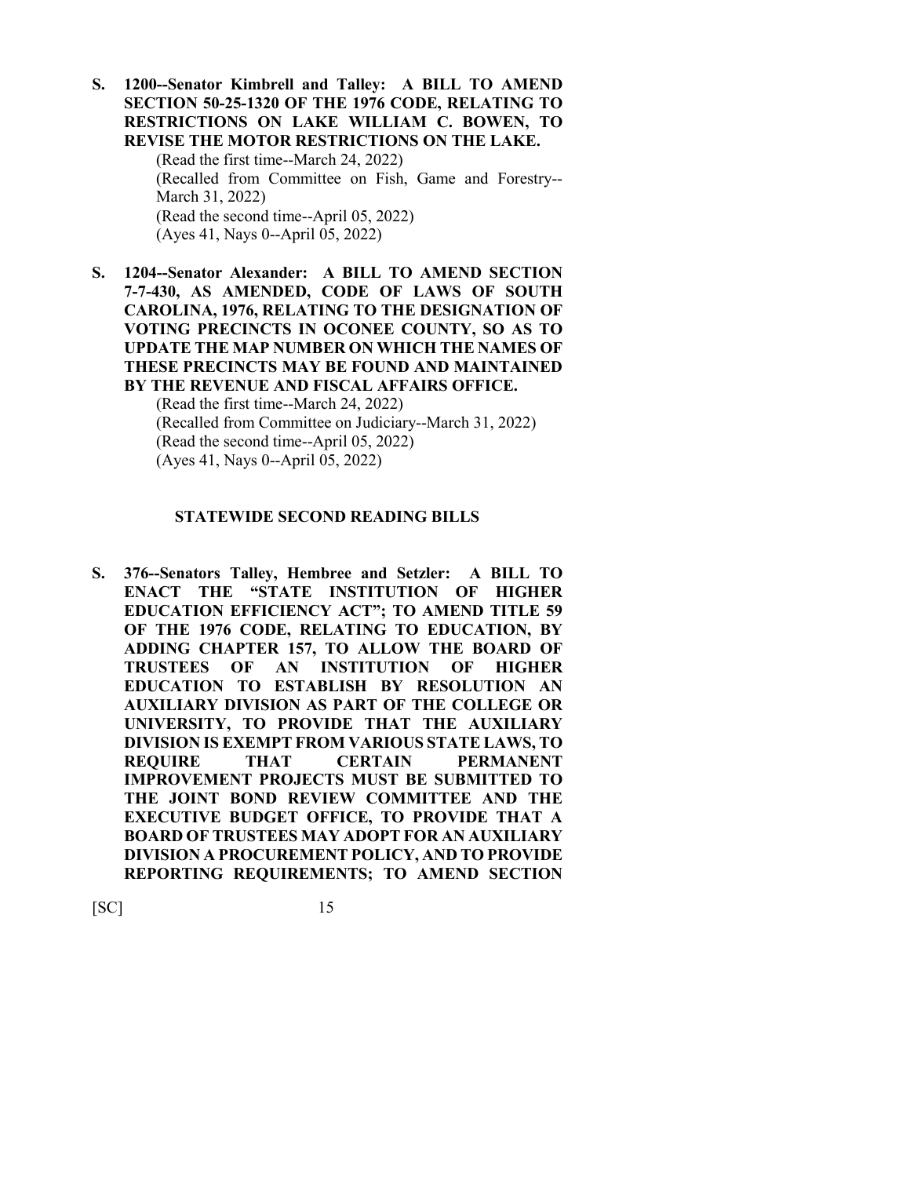**S. 1200--Senator Kimbrell and Talley: A BILL TO AMEND SECTION 50-25-1320 OF THE 1976 CODE, RELATING TO RESTRICTIONS ON LAKE WILLIAM C. BOWEN, TO REVISE THE MOTOR RESTRICTIONS ON THE LAKE.**

(Read the first time--March 24, 2022)
(Recalled from Committee on Fish, Game and Forestry--March 31, 2022)
(Read the second time--April 05, 2022)
(Ayes 41, Nays 0--April 05, 2022)

**S. 1204--Senator Alexander: A BILL TO AMEND SECTION 7-7-430, AS AMENDED, CODE OF LAWS OF SOUTH CAROLINA, 1976, RELATING TO THE DESIGNATION OF VOTING PRECINCTS IN OCONEE COUNTY, SO AS TO UPDATE THE MAP NUMBER ON WHICH THE NAMES OF THESE PRECINCTS MAY BE FOUND AND MAINTAINED BY THE REVENUE AND FISCAL AFFAIRS OFFICE.**

(Read the first time--March 24, 2022)
(Recalled from Committee on Judiciary--March 31, 2022)
(Read the second time--April 05, 2022)
(Ayes 41, Nays 0--April 05, 2022)

## STATEWIDE SECOND READING BILLS

**S. 376--Senators Talley, Hembree and Setzler: A BILL TO ENACT THE "STATE INSTITUTION OF HIGHER EDUCATION EFFICIENCY ACT"; TO AMEND TITLE 59 OF THE 1976 CODE, RELATING TO EDUCATION, BY ADDING CHAPTER 157, TO ALLOW THE BOARD OF TRUSTEES OF AN INSTITUTION OF HIGHER EDUCATION TO ESTABLISH BY RESOLUTION AN AUXILIARY DIVISION AS PART OF THE COLLEGE OR UNIVERSITY, TO PROVIDE THAT THE AUXILIARY DIVISION IS EXEMPT FROM VARIOUS STATE LAWS, TO REQUIRE THAT CERTAIN PERMANENT IMPROVEMENT PROJECTS MUST BE SUBMITTED TO THE JOINT BOND REVIEW COMMITTEE AND THE EXECUTIVE BUDGET OFFICE, TO PROVIDE THAT A BOARD OF TRUSTEES MAY ADOPT FOR AN AUXILIARY DIVISION A PROCUREMENT POLICY, AND TO PROVIDE REPORTING REQUIREMENTS; TO AMEND SECTION**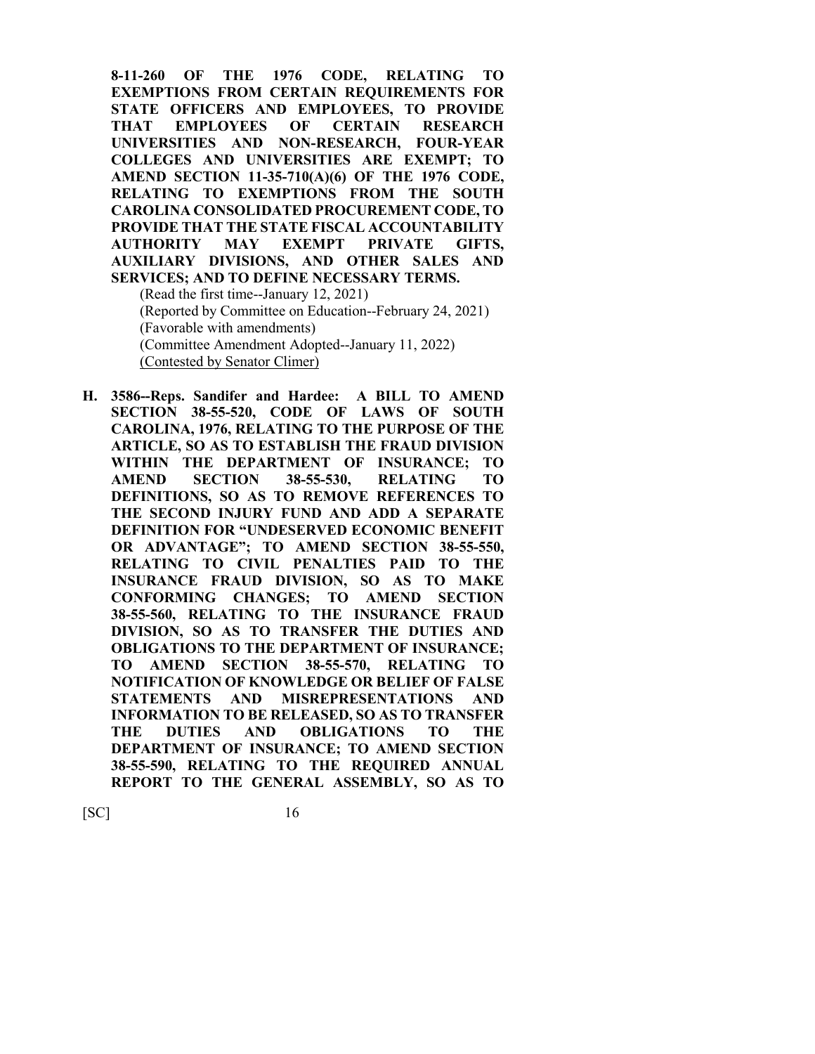**8-11-260 OF THE 1976 CODE, RELATING TO EXEMPTIONS FROM CERTAIN REQUIREMENTS FOR STATE OFFICERS AND EMPLOYEES, TO PROVIDE THAT EMPLOYEES OF CERTAIN RESEARCH UNIVERSITIES AND NON-RESEARCH, FOUR-YEAR COLLEGES AND UNIVERSITIES ARE EXEMPT; TO AMEND SECTION 11-35-710(A)(6) OF THE 1976 CODE, RELATING TO EXEMPTIONS FROM THE SOUTH CAROLINA CONSOLIDATED PROCUREMENT CODE, TO PROVIDE THAT THE STATE FISCAL ACCOUNTABILITY AUTHORITY MAY EXEMPT PRIVATE GIFTS, AUXILIARY DIVISIONS, AND OTHER SALES AND SERVICES; AND TO DEFINE NECESSARY TERMS.**

(Read the first time--January 12, 2021)
(Reported by Committee on Education--February 24, 2021)
(Favorable with amendments)
(Committee Amendment Adopted--January 11, 2022)
(Contested by Senator Climer)

**H. 3586--Reps. Sandifer and Hardee: A BILL TO AMEND SECTION 38-55-520, CODE OF LAWS OF SOUTH CAROLINA, 1976, RELATING TO THE PURPOSE OF THE ARTICLE, SO AS TO ESTABLISH THE FRAUD DIVISION WITHIN THE DEPARTMENT OF INSURANCE; TO AMEND SECTION 38-55-530, RELATING TO DEFINITIONS, SO AS TO REMOVE REFERENCES TO THE SECOND INJURY FUND AND ADD A SEPARATE DEFINITION FOR "UNDESERVED ECONOMIC BENEFIT OR ADVANTAGE"; TO AMEND SECTION 38-55-550, RELATING TO CIVIL PENALTIES PAID TO THE INSURANCE FRAUD DIVISION, SO AS TO MAKE CONFORMING CHANGES; TO AMEND SECTION 38-55-560, RELATING TO THE INSURANCE FRAUD DIVISION, SO AS TO TRANSFER THE DUTIES AND OBLIGATIONS TO THE DEPARTMENT OF INSURANCE; TO AMEND SECTION 38-55-570, RELATING TO NOTIFICATION OF KNOWLEDGE OR BELIEF OF FALSE STATEMENTS AND MISREPRESENTATIONS AND INFORMATION TO BE RELEASED, SO AS TO TRANSFER THE DUTIES AND OBLIGATIONS TO THE DEPARTMENT OF INSURANCE; TO AMEND SECTION 38-55-590, RELATING TO THE REQUIRED ANNUAL REPORT TO THE GENERAL ASSEMBLY, SO AS TO**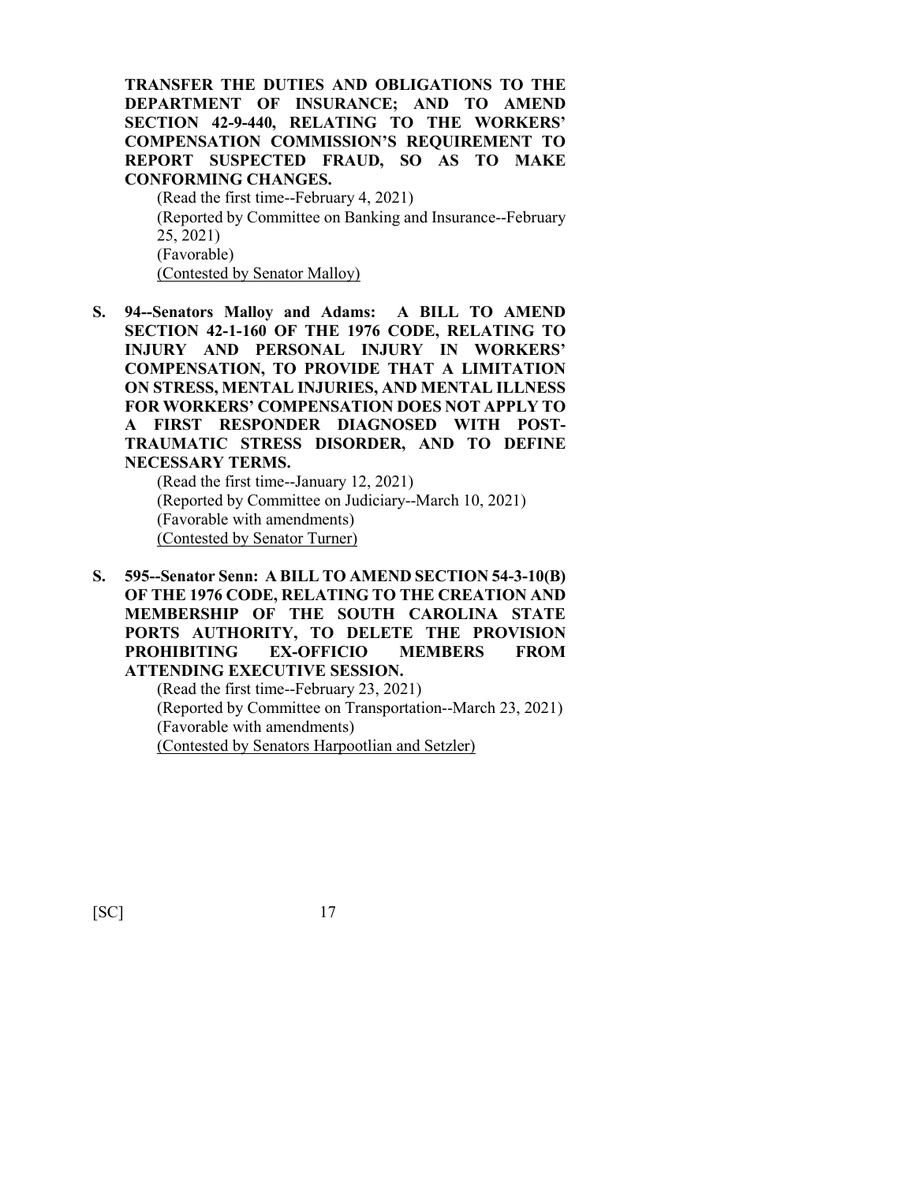**TRANSFER THE DUTIES AND OBLIGATIONS TO THE DEPARTMENT OF INSURANCE; AND TO AMEND SECTION 42-9-440, RELATING TO THE WORKERS' COMPENSATION COMMISSION'S REQUIREMENT TO REPORT SUSPECTED FRAUD, SO AS TO MAKE CONFORMING CHANGES.**

(Read the first time--February 4, 2021)
(Reported by Committee on Banking and Insurance--February 25, 2021)
(Favorable)
(Contested by Senator Malloy)

**S. 94--Senators Malloy and Adams: A BILL TO AMEND SECTION 42-1-160 OF THE 1976 CODE, RELATING TO INJURY AND PERSONAL INJURY IN WORKERS' COMPENSATION, TO PROVIDE THAT A LIMITATION ON STRESS, MENTAL INJURIES, AND MENTAL ILLNESS FOR WORKERS' COMPENSATION DOES NOT APPLY TO A FIRST RESPONDER DIAGNOSED WITH POST-TRAUMATIC STRESS DISORDER, AND TO DEFINE NECESSARY TERMS.**

(Read the first time--January 12, 2021)
(Reported by Committee on Judiciary--March 10, 2021)
(Favorable with amendments)
(Contested by Senator Turner)

**S. 595--Senator Senn: A BILL TO AMEND SECTION 54-3-10(B) OF THE 1976 CODE, RELATING TO THE CREATION AND MEMBERSHIP OF THE SOUTH CAROLINA STATE PORTS AUTHORITY, TO DELETE THE PROVISION PROHIBITING EX-OFFICIO MEMBERS FROM ATTENDING EXECUTIVE SESSION.**

(Read the first time--February 23, 2021)
(Reported by Committee on Transportation--March 23, 2021)
(Favorable with amendments)
(Contested by Senators Harpootlian and Setzler)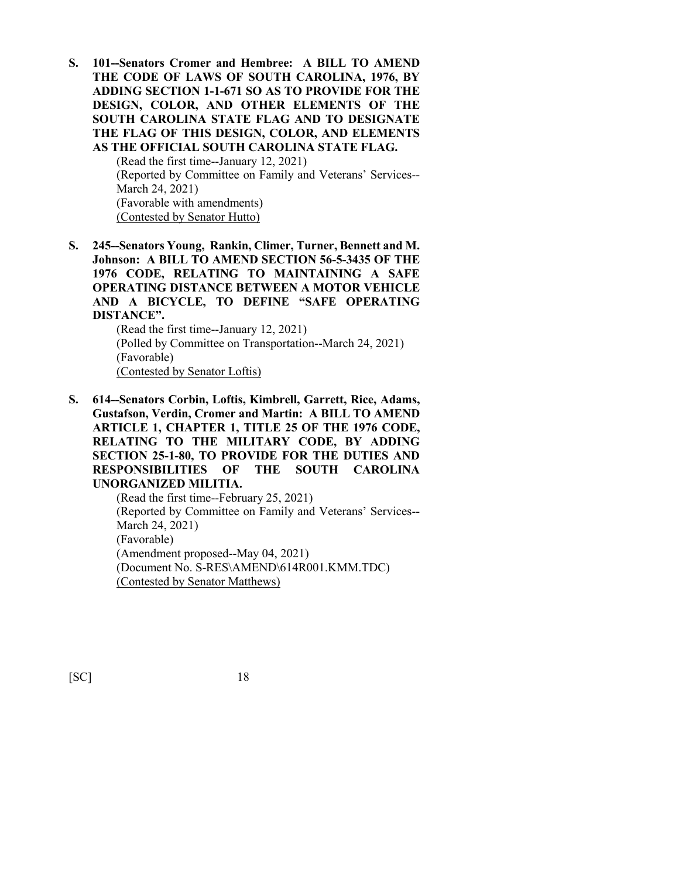**S. 101--Senators Cromer and Hembree: A BILL TO AMEND THE CODE OF LAWS OF SOUTH CAROLINA, 1976, BY ADDING SECTION 1-1-671 SO AS TO PROVIDE FOR THE DESIGN, COLOR, AND OTHER ELEMENTS OF THE SOUTH CAROLINA STATE FLAG AND TO DESIGNATE THE FLAG OF THIS DESIGN, COLOR, AND ELEMENTS AS THE OFFICIAL SOUTH CAROLINA STATE FLAG.**

(Read the first time--January 12, 2021)
(Reported by Committee on Family and Veterans' Services--March 24, 2021)
(Favorable with amendments)
<u>(Contested by Senator Hutto)</u>

**S. 245--Senators Young, Rankin, Climer, Turner, Bennett and M. Johnson: A BILL TO AMEND SECTION 56-5-3435 OF THE 1976 CODE, RELATING TO MAINTAINING A SAFE OPERATING DISTANCE BETWEEN A MOTOR VEHICLE AND A BICYCLE, TO DEFINE "SAFE OPERATING DISTANCE".**

(Read the first time--January 12, 2021)
(Polled by Committee on Transportation--March 24, 2021)
(Favorable)
<u>(Contested by Senator Loftis)</u>

**S. 614--Senators Corbin, Loftis, Kimbrell, Garrett, Rice, Adams, Gustafson, Verdin, Cromer and Martin: A BILL TO AMEND ARTICLE 1, CHAPTER 1, TITLE 25 OF THE 1976 CODE, RELATING TO THE MILITARY CODE, BY ADDING SECTION 25-1-80, TO PROVIDE FOR THE DUTIES AND RESPONSIBILITIES OF THE SOUTH CAROLINA UNORGANIZED MILITIA.**

(Read the first time--February 25, 2021)
(Reported by Committee on Family and Veterans' Services--March 24, 2021)
(Favorable)
(Amendment proposed--May 04, 2021)
(Document No. S-RES\AMEND\614R001.KMM.TDC)
<u>(Contested by Senator Matthews)</u>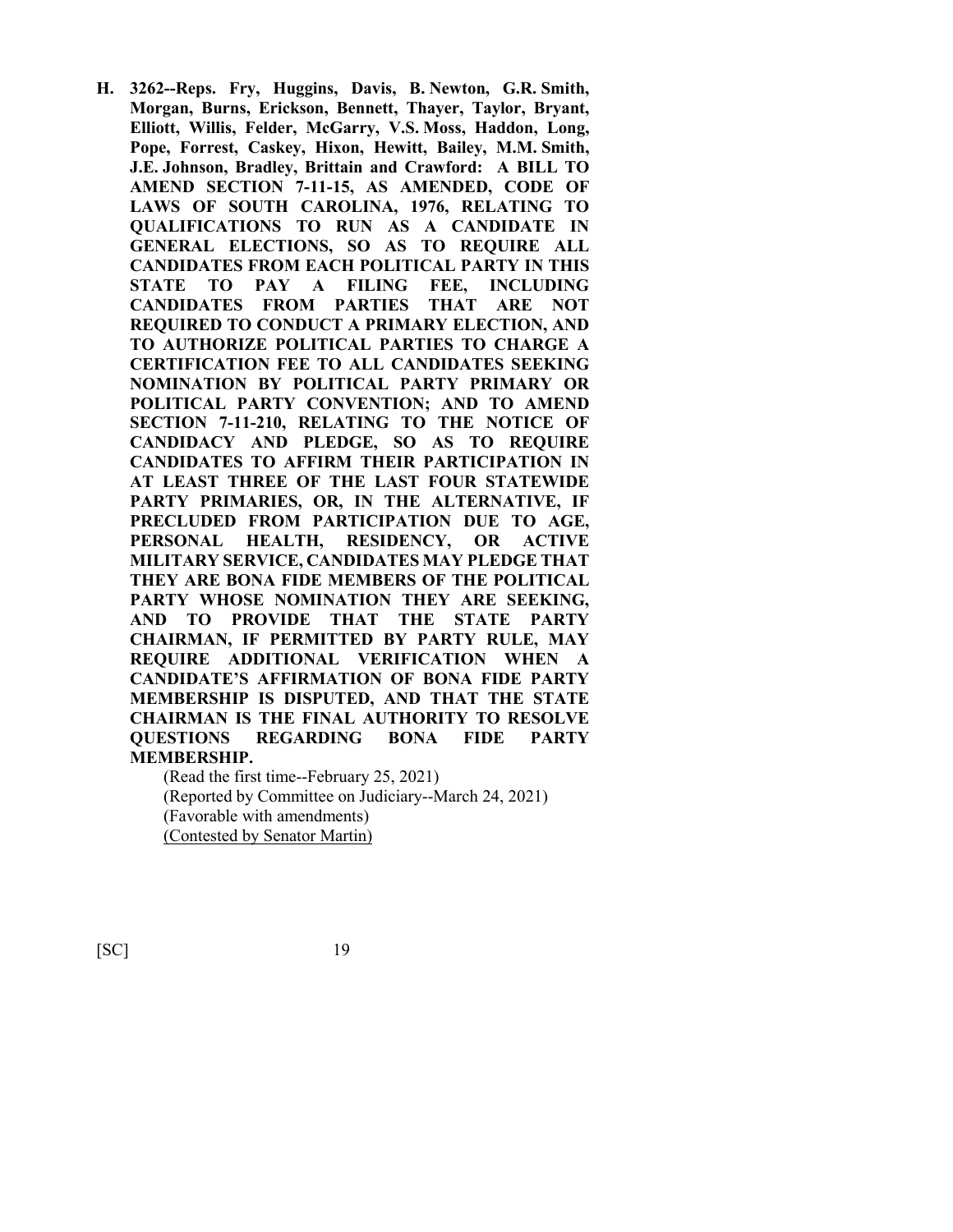**H. 3262--Reps. Fry, Huggins, Davis, B. Newton, G.R. Smith, Morgan, Burns, Erickson, Bennett, Thayer, Taylor, Bryant, Elliott, Willis, Felder, McGarry, V.S. Moss, Haddon, Long, Pope, Forrest, Caskey, Hixon, Hewitt, Bailey, M.M. Smith, J.E. Johnson, Bradley, Brittain and Crawford: A BILL TO AMEND SECTION 7-11-15, AS AMENDED, CODE OF LAWS OF SOUTH CAROLINA, 1976, RELATING TO QUALIFICATIONS TO RUN AS A CANDIDATE IN GENERAL ELECTIONS, SO AS TO REQUIRE ALL CANDIDATES FROM EACH POLITICAL PARTY IN THIS STATE TO PAY A FILING FEE, INCLUDING CANDIDATES FROM PARTIES THAT ARE NOT REQUIRED TO CONDUCT A PRIMARY ELECTION, AND TO AUTHORIZE POLITICAL PARTIES TO CHARGE A CERTIFICATION FEE TO ALL CANDIDATES SEEKING NOMINATION BY POLITICAL PARTY PRIMARY OR POLITICAL PARTY CONVENTION; AND TO AMEND SECTION 7-11-210, RELATING TO THE NOTICE OF CANDIDACY AND PLEDGE, SO AS TO REQUIRE CANDIDATES TO AFFIRM THEIR PARTICIPATION IN AT LEAST THREE OF THE LAST FOUR STATEWIDE PARTY PRIMARIES, OR, IN THE ALTERNATIVE, IF PRECLUDED FROM PARTICIPATION DUE TO AGE, PERSONAL HEALTH, RESIDENCY, OR ACTIVE MILITARY SERVICE, CANDIDATES MAY PLEDGE THAT THEY ARE BONA FIDE MEMBERS OF THE POLITICAL PARTY WHOSE NOMINATION THEY ARE SEEKING, AND TO PROVIDE THAT THE STATE PARTY CHAIRMAN, IF PERMITTED BY PARTY RULE, MAY REQUIRE ADDITIONAL VERIFICATION WHEN A CANDIDATE'S AFFIRMATION OF BONA FIDE PARTY MEMBERSHIP IS DISPUTED, AND THAT THE STATE CHAIRMAN IS THE FINAL AUTHORITY TO RESOLVE QUESTIONS REGARDING BONA FIDE PARTY MEMBERSHIP.**

(Read the first time--February 25, 2021)
(Reported by Committee on Judiciary--March 24, 2021)
(Favorable with amendments)
(Contested by Senator Martin)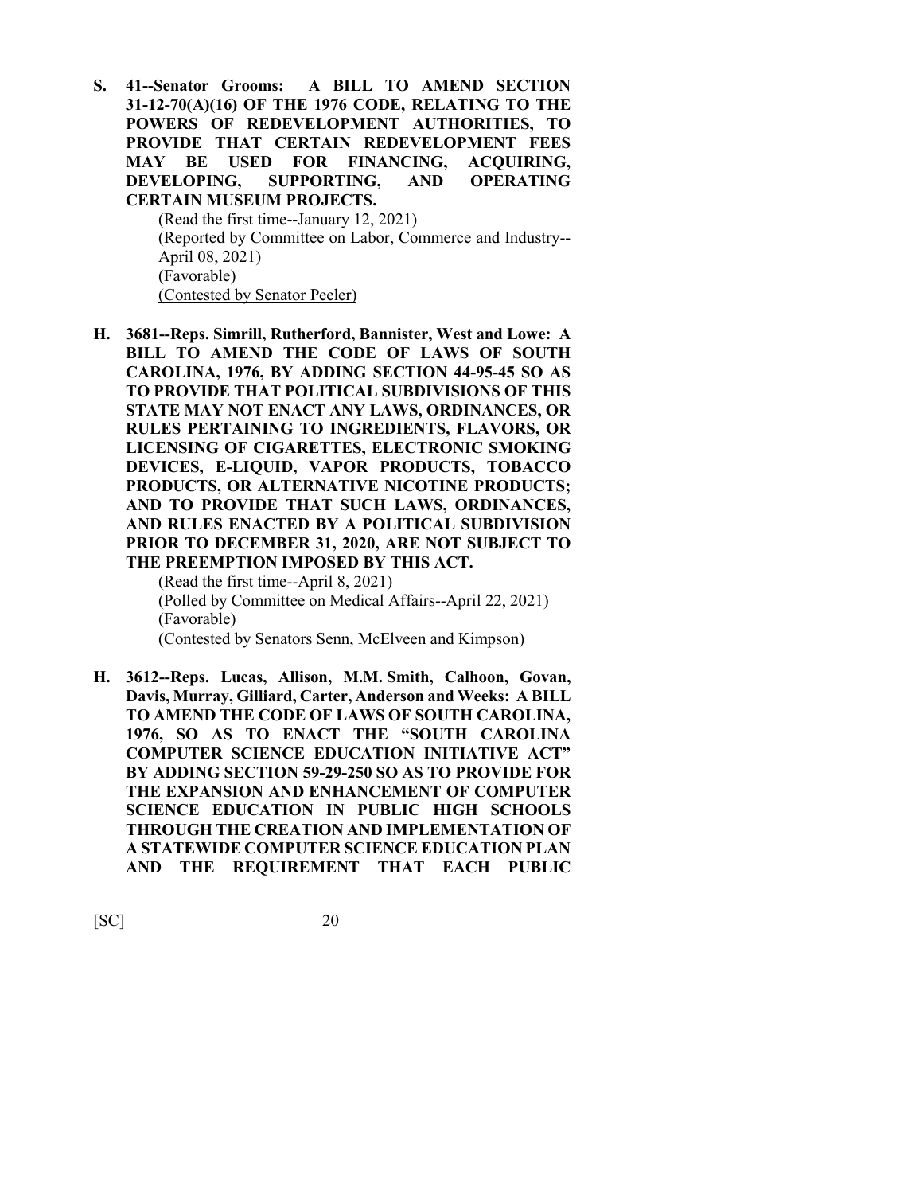**S. 41--Senator Grooms: A BILL TO AMEND SECTION 31-12-70(A)(16) OF THE 1976 CODE, RELATING TO THE POWERS OF REDEVELOPMENT AUTHORITIES, TO PROVIDE THAT CERTAIN REDEVELOPMENT FEES MAY BE USED FOR FINANCING, ACQUIRING, DEVELOPING, SUPPORTING, AND OPERATING CERTAIN MUSEUM PROJECTS.**

(Read the first time--January 12, 2021)
(Reported by Committee on Labor, Commerce and Industry--April 08, 2021)
(Favorable)
(Contested by Senator Peeler)

**H. 3681--Reps. Simrill, Rutherford, Bannister, West and Lowe: A BILL TO AMEND THE CODE OF LAWS OF SOUTH CAROLINA, 1976, BY ADDING SECTION 44-95-45 SO AS TO PROVIDE THAT POLITICAL SUBDIVISIONS OF THIS STATE MAY NOT ENACT ANY LAWS, ORDINANCES, OR RULES PERTAINING TO INGREDIENTS, FLAVORS, OR LICENSING OF CIGARETTES, ELECTRONIC SMOKING DEVICES, E-LIQUID, VAPOR PRODUCTS, TOBACCO PRODUCTS, OR ALTERNATIVE NICOTINE PRODUCTS; AND TO PROVIDE THAT SUCH LAWS, ORDINANCES, AND RULES ENACTED BY A POLITICAL SUBDIVISION PRIOR TO DECEMBER 31, 2020, ARE NOT SUBJECT TO THE PREEMPTION IMPOSED BY THIS ACT.**

(Read the first time--April 8, 2021)
(Polled by Committee on Medical Affairs--April 22, 2021)
(Favorable)
(Contested by Senators Senn, McElveen and Kimpson)

**H. 3612--Reps. Lucas, Allison, M.M. Smith, Calhoon, Govan, Davis, Murray, Gilliard, Carter, Anderson and Weeks: A BILL TO AMEND THE CODE OF LAWS OF SOUTH CAROLINA, 1976, SO AS TO ENACT THE "SOUTH CAROLINA COMPUTER SCIENCE EDUCATION INITIATIVE ACT" BY ADDING SECTION 59-29-250 SO AS TO PROVIDE FOR THE EXPANSION AND ENHANCEMENT OF COMPUTER SCIENCE EDUCATION IN PUBLIC HIGH SCHOOLS THROUGH THE CREATION AND IMPLEMENTATION OF A STATEWIDE COMPUTER SCIENCE EDUCATION PLAN AND THE REQUIREMENT THAT EACH PUBLIC**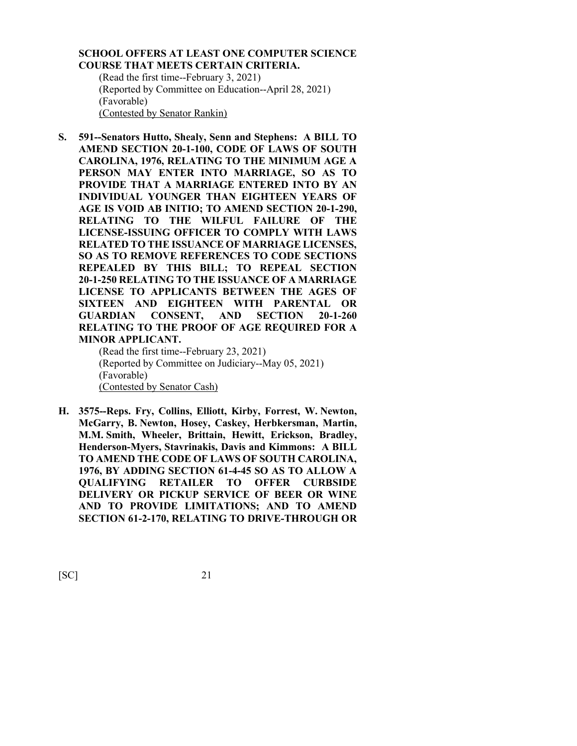**SCHOOL OFFERS AT LEAST ONE COMPUTER SCIENCE COURSE THAT MEETS CERTAIN CRITERIA.**

(Read the first time--February 3, 2021)
(Reported by Committee on Education--April 28, 2021)
(Favorable)
(Contested by Senator Rankin)

**S. 591--Senators Hutto, Shealy, Senn and Stephens: A BILL TO AMEND SECTION 20-1-100, CODE OF LAWS OF SOUTH CAROLINA, 1976, RELATING TO THE MINIMUM AGE A PERSON MAY ENTER INTO MARRIAGE, SO AS TO PROVIDE THAT A MARRIAGE ENTERED INTO BY AN INDIVIDUAL YOUNGER THAN EIGHTEEN YEARS OF AGE IS VOID AB INITIO; TO AMEND SECTION 20-1-290, RELATING TO THE WILFUL FAILURE OF THE LICENSE-ISSUING OFFICER TO COMPLY WITH LAWS RELATED TO THE ISSUANCE OF MARRIAGE LICENSES, SO AS TO REMOVE REFERENCES TO CODE SECTIONS REPEALED BY THIS BILL; TO REPEAL SECTION 20-1-250 RELATING TO THE ISSUANCE OF A MARRIAGE LICENSE TO APPLICANTS BETWEEN THE AGES OF SIXTEEN AND EIGHTEEN WITH PARENTAL OR GUARDIAN CONSENT, AND SECTION 20-1-260 RELATING TO THE PROOF OF AGE REQUIRED FOR A MINOR APPLICANT.**

(Read the first time--February 23, 2021)
(Reported by Committee on Judiciary--May 05, 2021)
(Favorable)
(Contested by Senator Cash)

**H. 3575--Reps. Fry, Collins, Elliott, Kirby, Forrest, W. Newton, McGarry, B. Newton, Hosey, Caskey, Herbkersman, Martin, M.M. Smith, Wheeler, Brittain, Hewitt, Erickson, Bradley, Henderson-Myers, Stavrinakis, Davis and Kimmons: A BILL TO AMEND THE CODE OF LAWS OF SOUTH CAROLINA, 1976, BY ADDING SECTION 61-4-45 SO AS TO ALLOW A QUALIFYING RETAILER TO OFFER CURBSIDE DELIVERY OR PICKUP SERVICE OF BEER OR WINE AND TO PROVIDE LIMITATIONS; AND TO AMEND SECTION 61-2-170, RELATING TO DRIVE-THROUGH OR**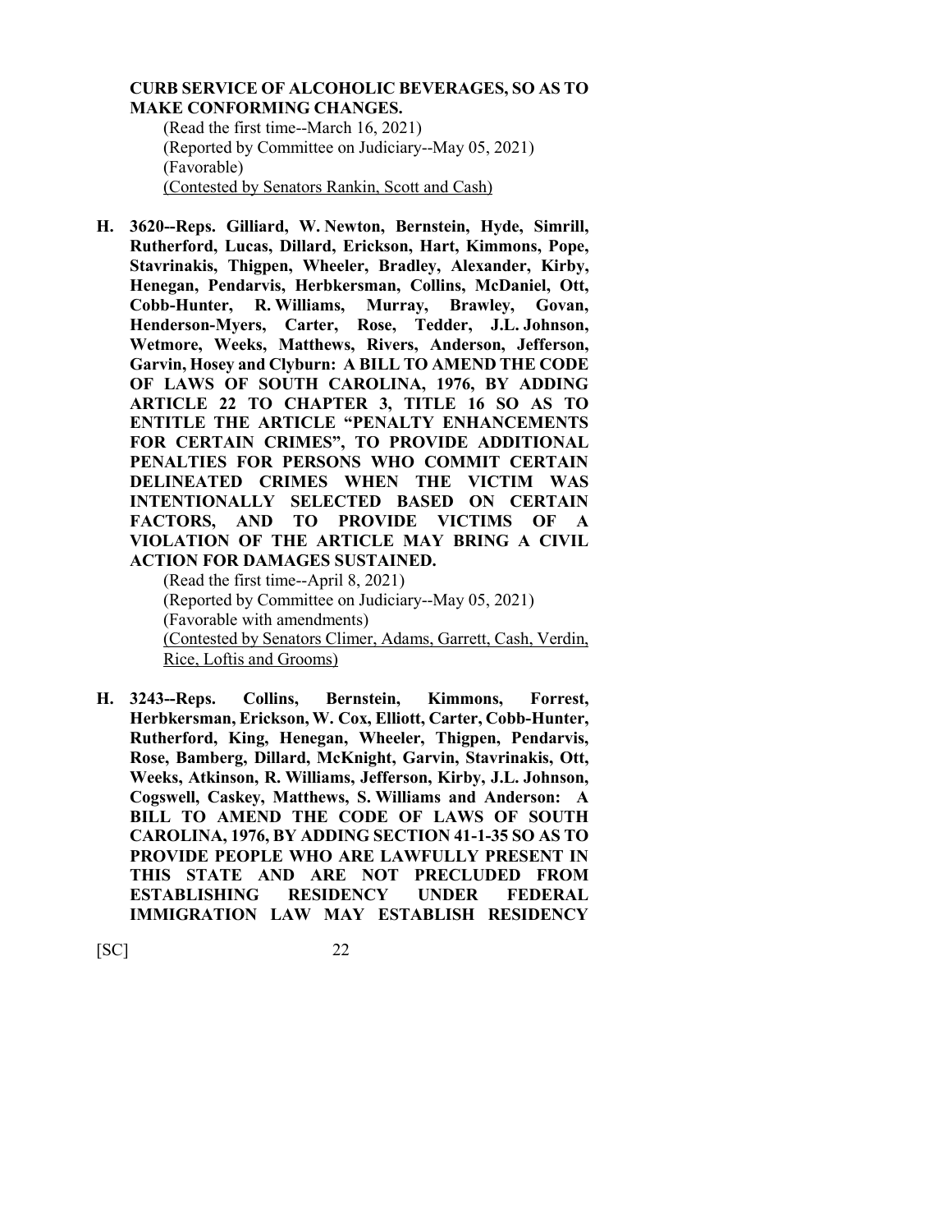**CURB SERVICE OF ALCOHOLIC BEVERAGES, SO AS TO MAKE CONFORMING CHANGES.**

(Read the first time--March 16, 2021)
(Reported by Committee on Judiciary--May 05, 2021)
(Favorable)
(Contested by Senators Rankin, Scott and Cash)

**H. 3620--Reps. Gilliard, W. Newton, Bernstein, Hyde, Simrill, Rutherford, Lucas, Dillard, Erickson, Hart, Kimmons, Pope, Stavrinakis, Thigpen, Wheeler, Bradley, Alexander, Kirby, Henegan, Pendarvis, Herbkersman, Collins, McDaniel, Ott, Cobb-Hunter, R. Williams, Murray, Brawley, Govan, Henderson-Myers, Carter, Rose, Tedder, J.L. Johnson, Wetmore, Weeks, Matthews, Rivers, Anderson, Jefferson, Garvin, Hosey and Clyburn: A BILL TO AMEND THE CODE OF LAWS OF SOUTH CAROLINA, 1976, BY ADDING ARTICLE 22 TO CHAPTER 3, TITLE 16 SO AS TO ENTITLE THE ARTICLE "PENALTY ENHANCEMENTS FOR CERTAIN CRIMES", TO PROVIDE ADDITIONAL PENALTIES FOR PERSONS WHO COMMIT CERTAIN DELINEATED CRIMES WHEN THE VICTIM WAS INTENTIONALLY SELECTED BASED ON CERTAIN FACTORS, AND TO PROVIDE VICTIMS OF A VIOLATION OF THE ARTICLE MAY BRING A CIVIL ACTION FOR DAMAGES SUSTAINED.**

(Read the first time--April 8, 2021)
(Reported by Committee on Judiciary--May 05, 2021)
(Favorable with amendments)
(Contested by Senators Climer, Adams, Garrett, Cash, Verdin, Rice, Loftis and Grooms)

**H. 3243--Reps. Collins, Bernstein, Kimmons, Forrest, Herbkersman, Erickson, W. Cox, Elliott, Carter, Cobb-Hunter, Rutherford, King, Henegan, Wheeler, Thigpen, Pendarvis, Rose, Bamberg, Dillard, McKnight, Garvin, Stavrinakis, Ott, Weeks, Atkinson, R. Williams, Jefferson, Kirby, J.L. Johnson, Cogswell, Caskey, Matthews, S. Williams and Anderson: A BILL TO AMEND THE CODE OF LAWS OF SOUTH CAROLINA, 1976, BY ADDING SECTION 41-1-35 SO AS TO PROVIDE PEOPLE WHO ARE LAWFULLY PRESENT IN THIS STATE AND ARE NOT PRECLUDED FROM ESTABLISHING RESIDENCY UNDER FEDERAL IMMIGRATION LAW MAY ESTABLISH RESIDENCY**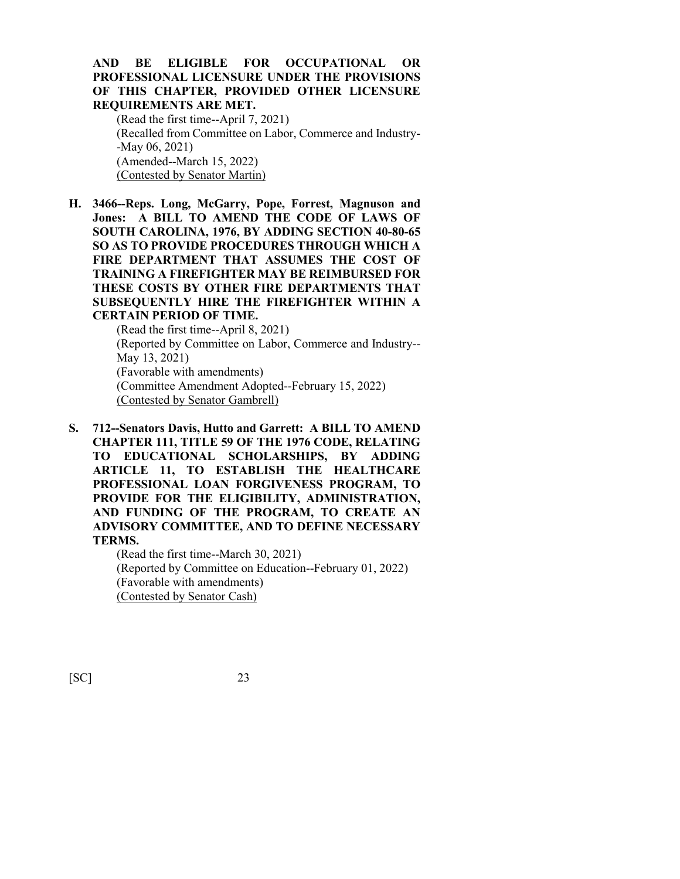**AND BE ELIGIBLE FOR OCCUPATIONAL OR PROFESSIONAL LICENSURE UNDER THE PROVISIONS OF THIS CHAPTER, PROVIDED OTHER LICENSURE REQUIREMENTS ARE MET.**

(Read the first time--April 7, 2021)
(Recalled from Committee on Labor, Commerce and Industry--May 06, 2021)
(Amended--March 15, 2022)
(Contested by Senator Martin)

**H. 3466--Reps. Long, McGarry, Pope, Forrest, Magnuson and Jones: A BILL TO AMEND THE CODE OF LAWS OF SOUTH CAROLINA, 1976, BY ADDING SECTION 40-80-65 SO AS TO PROVIDE PROCEDURES THROUGH WHICH A FIRE DEPARTMENT THAT ASSUMES THE COST OF TRAINING A FIREFIGHTER MAY BE REIMBURSED FOR THESE COSTS BY OTHER FIRE DEPARTMENTS THAT SUBSEQUENTLY HIRE THE FIREFIGHTER WITHIN A CERTAIN PERIOD OF TIME.**

(Read the first time--April 8, 2021)
(Reported by Committee on Labor, Commerce and Industry--May 13, 2021)
(Favorable with amendments)
(Committee Amendment Adopted--February 15, 2022)
(Contested by Senator Gambrell)

**S. 712--Senators Davis, Hutto and Garrett: A BILL TO AMEND CHAPTER 111, TITLE 59 OF THE 1976 CODE, RELATING TO EDUCATIONAL SCHOLARSHIPS, BY ADDING ARTICLE 11, TO ESTABLISH THE HEALTHCARE PROFESSIONAL LOAN FORGIVENESS PROGRAM, TO PROVIDE FOR THE ELIGIBILITY, ADMINISTRATION, AND FUNDING OF THE PROGRAM, TO CREATE AN ADVISORY COMMITTEE, AND TO DEFINE NECESSARY TERMS.**

(Read the first time--March 30, 2021)
(Reported by Committee on Education--February 01, 2022)
(Favorable with amendments)
(Contested by Senator Cash)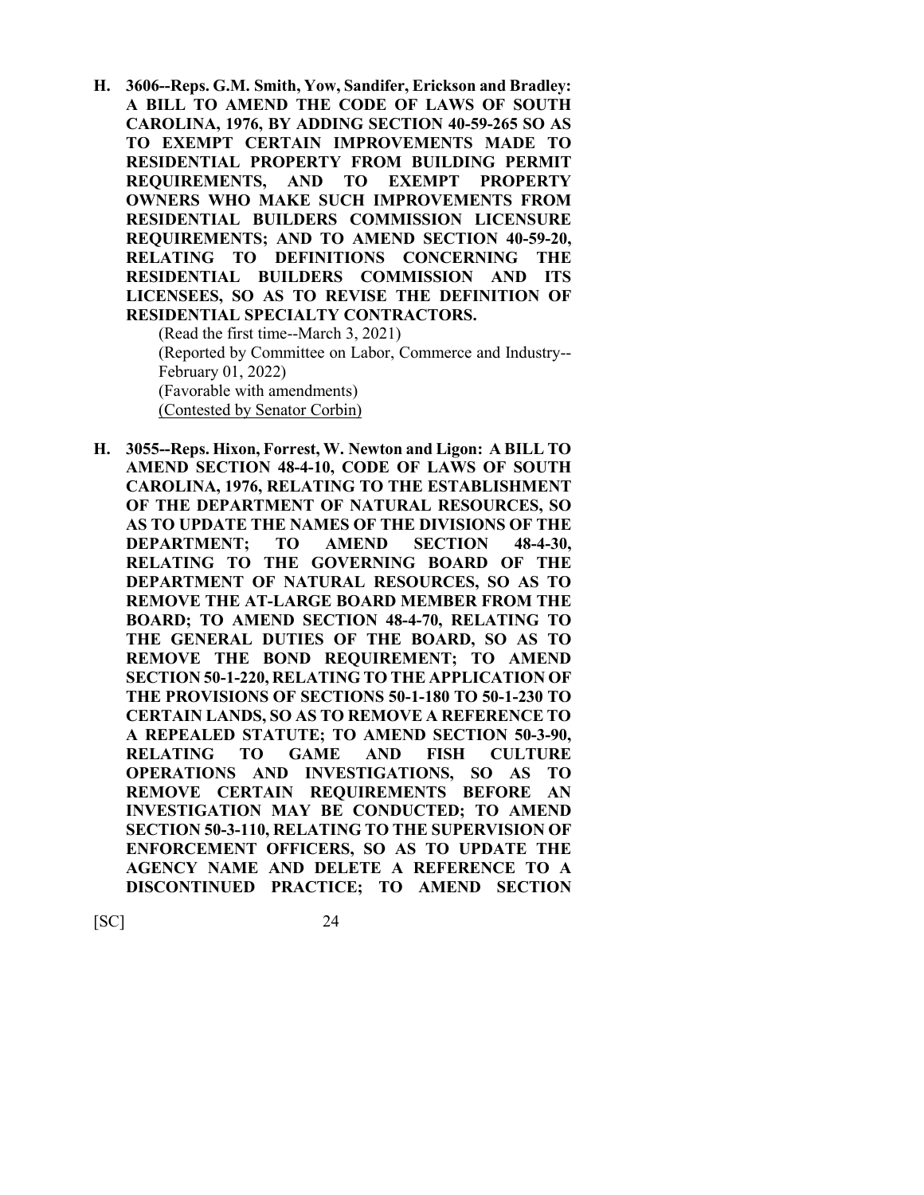**H. 3606--Reps. G.M. Smith, Yow, Sandifer, Erickson and Bradley: A BILL TO AMEND THE CODE OF LAWS OF SOUTH CAROLINA, 1976, BY ADDING SECTION 40-59-265 SO AS TO EXEMPT CERTAIN IMPROVEMENTS MADE TO RESIDENTIAL PROPERTY FROM BUILDING PERMIT REQUIREMENTS, AND TO EXEMPT PROPERTY OWNERS WHO MAKE SUCH IMPROVEMENTS FROM RESIDENTIAL BUILDERS COMMISSION LICENSURE REQUIREMENTS; AND TO AMEND SECTION 40-59-20, RELATING TO DEFINITIONS CONCERNING THE RESIDENTIAL BUILDERS COMMISSION AND ITS LICENSEES, SO AS TO REVISE THE DEFINITION OF RESIDENTIAL SPECIALTY CONTRACTORS.**

(Read the first time--March 3, 2021)
(Reported by Committee on Labor, Commerce and Industry--February 01, 2022)
(Favorable with amendments)
<u>(Contested by Senator Corbin)</u>

**H. 3055--Reps. Hixon, Forrest, W. Newton and Ligon: A BILL TO AMEND SECTION 48-4-10, CODE OF LAWS OF SOUTH CAROLINA, 1976, RELATING TO THE ESTABLISHMENT OF THE DEPARTMENT OF NATURAL RESOURCES, SO AS TO UPDATE THE NAMES OF THE DIVISIONS OF THE DEPARTMENT; TO AMEND SECTION 48-4-30, RELATING TO THE GOVERNING BOARD OF THE DEPARTMENT OF NATURAL RESOURCES, SO AS TO REMOVE THE AT-LARGE BOARD MEMBER FROM THE BOARD; TO AMEND SECTION 48-4-70, RELATING TO THE GENERAL DUTIES OF THE BOARD, SO AS TO REMOVE THE BOND REQUIREMENT; TO AMEND SECTION 50-1-220, RELATING TO THE APPLICATION OF THE PROVISIONS OF SECTIONS 50-1-180 TO 50-1-230 TO CERTAIN LANDS, SO AS TO REMOVE A REFERENCE TO A REPEALED STATUTE; TO AMEND SECTION 50-3-90, RELATING TO GAME AND FISH CULTURE OPERATIONS AND INVESTIGATIONS, SO AS TO REMOVE CERTAIN REQUIREMENTS BEFORE AN INVESTIGATION MAY BE CONDUCTED; TO AMEND SECTION 50-3-110, RELATING TO THE SUPERVISION OF ENFORCEMENT OFFICERS, SO AS TO UPDATE THE AGENCY NAME AND DELETE A REFERENCE TO A DISCONTINUED PRACTICE; TO AMEND SECTION**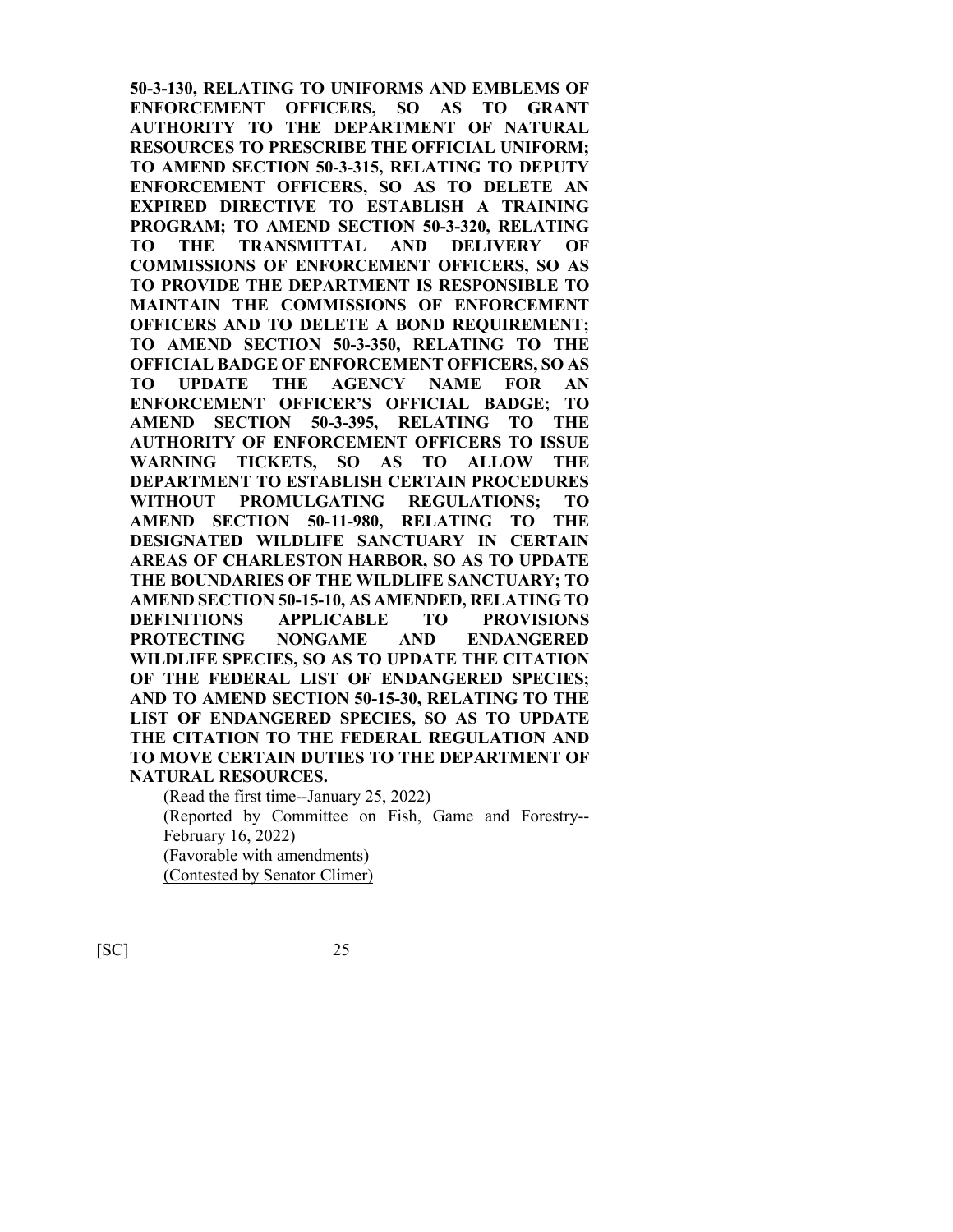**50-3-130, RELATING TO UNIFORMS AND EMBLEMS OF ENFORCEMENT OFFICERS, SO AS TO GRANT AUTHORITY TO THE DEPARTMENT OF NATURAL RESOURCES TO PRESCRIBE THE OFFICIAL UNIFORM; TO AMEND SECTION 50-3-315, RELATING TO DEPUTY ENFORCEMENT OFFICERS, SO AS TO DELETE AN EXPIRED DIRECTIVE TO ESTABLISH A TRAINING PROGRAM; TO AMEND SECTION 50-3-320, RELATING TO THE TRANSMITTAL AND DELIVERY OF COMMISSIONS OF ENFORCEMENT OFFICERS, SO AS TO PROVIDE THE DEPARTMENT IS RESPONSIBLE TO MAINTAIN THE COMMISSIONS OF ENFORCEMENT OFFICERS AND TO DELETE A BOND REQUIREMENT; TO AMEND SECTION 50-3-350, RELATING TO THE OFFICIAL BADGE OF ENFORCEMENT OFFICERS, SO AS TO UPDATE THE AGENCY NAME FOR AN ENFORCEMENT OFFICER'S OFFICIAL BADGE; TO AMEND SECTION 50-3-395, RELATING TO THE AUTHORITY OF ENFORCEMENT OFFICERS TO ISSUE WARNING TICKETS, SO AS TO ALLOW THE DEPARTMENT TO ESTABLISH CERTAIN PROCEDURES WITHOUT PROMULGATING REGULATIONS; TO AMEND SECTION 50-11-980, RELATING TO THE DESIGNATED WILDLIFE SANCTUARY IN CERTAIN AREAS OF CHARLESTON HARBOR, SO AS TO UPDATE THE BOUNDARIES OF THE WILDLIFE SANCTUARY; TO AMEND SECTION 50-15-10, AS AMENDED, RELATING TO DEFINITIONS APPLICABLE TO PROVISIONS PROTECTING NONGAME AND ENDANGERED WILDLIFE SPECIES, SO AS TO UPDATE THE CITATION OF THE FEDERAL LIST OF ENDANGERED SPECIES; AND TO AMEND SECTION 50-15-30, RELATING TO THE LIST OF ENDANGERED SPECIES, SO AS TO UPDATE THE CITATION TO THE FEDERAL REGULATION AND TO MOVE CERTAIN DUTIES TO THE DEPARTMENT OF NATURAL RESOURCES.**

(Read the first time--January 25, 2022)
(Reported by Committee on Fish, Game and Forestry--February 16, 2022)
(Favorable with amendments)
(Contested by Senator Climer)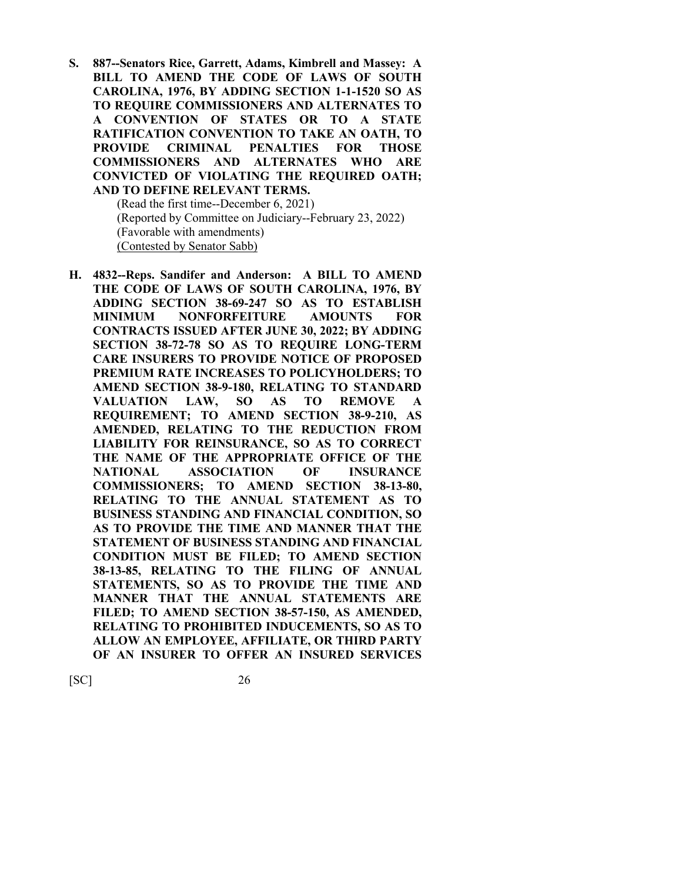**S. 887--Senators Rice, Garrett, Adams, Kimbrell and Massey: A BILL TO AMEND THE CODE OF LAWS OF SOUTH CAROLINA, 1976, BY ADDING SECTION 1-1-1520 SO AS TO REQUIRE COMMISSIONERS AND ALTERNATES TO A CONVENTION OF STATES OR TO A STATE RATIFICATION CONVENTION TO TAKE AN OATH, TO PROVIDE CRIMINAL PENALTIES FOR THOSE COMMISSIONERS AND ALTERNATES WHO ARE CONVICTED OF VIOLATING THE REQUIRED OATH; AND TO DEFINE RELEVANT TERMS.**

(Read the first time--December 6, 2021)
(Reported by Committee on Judiciary--February 23, 2022)
(Favorable with amendments)
(Contested by Senator Sabb)

**H. 4832--Reps. Sandifer and Anderson: A BILL TO AMEND THE CODE OF LAWS OF SOUTH CAROLINA, 1976, BY ADDING SECTION 38-69-247 SO AS TO ESTABLISH MINIMUM NONFORFEITURE AMOUNTS FOR CONTRACTS ISSUED AFTER JUNE 30, 2022; BY ADDING SECTION 38-72-78 SO AS TO REQUIRE LONG-TERM CARE INSURERS TO PROVIDE NOTICE OF PROPOSED PREMIUM RATE INCREASES TO POLICYHOLDERS; TO AMEND SECTION 38-9-180, RELATING TO STANDARD VALUATION LAW, SO AS TO REMOVE A REQUIREMENT; TO AMEND SECTION 38-9-210, AS AMENDED, RELATING TO THE REDUCTION FROM LIABILITY FOR REINSURANCE, SO AS TO CORRECT THE NAME OF THE APPROPRIATE OFFICE OF THE NATIONAL ASSOCIATION OF INSURANCE COMMISSIONERS; TO AMEND SECTION 38-13-80, RELATING TO THE ANNUAL STATEMENT AS TO BUSINESS STANDING AND FINANCIAL CONDITION, SO AS TO PROVIDE THE TIME AND MANNER THAT THE STATEMENT OF BUSINESS STANDING AND FINANCIAL CONDITION MUST BE FILED; TO AMEND SECTION 38-13-85, RELATING TO THE FILING OF ANNUAL STATEMENTS, SO AS TO PROVIDE THE TIME AND MANNER THAT THE ANNUAL STATEMENTS ARE FILED; TO AMEND SECTION 38-57-150, AS AMENDED, RELATING TO PROHIBITED INDUCEMENTS, SO AS TO ALLOW AN EMPLOYEE, AFFILIATE, OR THIRD PARTY OF AN INSURER TO OFFER AN INSURED SERVICES**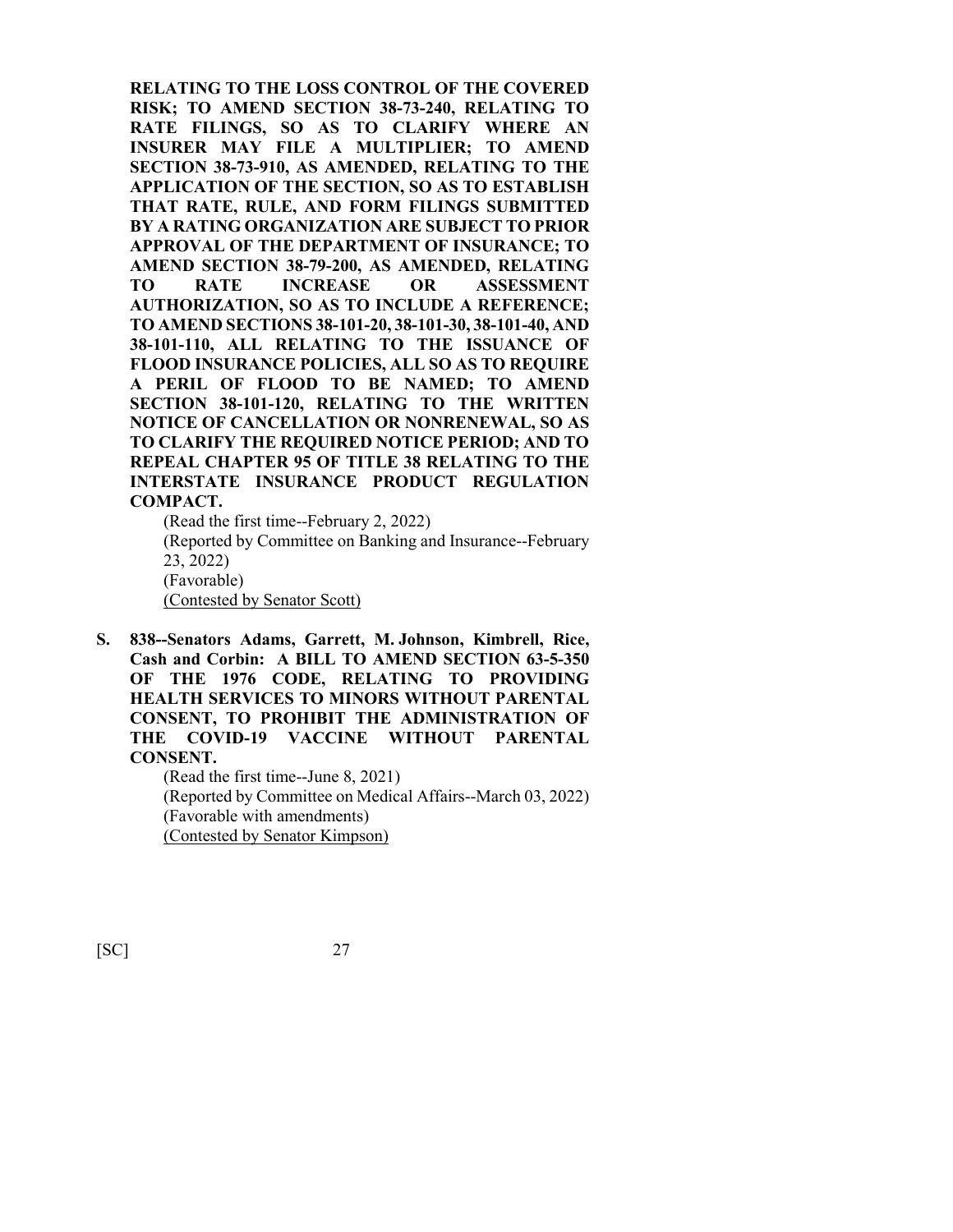**RELATING TO THE LOSS CONTROL OF THE COVERED RISK; TO AMEND SECTION 38-73-240, RELATING TO RATE FILINGS, SO AS TO CLARIFY WHERE AN INSURER MAY FILE A MULTIPLIER; TO AMEND SECTION 38-73-910, AS AMENDED, RELATING TO THE APPLICATION OF THE SECTION, SO AS TO ESTABLISH THAT RATE, RULE, AND FORM FILINGS SUBMITTED BY A RATING ORGANIZATION ARE SUBJECT TO PRIOR APPROVAL OF THE DEPARTMENT OF INSURANCE; TO AMEND SECTION 38-79-200, AS AMENDED, RELATING TO RATE INCREASE OR ASSESSMENT AUTHORIZATION, SO AS TO INCLUDE A REFERENCE; TO AMEND SECTIONS 38-101-20, 38-101-30, 38-101-40, AND 38-101-110, ALL RELATING TO THE ISSUANCE OF FLOOD INSURANCE POLICIES, ALL SO AS TO REQUIRE A PERIL OF FLOOD TO BE NAMED; TO AMEND SECTION 38-101-120, RELATING TO THE WRITTEN NOTICE OF CANCELLATION OR NONRENEWAL, SO AS TO CLARIFY THE REQUIRED NOTICE PERIOD; AND TO REPEAL CHAPTER 95 OF TITLE 38 RELATING TO THE INTERSTATE INSURANCE PRODUCT REGULATION COMPACT.**

(Read the first time--February 2, 2022)
(Reported by Committee on Banking and Insurance--February 23, 2022)
(Favorable)
(Contested by Senator Scott)

**S. 838--Senators Adams, Garrett, M. Johnson, Kimbrell, Rice, Cash and Corbin: A BILL TO AMEND SECTION 63-5-350 OF THE 1976 CODE, RELATING TO PROVIDING HEALTH SERVICES TO MINORS WITHOUT PARENTAL CONSENT, TO PROHIBIT THE ADMINISTRATION OF THE COVID-19 VACCINE WITHOUT PARENTAL CONSENT.**

(Read the first time--June 8, 2021)
(Reported by Committee on Medical Affairs--March 03, 2022)
(Favorable with amendments)
(Contested by Senator Kimpson)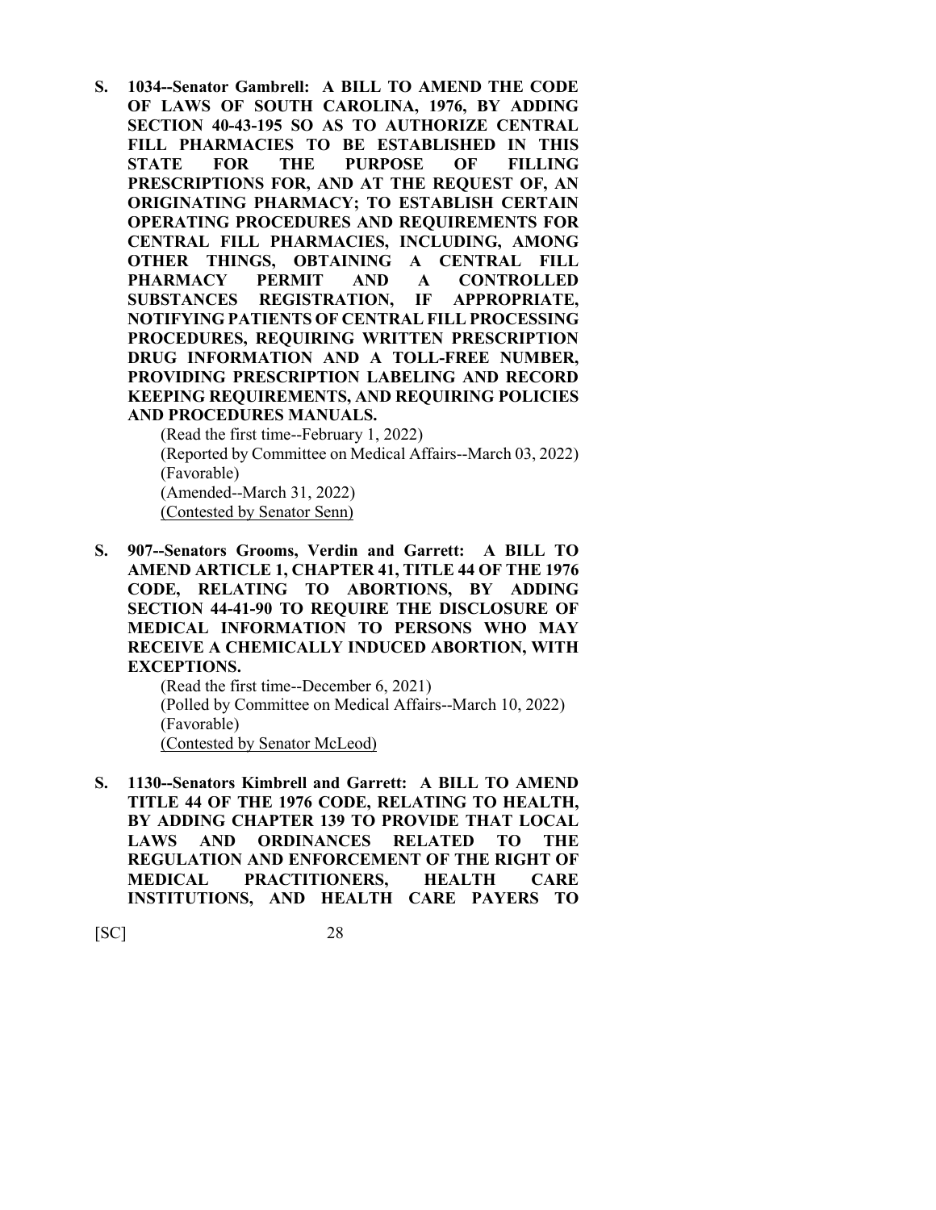**S. 1034--Senator Gambrell: A BILL TO AMEND THE CODE OF LAWS OF SOUTH CAROLINA, 1976, BY ADDING SECTION 40-43-195 SO AS TO AUTHORIZE CENTRAL FILL PHARMACIES TO BE ESTABLISHED IN THIS STATE FOR THE PURPOSE OF FILLING PRESCRIPTIONS FOR, AND AT THE REQUEST OF, AN ORIGINATING PHARMACY; TO ESTABLISH CERTAIN OPERATING PROCEDURES AND REQUIREMENTS FOR CENTRAL FILL PHARMACIES, INCLUDING, AMONG OTHER THINGS, OBTAINING A CENTRAL FILL PHARMACY PERMIT AND A CONTROLLED SUBSTANCES REGISTRATION, IF APPROPRIATE, NOTIFYING PATIENTS OF CENTRAL FILL PROCESSING PROCEDURES, REQUIRING WRITTEN PRESCRIPTION DRUG INFORMATION AND A TOLL-FREE NUMBER, PROVIDING PRESCRIPTION LABELING AND RECORD KEEPING REQUIREMENTS, AND REQUIRING POLICIES AND PROCEDURES MANUALS.**

(Read the first time--February 1, 2022)
(Reported by Committee on Medical Affairs--March 03, 2022)
(Favorable)
(Amended--March 31, 2022)
(Contested by Senator Senn)

**S. 907--Senators Grooms, Verdin and Garrett: A BILL TO AMEND ARTICLE 1, CHAPTER 41, TITLE 44 OF THE 1976 CODE, RELATING TO ABORTIONS, BY ADDING SECTION 44-41-90 TO REQUIRE THE DISCLOSURE OF MEDICAL INFORMATION TO PERSONS WHO MAY RECEIVE A CHEMICALLY INDUCED ABORTION, WITH EXCEPTIONS.**

(Read the first time--December 6, 2021)
(Polled by Committee on Medical Affairs--March 10, 2022)
(Favorable)
(Contested by Senator McLeod)

**S. 1130--Senators Kimbrell and Garrett: A BILL TO AMEND TITLE 44 OF THE 1976 CODE, RELATING TO HEALTH, BY ADDING CHAPTER 139 TO PROVIDE THAT LOCAL LAWS AND ORDINANCES RELATED TO THE REGULATION AND ENFORCEMENT OF THE RIGHT OF MEDICAL PRACTITIONERS, HEALTH CARE INSTITUTIONS, AND HEALTH CARE PAYERS TO**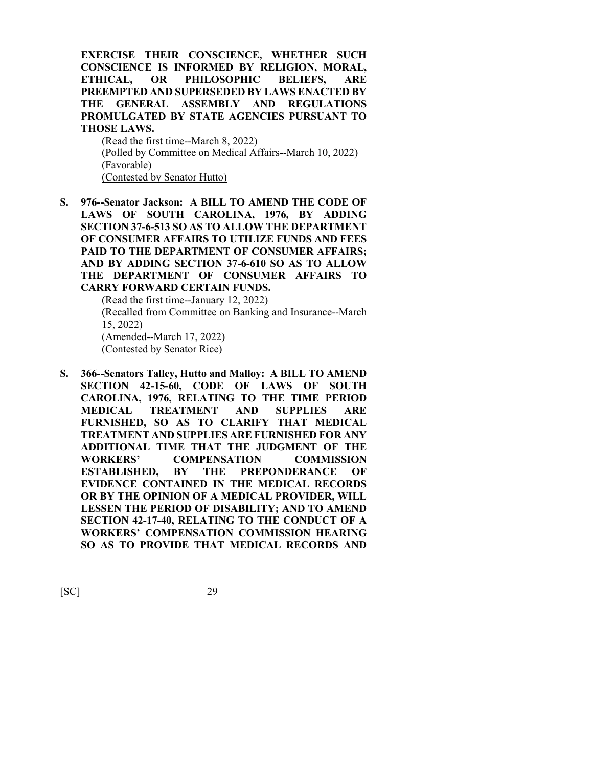**EXERCISE THEIR CONSCIENCE, WHETHER SUCH CONSCIENCE IS INFORMED BY RELIGION, MORAL, ETHICAL, OR PHILOSOPHIC BELIEFS, ARE PREEMPTED AND SUPERSEDED BY LAWS ENACTED BY THE GENERAL ASSEMBLY AND REGULATIONS PROMULGATED BY STATE AGENCIES PURSUANT TO THOSE LAWS.**

(Read the first time--March 8, 2022)
(Polled by Committee on Medical Affairs--March 10, 2022)
(Favorable)
(Contested by Senator Hutto)

**S. 976--Senator Jackson: A BILL TO AMEND THE CODE OF LAWS OF SOUTH CAROLINA, 1976, BY ADDING SECTION 37-6-513 SO AS TO ALLOW THE DEPARTMENT OF CONSUMER AFFAIRS TO UTILIZE FUNDS AND FEES PAID TO THE DEPARTMENT OF CONSUMER AFFAIRS; AND BY ADDING SECTION 37-6-610 SO AS TO ALLOW THE DEPARTMENT OF CONSUMER AFFAIRS TO CARRY FORWARD CERTAIN FUNDS.**

(Read the first time--January 12, 2022)
(Recalled from Committee on Banking and Insurance--March 15, 2022)
(Amended--March 17, 2022)
(Contested by Senator Rice)

**S. 366--Senators Talley, Hutto and Malloy: A BILL TO AMEND SECTION 42-15-60, CODE OF LAWS OF SOUTH CAROLINA, 1976, RELATING TO THE TIME PERIOD MEDICAL TREATMENT AND SUPPLIES ARE FURNISHED, SO AS TO CLARIFY THAT MEDICAL TREATMENT AND SUPPLIES ARE FURNISHED FOR ANY ADDITIONAL TIME THAT THE JUDGMENT OF THE WORKERS' COMPENSATION COMMISSION ESTABLISHED, BY THE PREPONDERANCE OF EVIDENCE CONTAINED IN THE MEDICAL RECORDS OR BY THE OPINION OF A MEDICAL PROVIDER, WILL LESSEN THE PERIOD OF DISABILITY; AND TO AMEND SECTION 42-17-40, RELATING TO THE CONDUCT OF A WORKERS' COMPENSATION COMMISSION HEARING SO AS TO PROVIDE THAT MEDICAL RECORDS AND**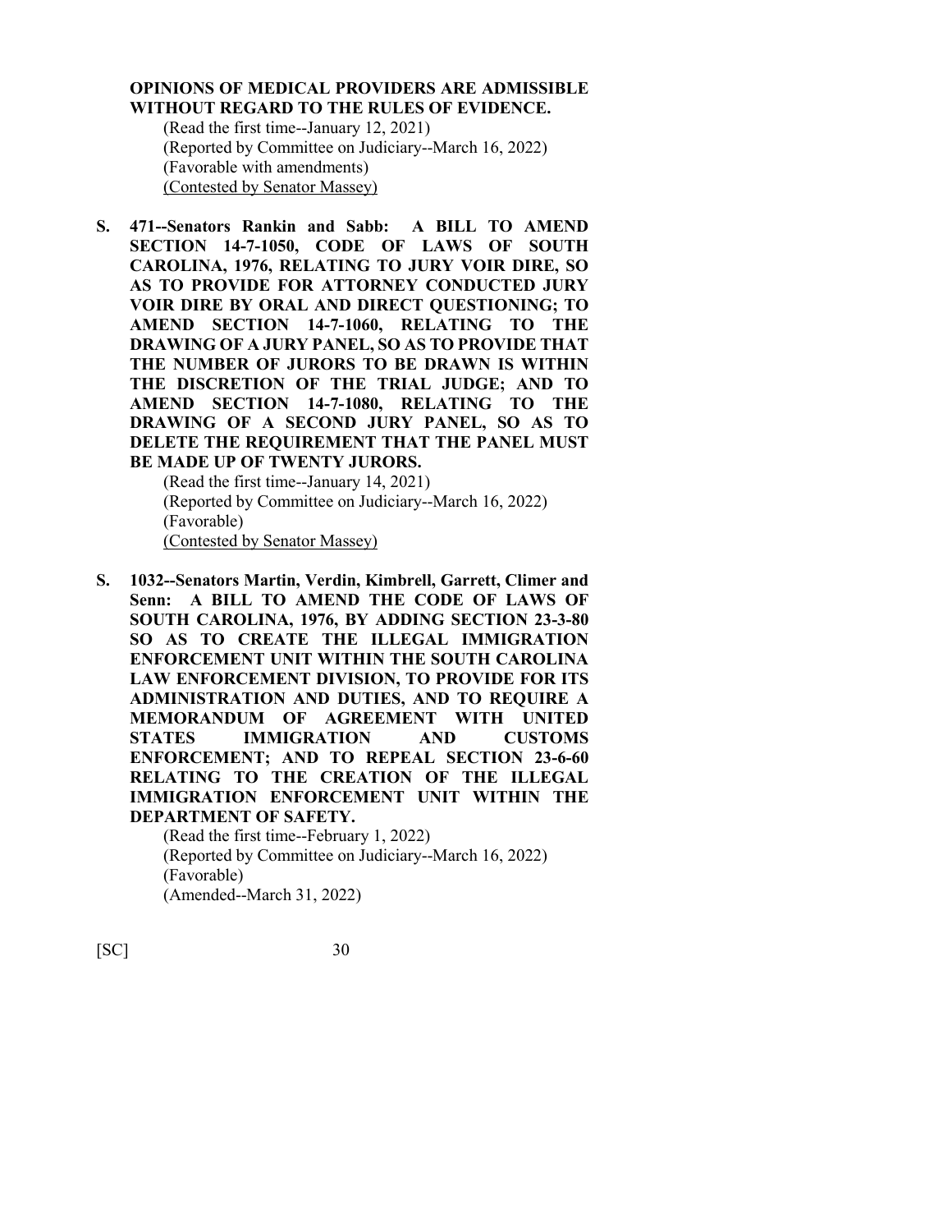**OPINIONS OF MEDICAL PROVIDERS ARE ADMISSIBLE WITHOUT REGARD TO THE RULES OF EVIDENCE.**

(Read the first time--January 12, 2021)
(Reported by Committee on Judiciary--March 16, 2022)
(Favorable with amendments)
(Contested by Senator Massey)

**S. 471--Senators Rankin and Sabb: A BILL TO AMEND SECTION 14-7-1050, CODE OF LAWS OF SOUTH CAROLINA, 1976, RELATING TO JURY VOIR DIRE, SO AS TO PROVIDE FOR ATTORNEY CONDUCTED JURY VOIR DIRE BY ORAL AND DIRECT QUESTIONING; TO AMEND SECTION 14-7-1060, RELATING TO THE DRAWING OF A JURY PANEL, SO AS TO PROVIDE THAT THE NUMBER OF JURORS TO BE DRAWN IS WITHIN THE DISCRETION OF THE TRIAL JUDGE; AND TO AMEND SECTION 14-7-1080, RELATING TO THE DRAWING OF A SECOND JURY PANEL, SO AS TO DELETE THE REQUIREMENT THAT THE PANEL MUST BE MADE UP OF TWENTY JURORS.**

(Read the first time--January 14, 2021)
(Reported by Committee on Judiciary--March 16, 2022)
(Favorable)
(Contested by Senator Massey)

**S. 1032--Senators Martin, Verdin, Kimbrell, Garrett, Climer and Senn: A BILL TO AMEND THE CODE OF LAWS OF SOUTH CAROLINA, 1976, BY ADDING SECTION 23-3-80 SO AS TO CREATE THE ILLEGAL IMMIGRATION ENFORCEMENT UNIT WITHIN THE SOUTH CAROLINA LAW ENFORCEMENT DIVISION, TO PROVIDE FOR ITS ADMINISTRATION AND DUTIES, AND TO REQUIRE A MEMORANDUM OF AGREEMENT WITH UNITED STATES IMMIGRATION AND CUSTOMS ENFORCEMENT; AND TO REPEAL SECTION 23-6-60 RELATING TO THE CREATION OF THE ILLEGAL IMMIGRATION ENFORCEMENT UNIT WITHIN THE DEPARTMENT OF SAFETY.**

(Read the first time--February 1, 2022)
(Reported by Committee on Judiciary--March 16, 2022)
(Favorable)
(Amended--March 31, 2022)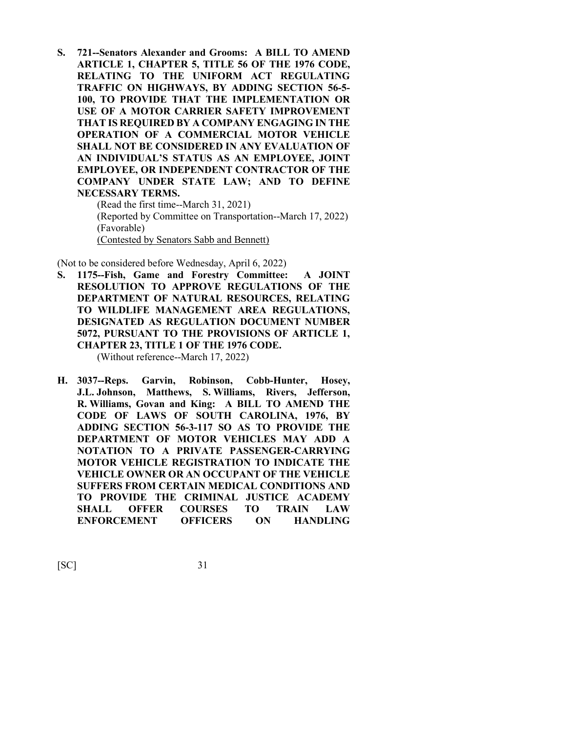**S. 721--Senators Alexander and Grooms: A BILL TO AMEND ARTICLE 1, CHAPTER 5, TITLE 56 OF THE 1976 CODE, RELATING TO THE UNIFORM ACT REGULATING TRAFFIC ON HIGHWAYS, BY ADDING SECTION 56-5-100, TO PROVIDE THAT THE IMPLEMENTATION OR USE OF A MOTOR CARRIER SAFETY IMPROVEMENT THAT IS REQUIRED BY A COMPANY ENGAGING IN THE OPERATION OF A COMMERCIAL MOTOR VEHICLE SHALL NOT BE CONSIDERED IN ANY EVALUATION OF AN INDIVIDUAL'S STATUS AS AN EMPLOYEE, JOINT EMPLOYEE, OR INDEPENDENT CONTRACTOR OF THE COMPANY UNDER STATE LAW; AND TO DEFINE NECESSARY TERMS.**

(Read the first time--March 31, 2021)
(Reported by Committee on Transportation--March 17, 2022)
(Favorable)
(Contested by Senators Sabb and Bennett)

(Not to be considered before Wednesday, April 6, 2022)

**S. 1175--Fish, Game and Forestry Committee: A JOINT RESOLUTION TO APPROVE REGULATIONS OF THE DEPARTMENT OF NATURAL RESOURCES, RELATING TO WILDLIFE MANAGEMENT AREA REGULATIONS, DESIGNATED AS REGULATION DOCUMENT NUMBER 5072, PURSUANT TO THE PROVISIONS OF ARTICLE 1, CHAPTER 23, TITLE 1 OF THE 1976 CODE.**

(Without reference--March 17, 2022)

**H. 3037--Reps. Garvin, Robinson, Cobb-Hunter, Hosey, J.L. Johnson, Matthews, S. Williams, Rivers, Jefferson, R. Williams, Govan and King: A BILL TO AMEND THE CODE OF LAWS OF SOUTH CAROLINA, 1976, BY ADDING SECTION 56-3-117 SO AS TO PROVIDE THE DEPARTMENT OF MOTOR VEHICLES MAY ADD A NOTATION TO A PRIVATE PASSENGER-CARRYING MOTOR VEHICLE REGISTRATION TO INDICATE THE VEHICLE OWNER OR AN OCCUPANT OF THE VEHICLE SUFFERS FROM CERTAIN MEDICAL CONDITIONS AND TO PROVIDE THE CRIMINAL JUSTICE ACADEMY SHALL OFFER COURSES TO TRAIN LAW ENFORCEMENT OFFICERS ON HANDLING**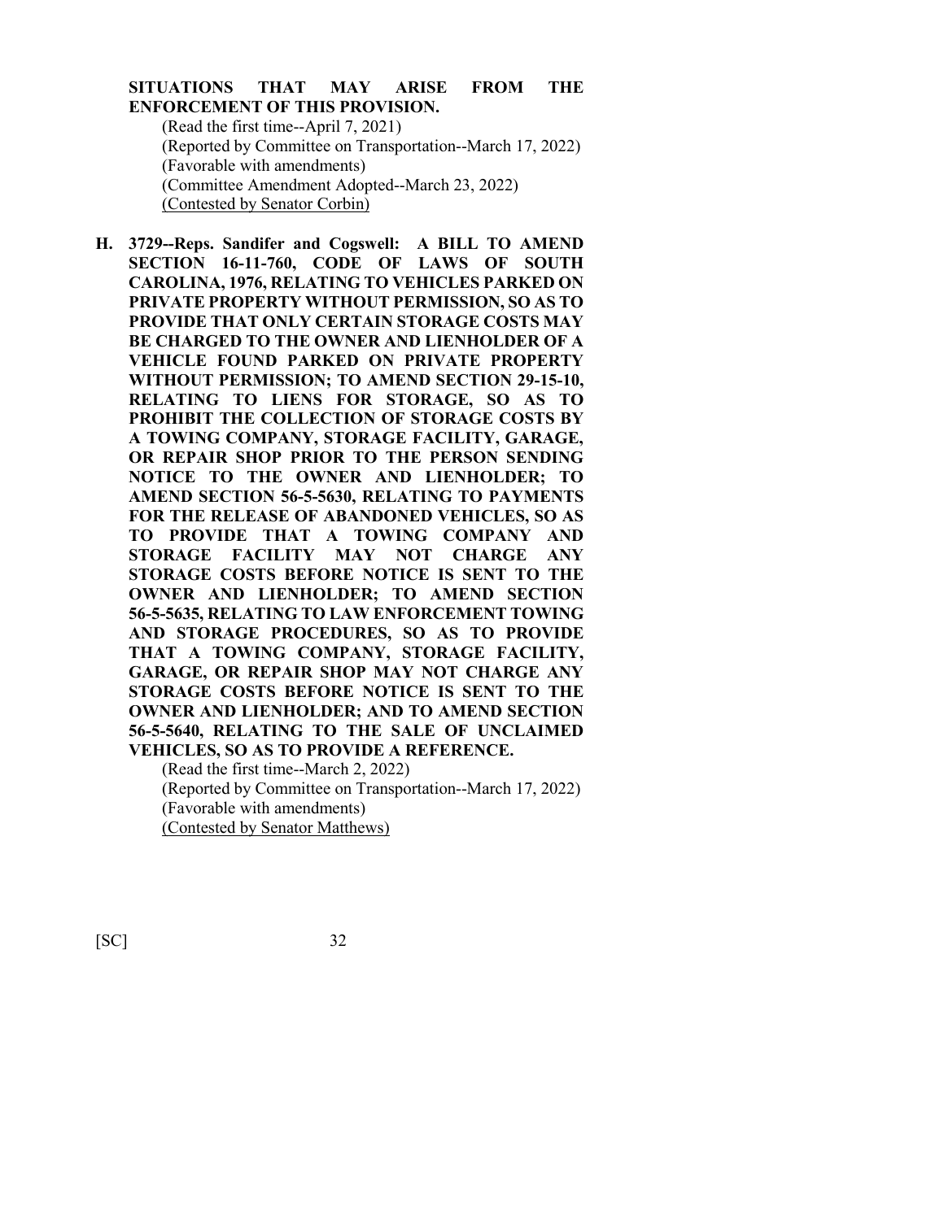**SITUATIONS THAT MAY ARISE FROM THE ENFORCEMENT OF THIS PROVISION.**

(Read the first time--April 7, 2021)
(Reported by Committee on Transportation--March 17, 2022)
(Favorable with amendments)
(Committee Amendment Adopted--March 23, 2022)
(Contested by Senator Corbin)

**H. 3729--Reps. Sandifer and Cogswell: A BILL TO AMEND SECTION 16-11-760, CODE OF LAWS OF SOUTH CAROLINA, 1976, RELATING TO VEHICLES PARKED ON PRIVATE PROPERTY WITHOUT PERMISSION, SO AS TO PROVIDE THAT ONLY CERTAIN STORAGE COSTS MAY BE CHARGED TO THE OWNER AND LIENHOLDER OF A VEHICLE FOUND PARKED ON PRIVATE PROPERTY WITHOUT PERMISSION; TO AMEND SECTION 29-15-10, RELATING TO LIENS FOR STORAGE, SO AS TO PROHIBIT THE COLLECTION OF STORAGE COSTS BY A TOWING COMPANY, STORAGE FACILITY, GARAGE, OR REPAIR SHOP PRIOR TO THE PERSON SENDING NOTICE TO THE OWNER AND LIENHOLDER; TO AMEND SECTION 56-5-5630, RELATING TO PAYMENTS FOR THE RELEASE OF ABANDONED VEHICLES, SO AS TO PROVIDE THAT A TOWING COMPANY AND STORAGE FACILITY MAY NOT CHARGE ANY STORAGE COSTS BEFORE NOTICE IS SENT TO THE OWNER AND LIENHOLDER; TO AMEND SECTION 56-5-5635, RELATING TO LAW ENFORCEMENT TOWING AND STORAGE PROCEDURES, SO AS TO PROVIDE THAT A TOWING COMPANY, STORAGE FACILITY, GARAGE, OR REPAIR SHOP MAY NOT CHARGE ANY STORAGE COSTS BEFORE NOTICE IS SENT TO THE OWNER AND LIENHOLDER; AND TO AMEND SECTION 56-5-5640, RELATING TO THE SALE OF UNCLAIMED VEHICLES, SO AS TO PROVIDE A REFERENCE.**

(Read the first time--March 2, 2022)
(Reported by Committee on Transportation--March 17, 2022)
(Favorable with amendments)
(Contested by Senator Matthews)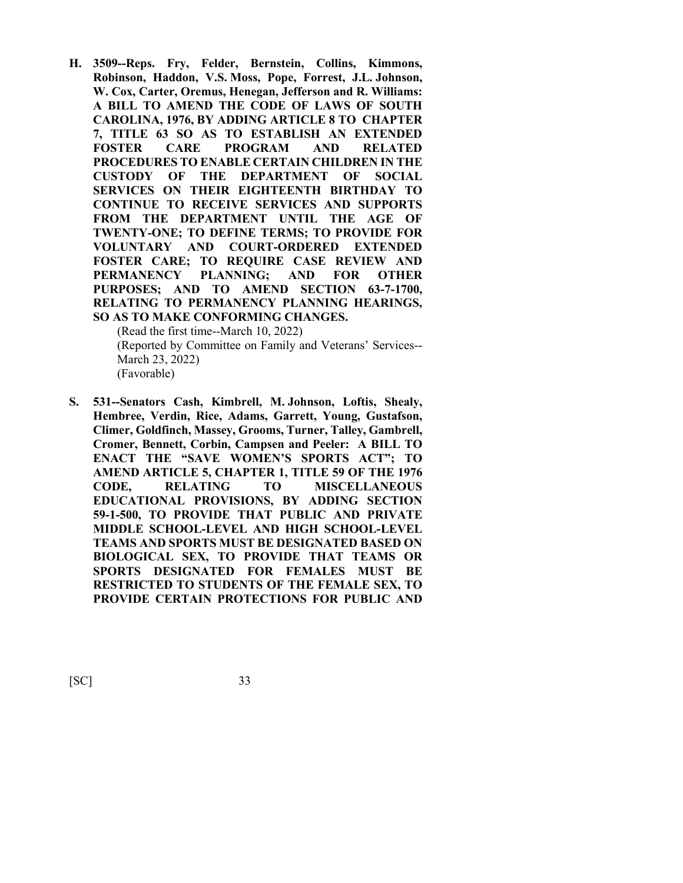**H. 3509--Reps. Fry, Felder, Bernstein, Collins, Kimmons, Robinson, Haddon, V.S. Moss, Pope, Forrest, J.L. Johnson, W. Cox, Carter, Oremus, Henegan, Jefferson and R. Williams: A BILL TO AMEND THE CODE OF LAWS OF SOUTH CAROLINA, 1976, BY ADDING ARTICLE 8 TO CHAPTER 7, TITLE 63 SO AS TO ESTABLISH AN EXTENDED FOSTER CARE PROGRAM AND RELATED PROCEDURES TO ENABLE CERTAIN CHILDREN IN THE CUSTODY OF THE DEPARTMENT OF SOCIAL SERVICES ON THEIR EIGHTEENTH BIRTHDAY TO CONTINUE TO RECEIVE SERVICES AND SUPPORTS FROM THE DEPARTMENT UNTIL THE AGE OF TWENTY-ONE; TO DEFINE TERMS; TO PROVIDE FOR VOLUNTARY AND COURT-ORDERED EXTENDED FOSTER CARE; TO REQUIRE CASE REVIEW AND PERMANENCY PLANNING; AND FOR OTHER PURPOSES; AND TO AMEND SECTION 63-7-1700, RELATING TO PERMANENCY PLANNING HEARINGS, SO AS TO MAKE CONFORMING CHANGES.**

(Read the first time--March 10, 2022)
(Reported by Committee on Family and Veterans' Services--March 23, 2022)
(Favorable)

**S. 531--Senators Cash, Kimbrell, M. Johnson, Loftis, Shealy, Hembree, Verdin, Rice, Adams, Garrett, Young, Gustafson, Climer, Goldfinch, Massey, Grooms, Turner, Talley, Gambrell, Cromer, Bennett, Corbin, Campsen and Peeler: A BILL TO ENACT THE "SAVE WOMEN'S SPORTS ACT"; TO AMEND ARTICLE 5, CHAPTER 1, TITLE 59 OF THE 1976 CODE, RELATING TO MISCELLANEOUS EDUCATIONAL PROVISIONS, BY ADDING SECTION 59-1-500, TO PROVIDE THAT PUBLIC AND PRIVATE MIDDLE SCHOOL-LEVEL AND HIGH SCHOOL-LEVEL TEAMS AND SPORTS MUST BE DESIGNATED BASED ON BIOLOGICAL SEX, TO PROVIDE THAT TEAMS OR SPORTS DESIGNATED FOR FEMALES MUST BE RESTRICTED TO STUDENTS OF THE FEMALE SEX, TO PROVIDE CERTAIN PROTECTIONS FOR PUBLIC AND**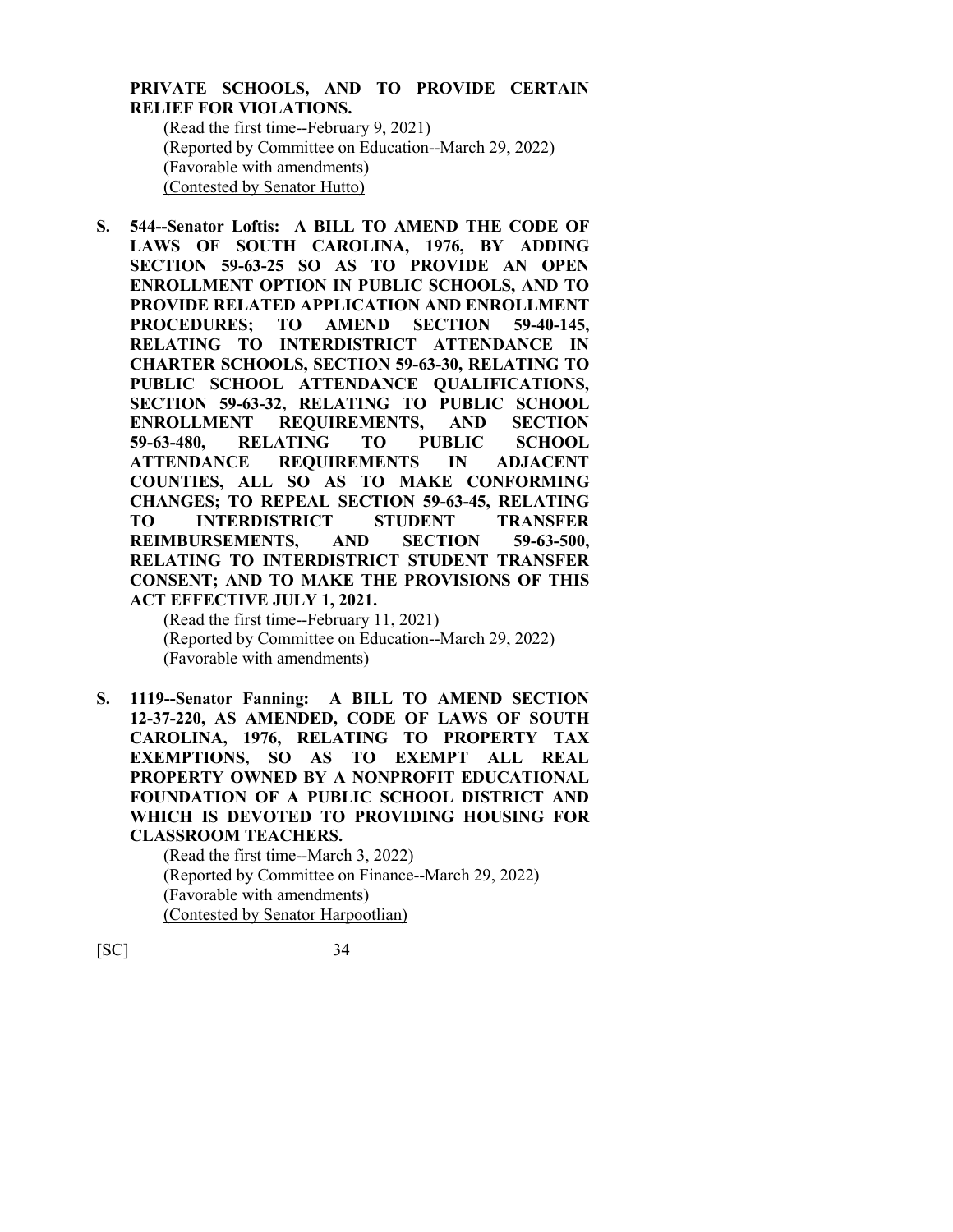**PRIVATE SCHOOLS, AND TO PROVIDE CERTAIN RELIEF FOR VIOLATIONS.**

(Read the first time--February 9, 2021)
(Reported by Committee on Education--March 29, 2022)
(Favorable with amendments)
(Contested by Senator Hutto)

**S. 544--Senator Loftis: A BILL TO AMEND THE CODE OF LAWS OF SOUTH CAROLINA, 1976, BY ADDING SECTION 59-63-25 SO AS TO PROVIDE AN OPEN ENROLLMENT OPTION IN PUBLIC SCHOOLS, AND TO PROVIDE RELATED APPLICATION AND ENROLLMENT PROCEDURES; TO AMEND SECTION 59-40-145, RELATING TO INTERDISTRICT ATTENDANCE IN CHARTER SCHOOLS, SECTION 59-63-30, RELATING TO PUBLIC SCHOOL ATTENDANCE QUALIFICATIONS, SECTION 59-63-32, RELATING TO PUBLIC SCHOOL ENROLLMENT REQUIREMENTS, AND SECTION 59-63-480, RELATING TO PUBLIC SCHOOL ATTENDANCE REQUIREMENTS IN ADJACENT COUNTIES, ALL SO AS TO MAKE CONFORMING CHANGES; TO REPEAL SECTION 59-63-45, RELATING TO INTERDISTRICT STUDENT TRANSFER REIMBURSEMENTS, AND SECTION 59-63-500, RELATING TO INTERDISTRICT STUDENT TRANSFER CONSENT; AND TO MAKE THE PROVISIONS OF THIS ACT EFFECTIVE JULY 1, 2021.**

(Read the first time--February 11, 2021)
(Reported by Committee on Education--March 29, 2022)
(Favorable with amendments)

**S. 1119--Senator Fanning: A BILL TO AMEND SECTION 12-37-220, AS AMENDED, CODE OF LAWS OF SOUTH CAROLINA, 1976, RELATING TO PROPERTY TAX EXEMPTIONS, SO AS TO EXEMPT ALL REAL PROPERTY OWNED BY A NONPROFIT EDUCATIONAL FOUNDATION OF A PUBLIC SCHOOL DISTRICT AND WHICH IS DEVOTED TO PROVIDING HOUSING FOR CLASSROOM TEACHERS.**

(Read the first time--March 3, 2022)
(Reported by Committee on Finance--March 29, 2022)
(Favorable with amendments)
(Contested by Senator Harpootlian)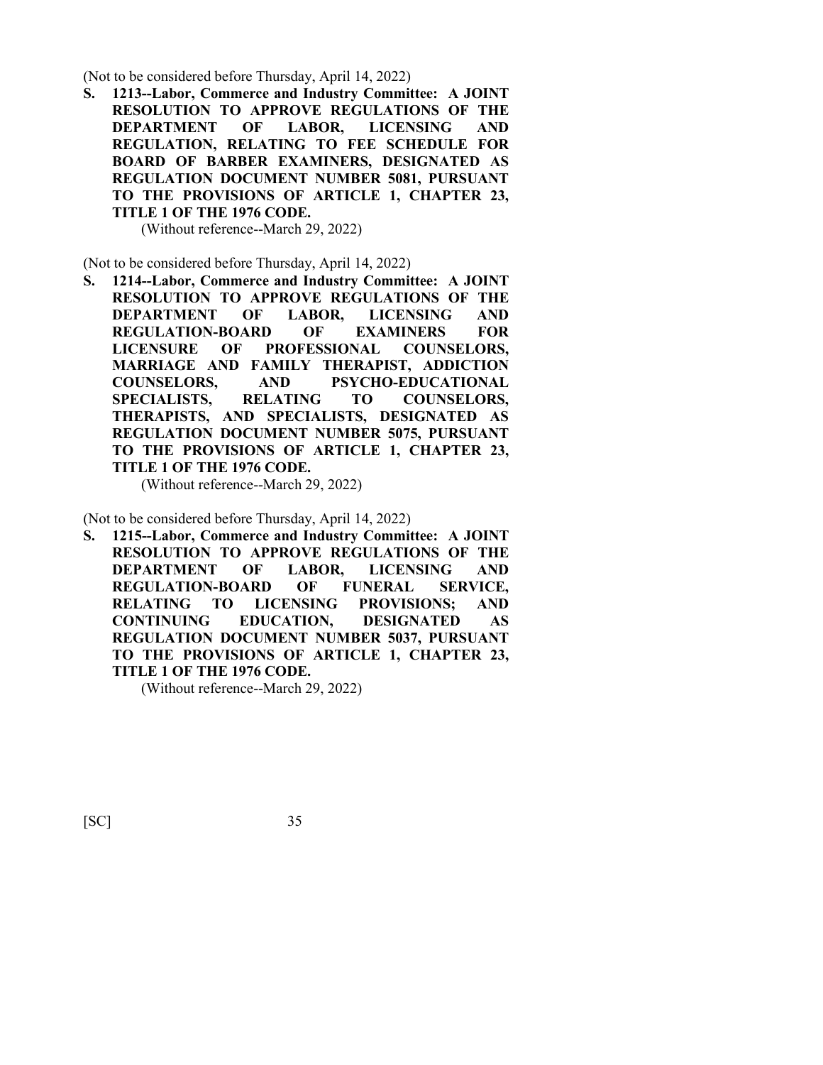(Not to be considered before Thursday, April 14, 2022)

**S. 1213--Labor, Commerce and Industry Committee: A JOINT RESOLUTION TO APPROVE REGULATIONS OF THE DEPARTMENT OF LABOR, LICENSING AND REGULATION, RELATING TO FEE SCHEDULE FOR BOARD OF BARBER EXAMINERS, DESIGNATED AS REGULATION DOCUMENT NUMBER 5081, PURSUANT TO THE PROVISIONS OF ARTICLE 1, CHAPTER 23, TITLE 1 OF THE 1976 CODE.**

(Without reference--March 29, 2022)

(Not to be considered before Thursday, April 14, 2022)

**S. 1214--Labor, Commerce and Industry Committee: A JOINT RESOLUTION TO APPROVE REGULATIONS OF THE DEPARTMENT OF LABOR, LICENSING AND REGULATION-BOARD OF EXAMINERS FOR LICENSURE OF PROFESSIONAL COUNSELORS, MARRIAGE AND FAMILY THERAPIST, ADDICTION COUNSELORS, AND PSYCHO-EDUCATIONAL SPECIALISTS, RELATING TO COUNSELORS, THERAPISTS, AND SPECIALISTS, DESIGNATED AS REGULATION DOCUMENT NUMBER 5075, PURSUANT TO THE PROVISIONS OF ARTICLE 1, CHAPTER 23, TITLE 1 OF THE 1976 CODE.**

(Without reference--March 29, 2022)

(Not to be considered before Thursday, April 14, 2022)

**S. 1215--Labor, Commerce and Industry Committee: A JOINT RESOLUTION TO APPROVE REGULATIONS OF THE DEPARTMENT OF LABOR, LICENSING AND REGULATION-BOARD OF FUNERAL SERVICE, RELATING TO LICENSING PROVISIONS; AND CONTINUING EDUCATION, DESIGNATED AS REGULATION DOCUMENT NUMBER 5037, PURSUANT TO THE PROVISIONS OF ARTICLE 1, CHAPTER 23, TITLE 1 OF THE 1976 CODE.**

(Without reference--March 29, 2022)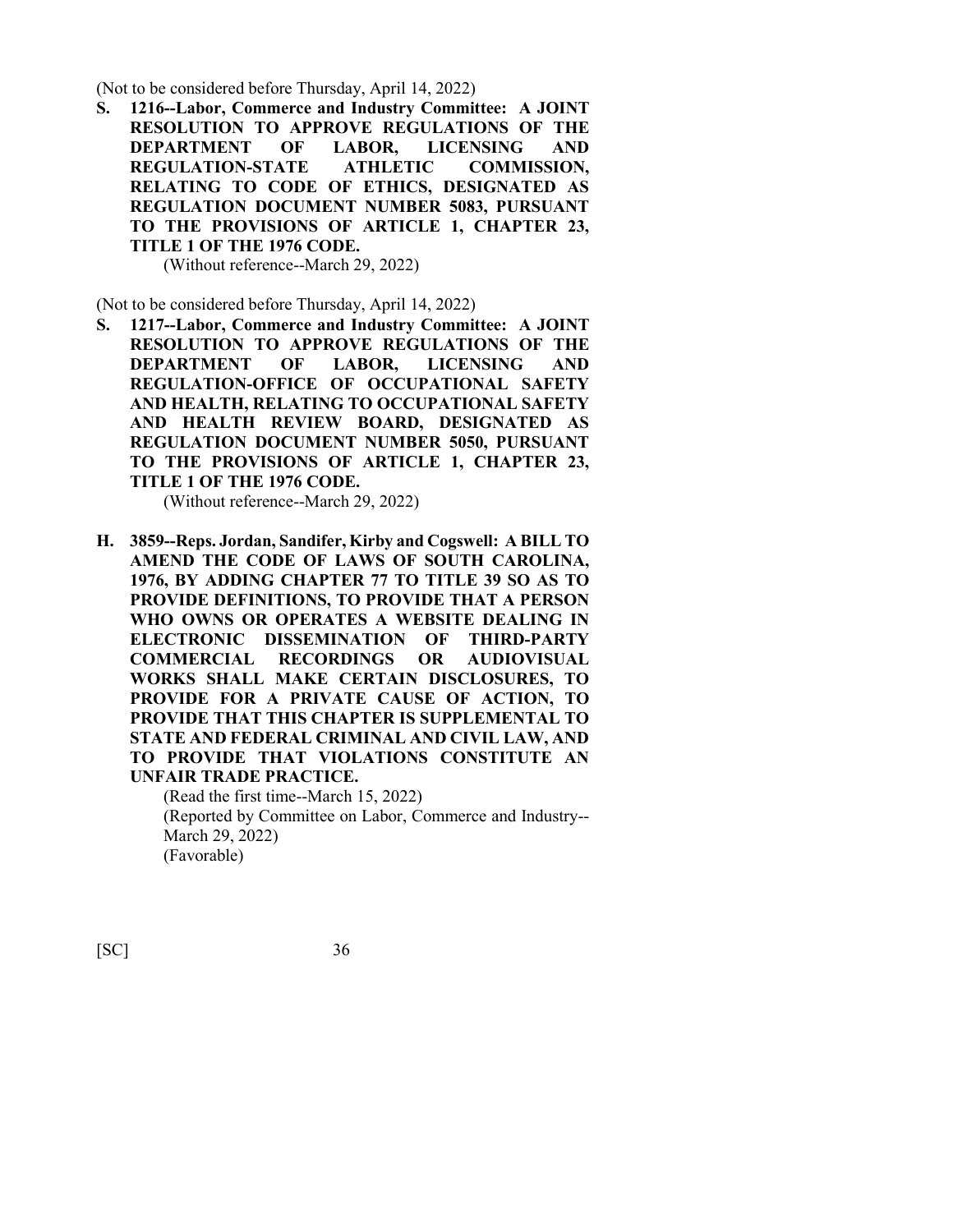(Not to be considered before Thursday, April 14, 2022)

**S. 1216--Labor, Commerce and Industry Committee: A JOINT RESOLUTION TO APPROVE REGULATIONS OF THE DEPARTMENT OF LABOR, LICENSING AND REGULATION-STATE ATHLETIC COMMISSION, RELATING TO CODE OF ETHICS, DESIGNATED AS REGULATION DOCUMENT NUMBER 5083, PURSUANT TO THE PROVISIONS OF ARTICLE 1, CHAPTER 23, TITLE 1 OF THE 1976 CODE.**

(Without reference--March 29, 2022)

(Not to be considered before Thursday, April 14, 2022)

**S. 1217--Labor, Commerce and Industry Committee: A JOINT RESOLUTION TO APPROVE REGULATIONS OF THE DEPARTMENT OF LABOR, LICENSING AND REGULATION-OFFICE OF OCCUPATIONAL SAFETY AND HEALTH, RELATING TO OCCUPATIONAL SAFETY AND HEALTH REVIEW BOARD, DESIGNATED AS REGULATION DOCUMENT NUMBER 5050, PURSUANT TO THE PROVISIONS OF ARTICLE 1, CHAPTER 23, TITLE 1 OF THE 1976 CODE.**

(Without reference--March 29, 2022)

**H. 3859--Reps. Jordan, Sandifer, Kirby and Cogswell: A BILL TO AMEND THE CODE OF LAWS OF SOUTH CAROLINA, 1976, BY ADDING CHAPTER 77 TO TITLE 39 SO AS TO PROVIDE DEFINITIONS, TO PROVIDE THAT A PERSON WHO OWNS OR OPERATES A WEBSITE DEALING IN ELECTRONIC DISSEMINATION OF THIRD-PARTY COMMERCIAL RECORDINGS OR AUDIOVISUAL WORKS SHALL MAKE CERTAIN DISCLOSURES, TO PROVIDE FOR A PRIVATE CAUSE OF ACTION, TO PROVIDE THAT THIS CHAPTER IS SUPPLEMENTAL TO STATE AND FEDERAL CRIMINAL AND CIVIL LAW, AND TO PROVIDE THAT VIOLATIONS CONSTITUTE AN UNFAIR TRADE PRACTICE.**

(Read the first time--March 15, 2022)
(Reported by Committee on Labor, Commerce and Industry--March 29, 2022)
(Favorable)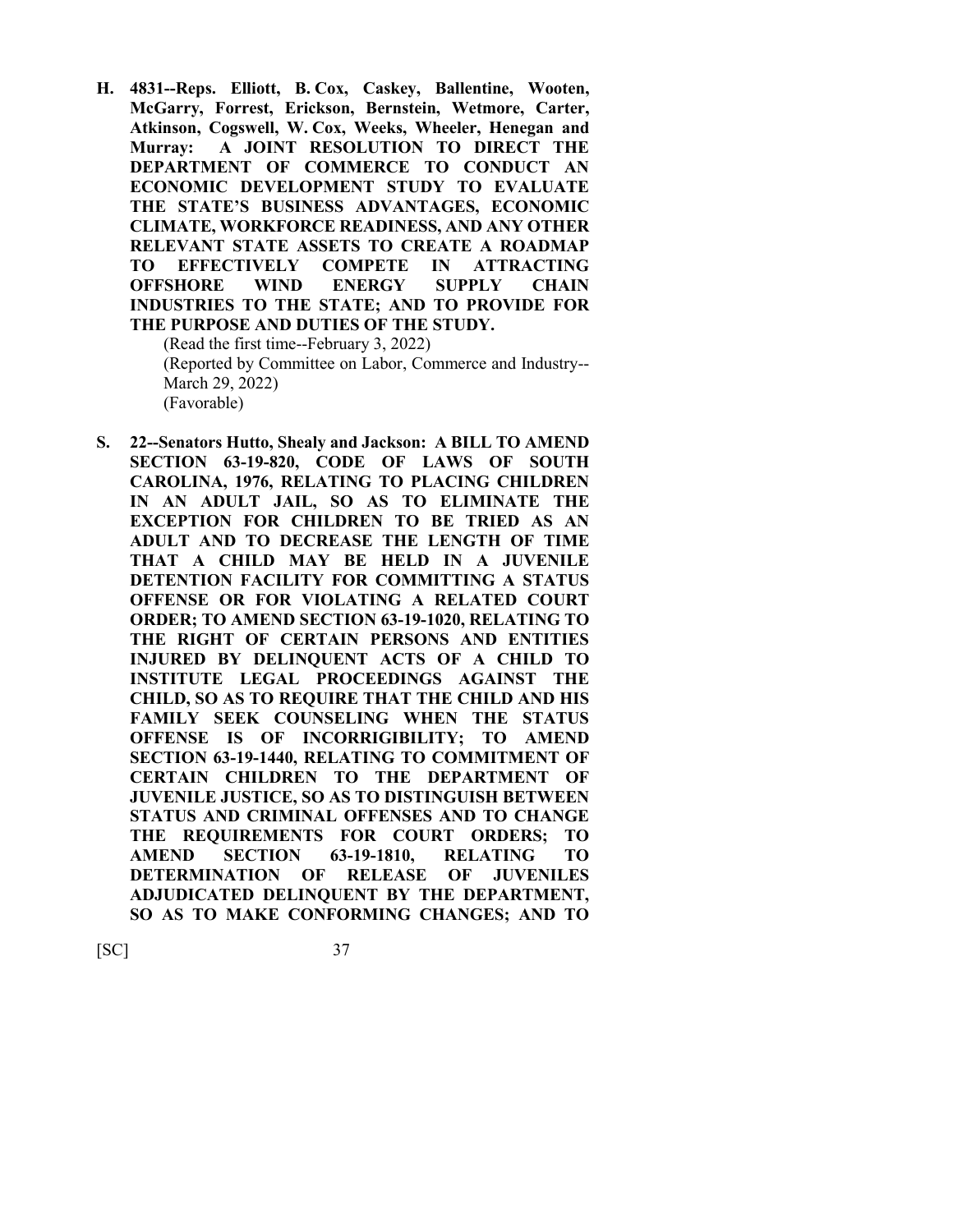**H. 4831--Reps. Elliott, B. Cox, Caskey, Ballentine, Wooten, McGarry, Forrest, Erickson, Bernstein, Wetmore, Carter, Atkinson, Cogswell, W. Cox, Weeks, Wheeler, Henegan and Murray: A JOINT RESOLUTION TO DIRECT THE DEPARTMENT OF COMMERCE TO CONDUCT AN ECONOMIC DEVELOPMENT STUDY TO EVALUATE THE STATE'S BUSINESS ADVANTAGES, ECONOMIC CLIMATE, WORKFORCE READINESS, AND ANY OTHER RELEVANT STATE ASSETS TO CREATE A ROADMAP TO EFFECTIVELY COMPETE IN ATTRACTING OFFSHORE WIND ENERGY SUPPLY CHAIN INDUSTRIES TO THE STATE; AND TO PROVIDE FOR THE PURPOSE AND DUTIES OF THE STUDY.**

(Read the first time--February 3, 2022)
(Reported by Committee on Labor, Commerce and Industry--March 29, 2022)
(Favorable)

**S. 22--Senators Hutto, Shealy and Jackson: A BILL TO AMEND SECTION 63-19-820, CODE OF LAWS OF SOUTH CAROLINA, 1976, RELATING TO PLACING CHILDREN IN AN ADULT JAIL, SO AS TO ELIMINATE THE EXCEPTION FOR CHILDREN TO BE TRIED AS AN ADULT AND TO DECREASE THE LENGTH OF TIME THAT A CHILD MAY BE HELD IN A JUVENILE DETENTION FACILITY FOR COMMITTING A STATUS OFFENSE OR FOR VIOLATING A RELATED COURT ORDER; TO AMEND SECTION 63-19-1020, RELATING TO THE RIGHT OF CERTAIN PERSONS AND ENTITIES INJURED BY DELINQUENT ACTS OF A CHILD TO INSTITUTE LEGAL PROCEEDINGS AGAINST THE CHILD, SO AS TO REQUIRE THAT THE CHILD AND HIS FAMILY SEEK COUNSELING WHEN THE STATUS OFFENSE IS OF INCORRIGIBILITY; TO AMEND SECTION 63-19-1440, RELATING TO COMMITMENT OF CERTAIN CHILDREN TO THE DEPARTMENT OF JUVENILE JUSTICE, SO AS TO DISTINGUISH BETWEEN STATUS AND CRIMINAL OFFENSES AND TO CHANGE THE REQUIREMENTS FOR COURT ORDERS; TO AMEND SECTION 63-19-1810, RELATING TO DETERMINATION OF RELEASE OF JUVENILES ADJUDICATED DELINQUENT BY THE DEPARTMENT, SO AS TO MAKE CONFORMING CHANGES; AND TO**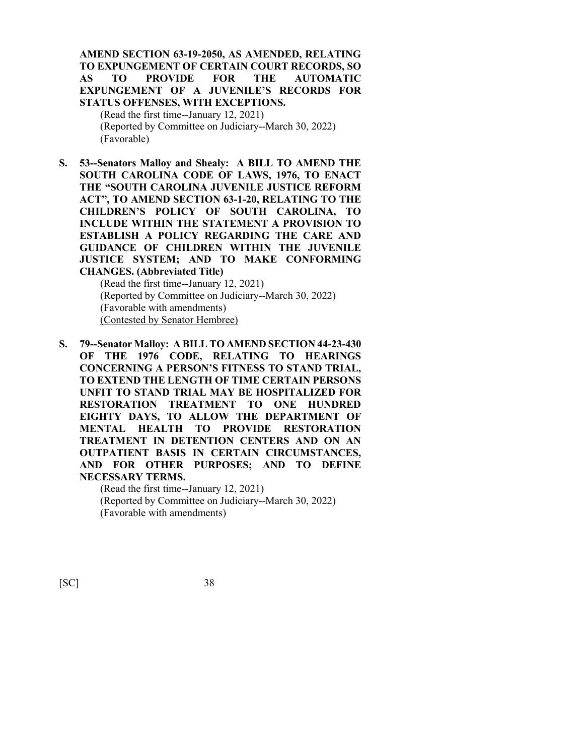**AMEND SECTION 63-19-2050, AS AMENDED, RELATING TO EXPUNGEMENT OF CERTAIN COURT RECORDS, SO AS TO PROVIDE FOR THE AUTOMATIC EXPUNGEMENT OF A JUVENILE'S RECORDS FOR STATUS OFFENSES, WITH EXCEPTIONS.**

(Read the first time--January 12, 2021)
(Reported by Committee on Judiciary--March 30, 2022)
(Favorable)

**S. 53--Senators Malloy and Shealy: A BILL TO AMEND THE SOUTH CAROLINA CODE OF LAWS, 1976, TO ENACT THE "SOUTH CAROLINA JUVENILE JUSTICE REFORM ACT", TO AMEND SECTION 63-1-20, RELATING TO THE CHILDREN'S POLICY OF SOUTH CAROLINA, TO INCLUDE WITHIN THE STATEMENT A PROVISION TO ESTABLISH A POLICY REGARDING THE CARE AND GUIDANCE OF CHILDREN WITHIN THE JUVENILE JUSTICE SYSTEM; AND TO MAKE CONFORMING CHANGES. (Abbreviated Title)**

(Read the first time--January 12, 2021)
(Reported by Committee on Judiciary--March 30, 2022)
(Favorable with amendments)
(Contested by Senator Hembree)

**S. 79--Senator Malloy: A BILL TO AMEND SECTION 44-23-430 OF THE 1976 CODE, RELATING TO HEARINGS CONCERNING A PERSON'S FITNESS TO STAND TRIAL, TO EXTEND THE LENGTH OF TIME CERTAIN PERSONS UNFIT TO STAND TRIAL MAY BE HOSPITALIZED FOR RESTORATION TREATMENT TO ONE HUNDRED EIGHTY DAYS, TO ALLOW THE DEPARTMENT OF MENTAL HEALTH TO PROVIDE RESTORATION TREATMENT IN DETENTION CENTERS AND ON AN OUTPATIENT BASIS IN CERTAIN CIRCUMSTANCES, AND FOR OTHER PURPOSES; AND TO DEFINE NECESSARY TERMS.**

(Read the first time--January 12, 2021)
(Reported by Committee on Judiciary--March 30, 2022)
(Favorable with amendments)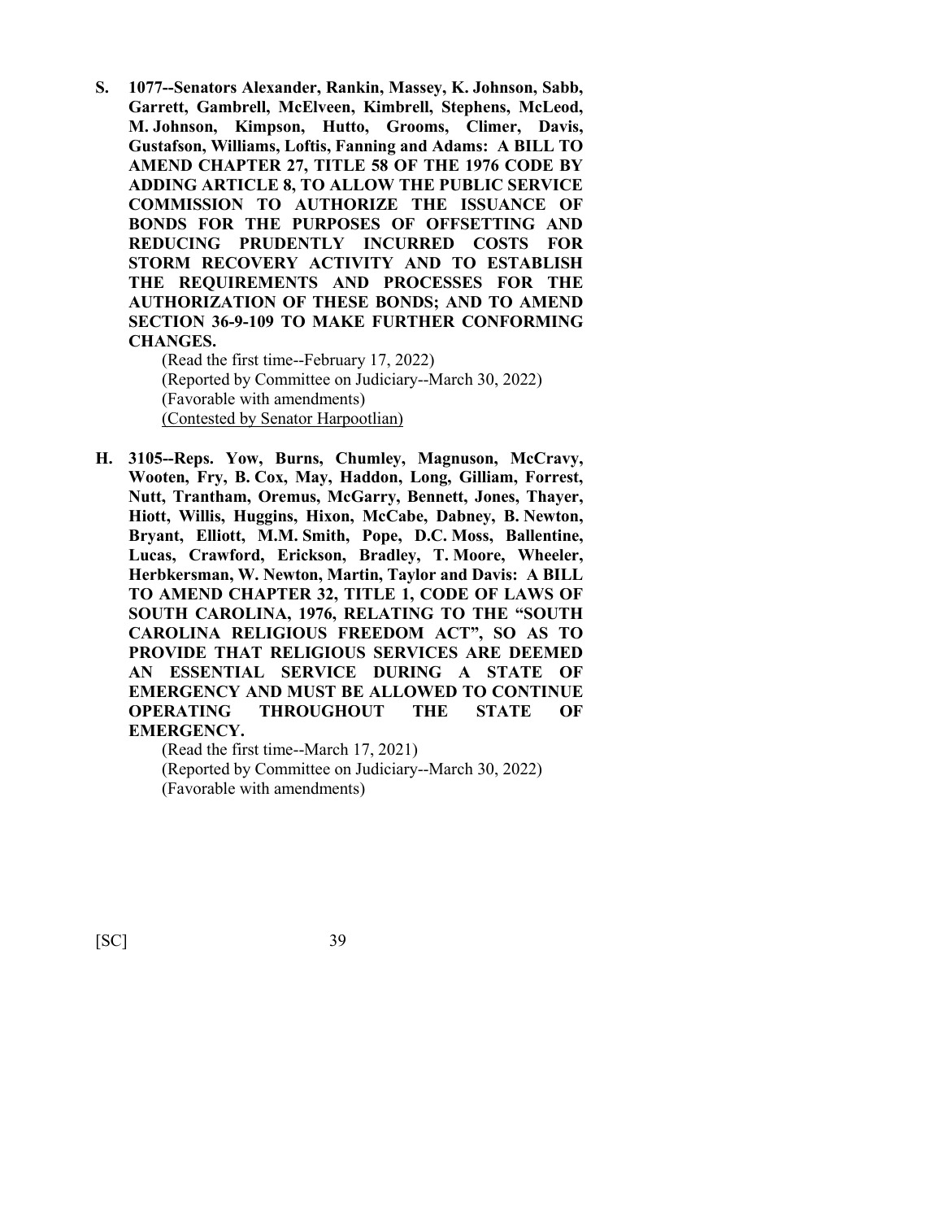**S. 1077--Senators Alexander, Rankin, Massey, K. Johnson, Sabb, Garrett, Gambrell, McElveen, Kimbrell, Stephens, McLeod, M. Johnson, Kimpson, Hutto, Grooms, Climer, Davis, Gustafson, Williams, Loftis, Fanning and Adams: A BILL TO AMEND CHAPTER 27, TITLE 58 OF THE 1976 CODE BY ADDING ARTICLE 8, TO ALLOW THE PUBLIC SERVICE COMMISSION TO AUTHORIZE THE ISSUANCE OF BONDS FOR THE PURPOSES OF OFFSETTING AND REDUCING PRUDENTLY INCURRED COSTS FOR STORM RECOVERY ACTIVITY AND TO ESTABLISH THE REQUIREMENTS AND PROCESSES FOR THE AUTHORIZATION OF THESE BONDS; AND TO AMEND SECTION 36-9-109 TO MAKE FURTHER CONFORMING CHANGES.**

(Read the first time--February 17, 2022)
(Reported by Committee on Judiciary--March 30, 2022)
(Favorable with amendments)
<u>(Contested by Senator Harpootlian)</u>

**H. 3105--Reps. Yow, Burns, Chumley, Magnuson, McCravy, Wooten, Fry, B. Cox, May, Haddon, Long, Gilliam, Forrest, Nutt, Trantham, Oremus, McGarry, Bennett, Jones, Thayer, Hiott, Willis, Huggins, Hixon, McCabe, Dabney, B. Newton, Bryant, Elliott, M.M. Smith, Pope, D.C. Moss, Ballentine, Lucas, Crawford, Erickson, Bradley, T. Moore, Wheeler, Herbkersman, W. Newton, Martin, Taylor and Davis: A BILL TO AMEND CHAPTER 32, TITLE 1, CODE OF LAWS OF SOUTH CAROLINA, 1976, RELATING TO THE "SOUTH CAROLINA RELIGIOUS FREEDOM ACT", SO AS TO PROVIDE THAT RELIGIOUS SERVICES ARE DEEMED AN ESSENTIAL SERVICE DURING A STATE OF EMERGENCY AND MUST BE ALLOWED TO CONTINUE OPERATING THROUGHOUT THE STATE OF EMERGENCY.**

(Read the first time--March 17, 2021)
(Reported by Committee on Judiciary--March 30, 2022)
(Favorable with amendments)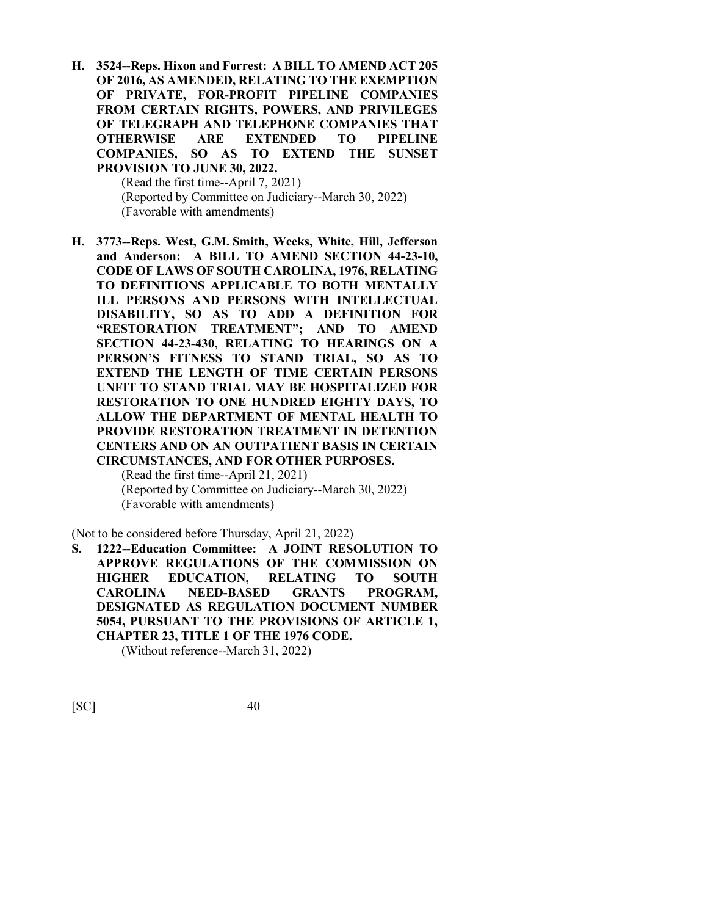**H. 3524--Reps. Hixon and Forrest: A BILL TO AMEND ACT 205 OF 2016, AS AMENDED, RELATING TO THE EXEMPTION OF PRIVATE, FOR-PROFIT PIPELINE COMPANIES FROM CERTAIN RIGHTS, POWERS, AND PRIVILEGES OF TELEGRAPH AND TELEPHONE COMPANIES THAT OTHERWISE ARE EXTENDED TO PIPELINE COMPANIES, SO AS TO EXTEND THE SUNSET PROVISION TO JUNE 30, 2022.**

(Read the first time--April 7, 2021)
(Reported by Committee on Judiciary--March 30, 2022)
(Favorable with amendments)

**H. 3773--Reps. West, G.M. Smith, Weeks, White, Hill, Jefferson and Anderson: A BILL TO AMEND SECTION 44-23-10, CODE OF LAWS OF SOUTH CAROLINA, 1976, RELATING TO DEFINITIONS APPLICABLE TO BOTH MENTALLY ILL PERSONS AND PERSONS WITH INTELLECTUAL DISABILITY, SO AS TO ADD A DEFINITION FOR "RESTORATION TREATMENT"; AND TO AMEND SECTION 44-23-430, RELATING TO HEARINGS ON A PERSON'S FITNESS TO STAND TRIAL, SO AS TO EXTEND THE LENGTH OF TIME CERTAIN PERSONS UNFIT TO STAND TRIAL MAY BE HOSPITALIZED FOR RESTORATION TO ONE HUNDRED EIGHTY DAYS, TO ALLOW THE DEPARTMENT OF MENTAL HEALTH TO PROVIDE RESTORATION TREATMENT IN DETENTION CENTERS AND ON AN OUTPATIENT BASIS IN CERTAIN CIRCUMSTANCES, AND FOR OTHER PURPOSES.**

(Read the first time--April 21, 2021)
(Reported by Committee on Judiciary--March 30, 2022)
(Favorable with amendments)

(Not to be considered before Thursday, April 21, 2022)

**S. 1222--Education Committee: A JOINT RESOLUTION TO APPROVE REGULATIONS OF THE COMMISSION ON HIGHER EDUCATION, RELATING TO SOUTH CAROLINA NEED-BASED GRANTS PROGRAM, DESIGNATED AS REGULATION DOCUMENT NUMBER 5054, PURSUANT TO THE PROVISIONS OF ARTICLE 1, CHAPTER 23, TITLE 1 OF THE 1976 CODE.**

(Without reference--March 31, 2022)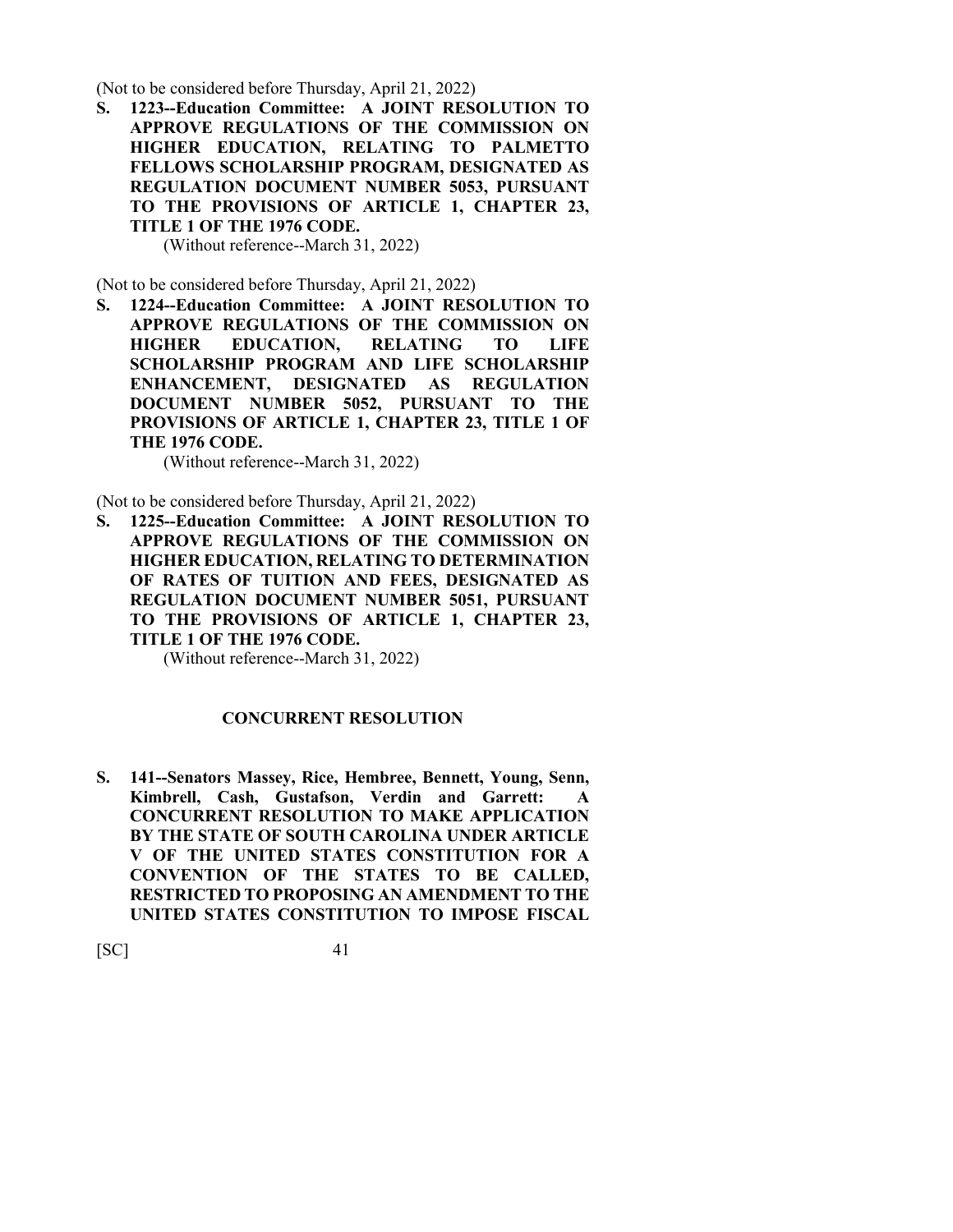(Not to be considered before Thursday, April 21, 2022)

**S. 1223--Education Committee: A JOINT RESOLUTION TO APPROVE REGULATIONS OF THE COMMISSION ON HIGHER EDUCATION, RELATING TO PALMETTO FELLOWS SCHOLARSHIP PROGRAM, DESIGNATED AS REGULATION DOCUMENT NUMBER 5053, PURSUANT TO THE PROVISIONS OF ARTICLE 1, CHAPTER 23, TITLE 1 OF THE 1976 CODE.**

(Without reference--March 31, 2022)

(Not to be considered before Thursday, April 21, 2022)

**S. 1224--Education Committee: A JOINT RESOLUTION TO APPROVE REGULATIONS OF THE COMMISSION ON HIGHER EDUCATION, RELATING TO LIFE SCHOLARSHIP PROGRAM AND LIFE SCHOLARSHIP ENHANCEMENT, DESIGNATED AS REGULATION DOCUMENT NUMBER 5052, PURSUANT TO THE PROVISIONS OF ARTICLE 1, CHAPTER 23, TITLE 1 OF THE 1976 CODE.**

(Without reference--March 31, 2022)

(Not to be considered before Thursday, April 21, 2022)

**S. 1225--Education Committee: A JOINT RESOLUTION TO APPROVE REGULATIONS OF THE COMMISSION ON HIGHER EDUCATION, RELATING TO DETERMINATION OF RATES OF TUITION AND FEES, DESIGNATED AS REGULATION DOCUMENT NUMBER 5051, PURSUANT TO THE PROVISIONS OF ARTICLE 1, CHAPTER 23, TITLE 1 OF THE 1976 CODE.**

(Without reference--March 31, 2022)

## CONCURRENT RESOLUTION

**S. 141--Senators Massey, Rice, Hembree, Bennett, Young, Senn, Kimbrell, Cash, Gustafson, Verdin and Garrett: A CONCURRENT RESOLUTION TO MAKE APPLICATION BY THE STATE OF SOUTH CAROLINA UNDER ARTICLE V OF THE UNITED STATES CONSTITUTION FOR A CONVENTION OF THE STATES TO BE CALLED, RESTRICTED TO PROPOSING AN AMENDMENT TO THE UNITED STATES CONSTITUTION TO IMPOSE FISCAL**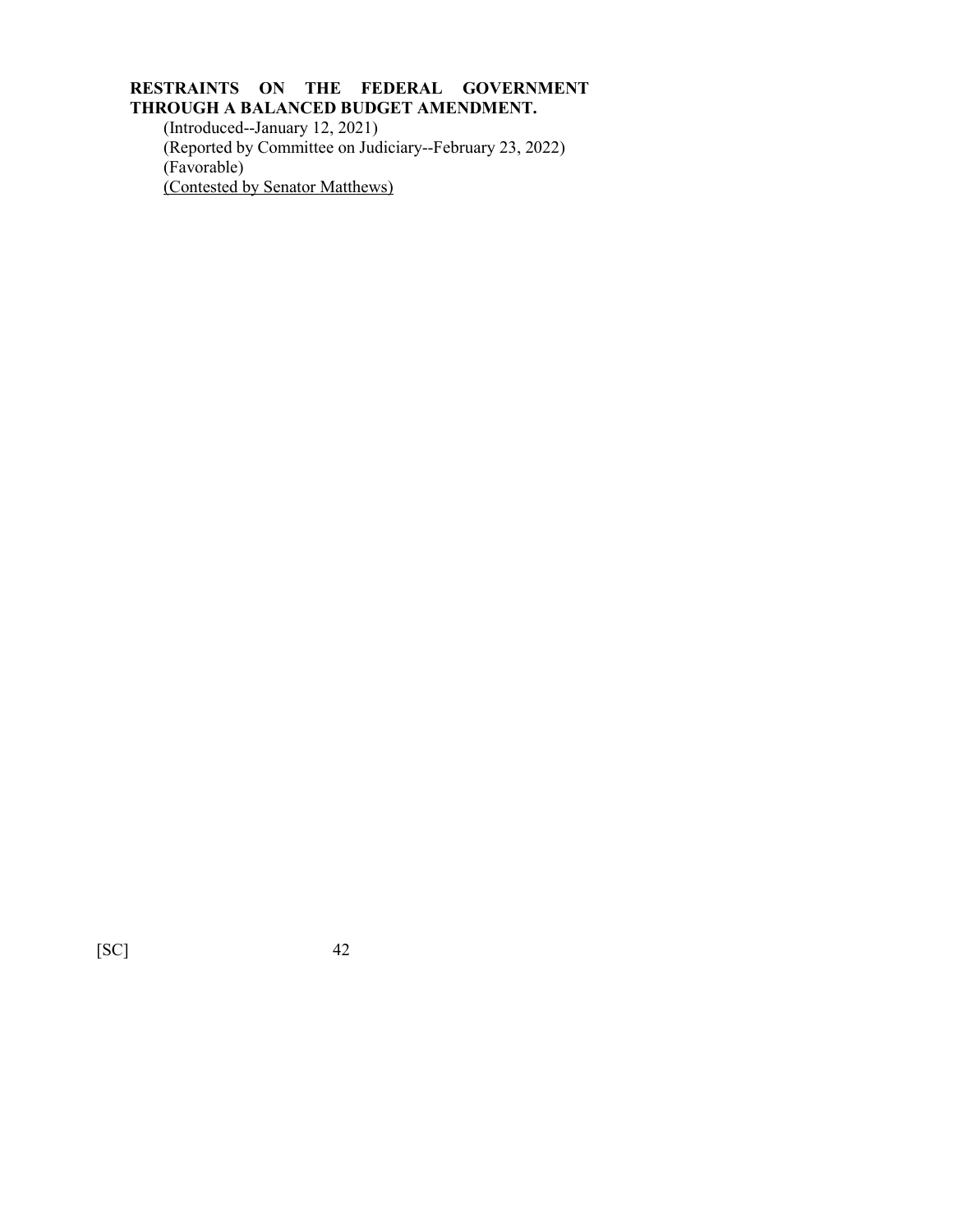**RESTRAINTS ON THE FEDERAL GOVERNMENT THROUGH A BALANCED BUDGET AMENDMENT.**

(Introduced--January 12, 2021)
(Reported by Committee on Judiciary--February 23, 2022)
(Favorable)
<u>(Contested by Senator Matthews)</u>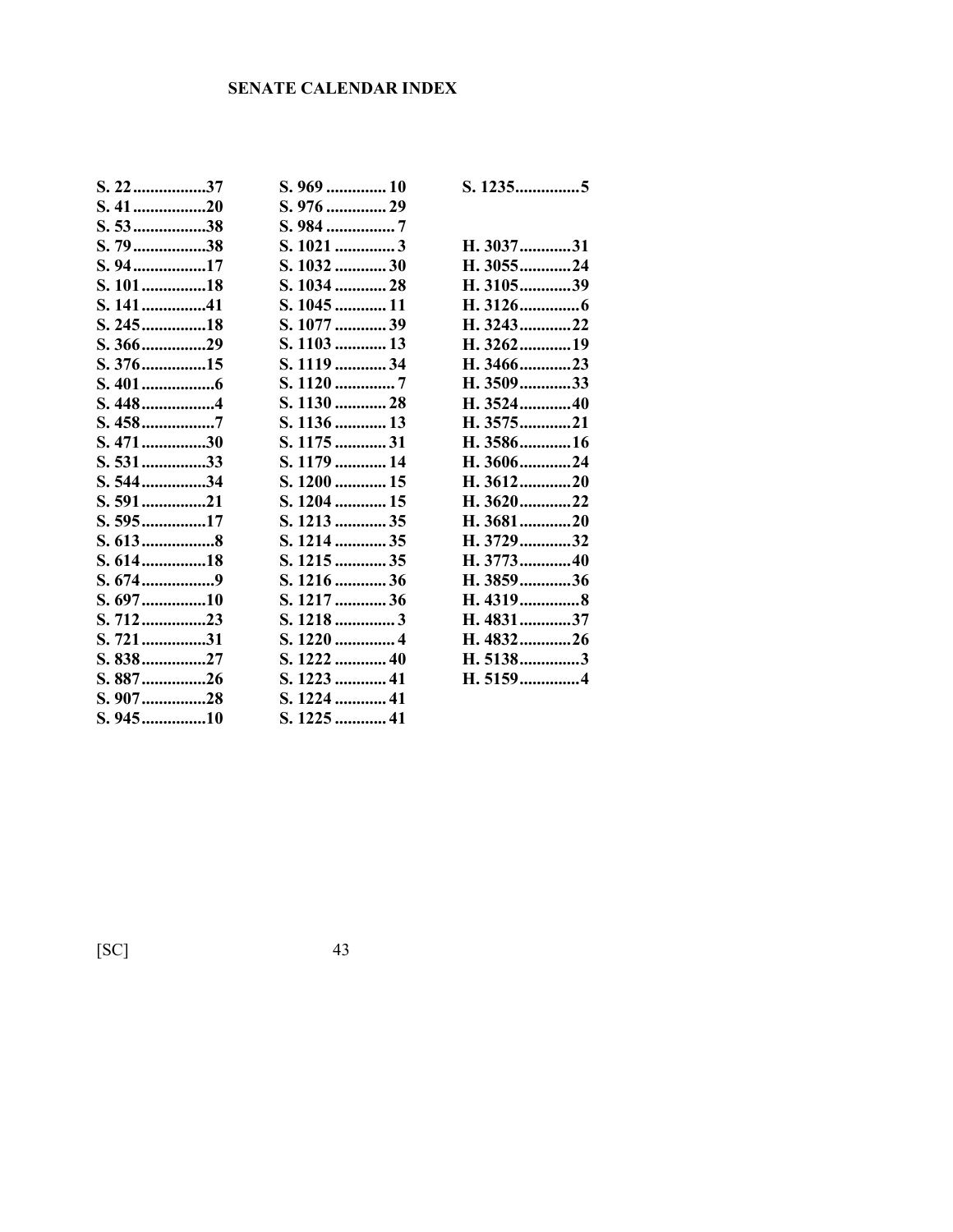**SENATE CALENDAR INDEX**

**S. 22..................37**
**S. 41..................20**
**S. 53..................38**
**S. 79..................38**
**S. 94..................17**
**S. 101................18**
**S. 141................41**
**S. 245................18**
**S. 366................29**
**S. 376................15**
**S. 401..................6**
**S. 448..................4**
**S. 458..................7**
**S. 471................30**
**S. 531................33**
**S. 544................34**
**S. 591................21**
**S. 595................17**
**S. 613..................8**
**S. 614................18**
**S. 674..................9**
**S. 697................10**
**S. 712................23**
**S. 721................31**
**S. 838................27**
**S. 887................26**
**S. 907................28**
**S. 945................10**
**S. 969 .............. 10**
**S. 976 .............. 29**
**S. 984 ................ 7**
**S. 1021 .............. 3**
**S. 1032 ............ 30**
**S. 1034 ............ 28**
**S. 1045 ............ 11**
**S. 1077 ............ 39**
**S. 1103 ............ 13**
**S. 1119 ............ 34**
**S. 1120 .............. 7**
**S. 1130 ............ 28**
**S. 1136 ............ 13**
**S. 1175 ............ 31**
**S. 1179 ............ 14**
**S. 1200 ............ 15**
**S. 1204 ............ 15**
**S. 1213 ............ 35**
**S. 1214 ............ 35**
**S. 1215 ............ 35**
**S. 1216 ............ 36**
**S. 1217 ............ 36**
**S. 1218 .............. 3**
**S. 1220 .............. 4**
**S. 1222 ............ 40**
**S. 1223 ............ 41**
**S. 1224 ............ 41**
**S. 1225 ............ 41**
**S. 1235...............5**

**H. 3037............31**
**H. 3055............24**
**H. 3105............39**
**H. 3126..............6**
**H. 3243............22**
**H. 3262............19**
**H. 3466............23**
**H. 3509............33**
**H. 3524............40**
**H. 3575............21**
**H. 3586............16**
**H. 3606............24**
**H. 3612............20**
**H. 3620............22**
**H. 3681............20**
**H. 3729............32**
**H. 3773............40**
**H. 3859............36**
**H. 4319..............8**
**H. 4831............37**
**H. 4832............26**
**H. 5138..............3**
**H. 5159..............4**

[SC]